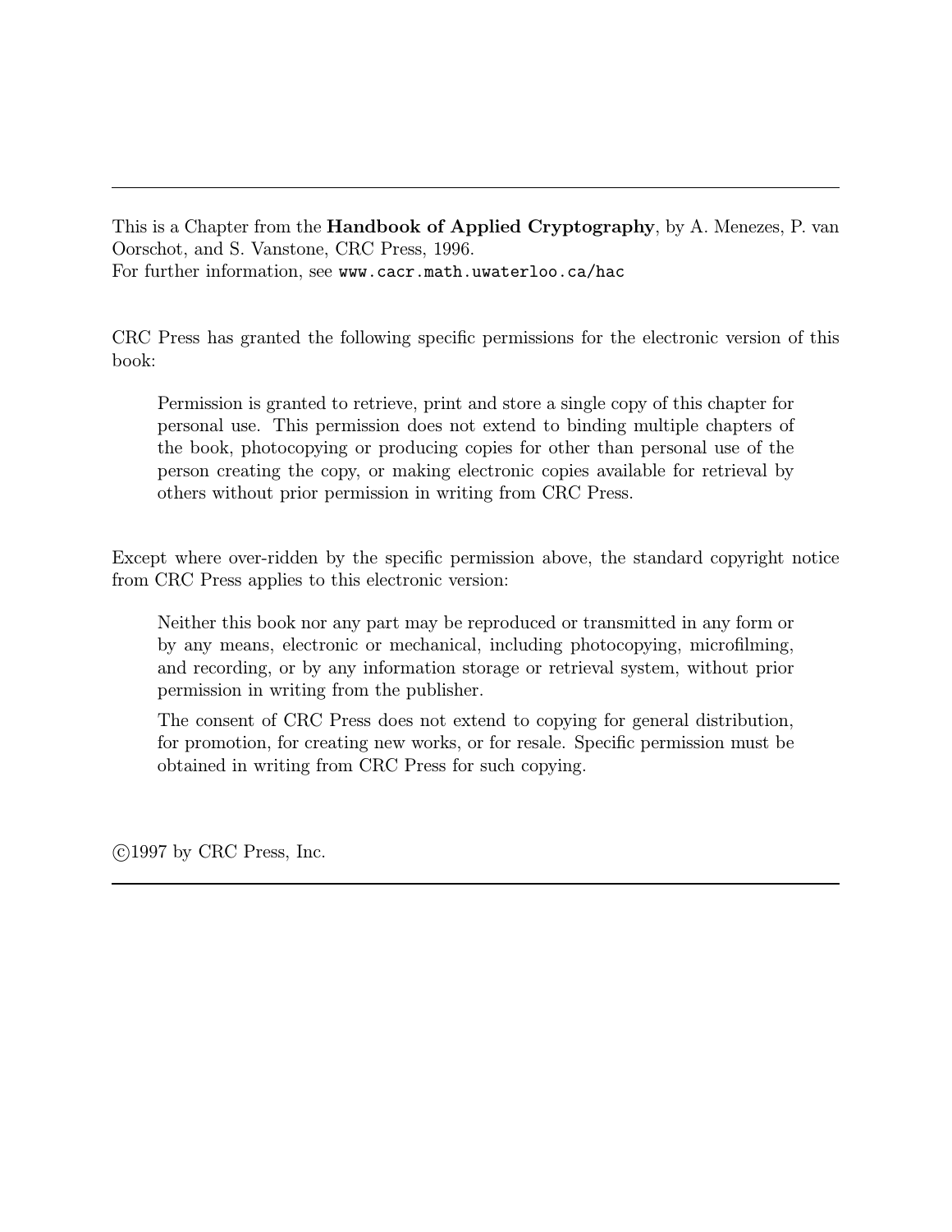---

This is a Chapter from the **Handbook of Applied Cryptography**, by A. Menezes, P. van Oorschot, and S. Vanstone, CRC Press, 1996.
For further information, see `www.cacr.math.uwaterloo.ca/hac`

CRC Press has granted the following specific permissions for the electronic version of this book:

> Permission is granted to retrieve, print and store a single copy of this chapter for personal use. This permission does not extend to binding multiple chapters of the book, photocopying or producing copies for other than personal use of the person creating the copy, or making electronic copies available for retrieval by others without prior permission in writing from CRC Press.

Except where over-ridden by the specific permission above, the standard copyright notice from CRC Press applies to this electronic version:

> Neither this book nor any part may be reproduced or transmitted in any form or by any means, electronic or mechanical, including photocopying, microfilming, and recording, or by any information storage or retrieval system, without prior permission in writing from the publisher.
>
> The consent of CRC Press does not extend to copying for general distribution, for promotion, for creating new works, or for resale. Specific permission must be obtained in writing from CRC Press for such copying.

©1997 by CRC Press, Inc.

---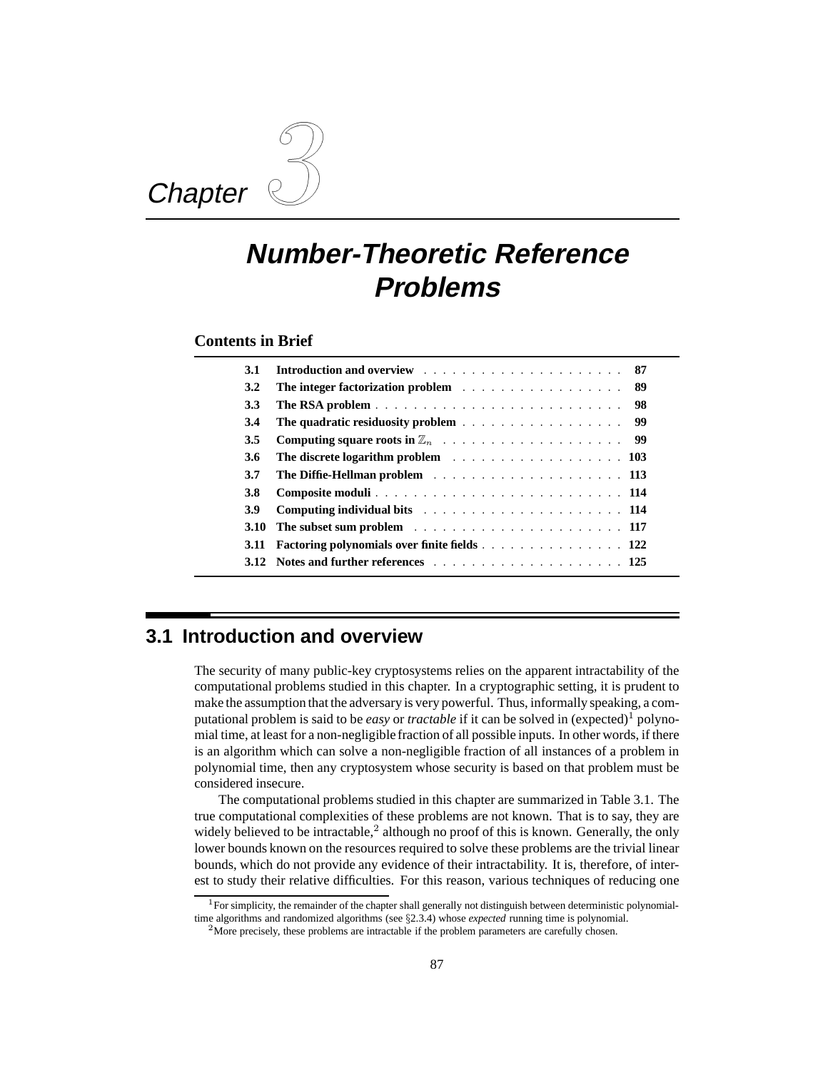# Chapter 3

# Number-Theoretic Reference Problems

## Contents in Brief

| | | |
|---|---|---|
| **3.1** | **Introduction and overview** | **87** |
| **3.2** | **The integer factorization problem** | **89** |
| **3.3** | **The RSA problem** | **98** |
| **3.4** | **The quadratic residuosity problem** | **99** |
| **3.5** | **Computing square roots in $\mathbb{Z}_n$** | **99** |
| **3.6** | **The discrete logarithm problem** | **103** |
| **3.7** | **The Diffie-Hellman problem** | **113** |
| **3.8** | **Composite moduli** | **114** |
| **3.9** | **Computing individual bits** | **114** |
| **3.10** | **The subset sum problem** | **117** |
| **3.11** | **Factoring polynomials over finite fields** | **122** |
| **3.12** | **Notes and further references** | **125** |

## 3.1 Introduction and overview

The security of many public-key cryptosystems relies on the apparent intractability of the computational problems studied in this chapter. In a cryptographic setting, it is prudent to make the assumption that the adversary is very powerful. Thus, informally speaking, a computational problem is said to be *easy* or *tractable* if it can be solved in (expected)[1] polynomial time, at least for a non-negligible fraction of all possible inputs. In other words, if there is an algorithm which can solve a non-negligible fraction of all instances of a problem in polynomial time, then any cryptosystem whose security is based on that problem must be considered insecure.

The computational problems studied in this chapter are summarized in Table 3.1. The true computational complexities of these problems are not known. That is to say, they are widely believed to be intractable,[2] although no proof of this is known. Generally, the only lower bounds known on the resources required to solve these problems are the trivial linear bounds, which do not provide any evidence of their intractability. It is, therefore, of interest to study their relative difficulties. For this reason, various techniques of reducing one

[1] For simplicity, the remainder of the chapter shall generally not distinguish between deterministic polynomial-time algorithms and randomized algorithms (see §2.3.4) whose *expected* running time is polynomial.

[2] More precisely, these problems are intractable if the problem parameters are carefully chosen.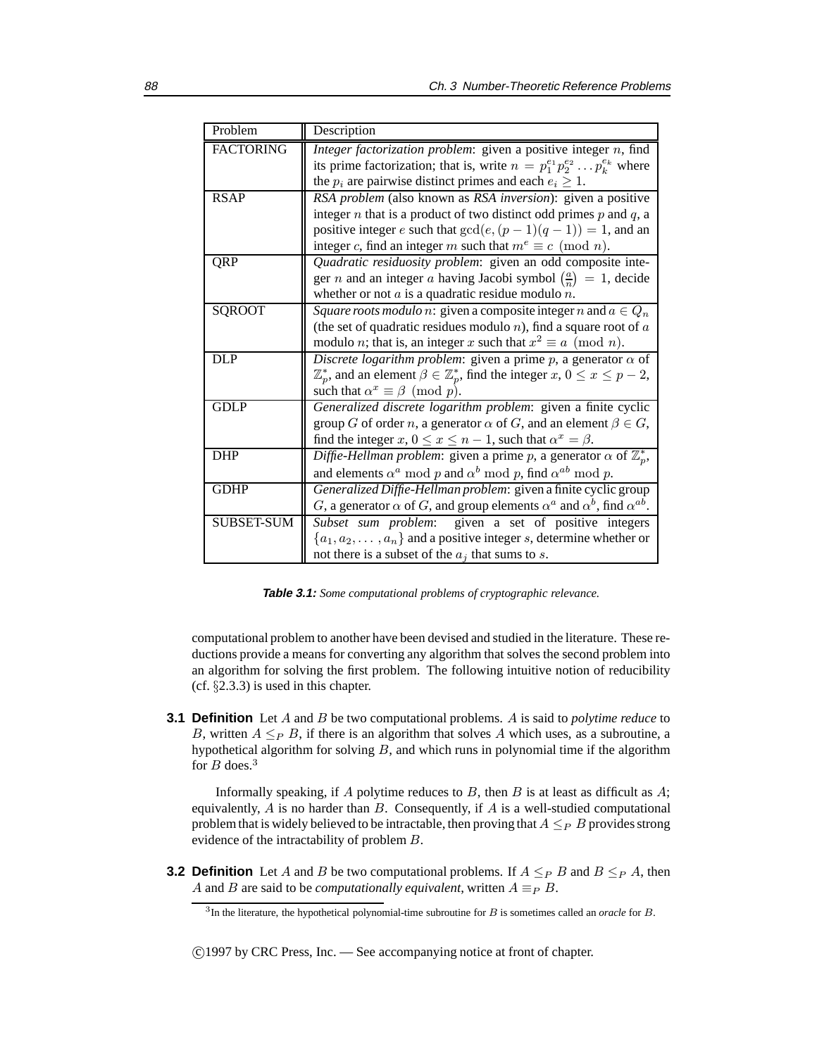| Problem | Description |
| --- | --- |
| FACTORING | *Integer factorization problem*: given a positive integer $n$, find its prime factorization; that is, write $n = p_1^{e_1} p_2^{e_2} \ldots p_k^{e_k}$ where the $p_i$ are pairwise distinct primes and each $e_i \geq 1$. |
| RSAP | *RSA problem* (also known as *RSA inversion*): given a positive integer $n$ that is a product of two distinct odd primes $p$ and $q$, a positive integer $e$ such that $\gcd(e, (p-1)(q-1)) = 1$, and an integer $c$, find an integer $m$ such that $m^e \equiv c \pmod{n}$. |
| QRP | *Quadratic residuosity problem*: given an odd composite integer $n$ and an integer $a$ having Jacobi symbol $\left(\frac{a}{n}\right) = 1$, decide whether or not $a$ is a quadratic residue modulo $n$. |
| SQROOT | *Square roots modulo* $n$: given a composite integer $n$ and $a \in Q_n$ (the set of quadratic residues modulo $n$), find a square root of $a$ modulo $n$; that is, an integer $x$ such that $x^2 \equiv a \pmod{n}$. |
| DLP | *Discrete logarithm problem*: given a prime $p$, a generator $\alpha$ of $\mathbb{Z}_p^*$, and an element $\beta \in \mathbb{Z}_p^*$, find the integer $x$, $0 \leq x \leq p-2$, such that $\alpha^x \equiv \beta \pmod{p}$. |
| GDLP | *Generalized discrete logarithm problem*: given a finite cyclic group $G$ of order $n$, a generator $\alpha$ of $G$, and an element $\beta \in G$, find the integer $x$, $0 \leq x \leq n-1$, such that $\alpha^x = \beta$. |
| DHP | *Diffie-Hellman problem*: given a prime $p$, a generator $\alpha$ of $\mathbb{Z}_p^*$, and elements $\alpha^a \bmod p$ and $\alpha^b \bmod p$, find $\alpha^{ab} \bmod p$. |
| GDHP | *Generalized Diffie-Hellman problem*: given a finite cyclic group $G$, a generator $\alpha$ of $G$, and group elements $\alpha^a$ and $\alpha^b$, find $\alpha^{ab}$. |
| SUBSET-SUM | *Subset sum problem*: given a set of positive integers $\{a_1, a_2, \ldots, a_n\}$ and a positive integer $s$, determine whether or not there is a subset of the $a_j$ that sums to $s$. |

**Table 3.1:** *Some computational problems of cryptographic relevance.*

computational problem to another have been devised and studied in the literature. These reductions provide a means for converting any algorithm that solves the second problem into an algorithm for solving the first problem. The following intuitive notion of reducibility (cf. §2.3.3) is used in this chapter.

**3.1 Definition** Let $A$ and $B$ be two computational problems. $A$ is said to *polytime reduce* to $B$, written $A \leq_P B$, if there is an algorithm that solves $A$ which uses, as a subroutine, a hypothetical algorithm for solving $B$, and which runs in polynomial time if the algorithm for $B$ does.[3]

Informally speaking, if $A$ polytime reduces to $B$, then $B$ is at least as difficult as $A$; equivalently, $A$ is no harder than $B$. Consequently, if $A$ is a well-studied computational problem that is widely believed to be intractable, then proving that $A \leq_P B$ provides strong evidence of the intractability of problem $B$.

**3.2 Definition** Let $A$ and $B$ be two computational problems. If $A \leq_P B$ and $B \leq_P A$, then $A$ and $B$ are said to be *computationally equivalent*, written $A \equiv_P B$.

[3] In the literature, the hypothetical polynomial-time subroutine for $B$ is sometimes called an *oracle* for $B$.

©1997 by CRC Press, Inc. — See accompanying notice at front of chapter.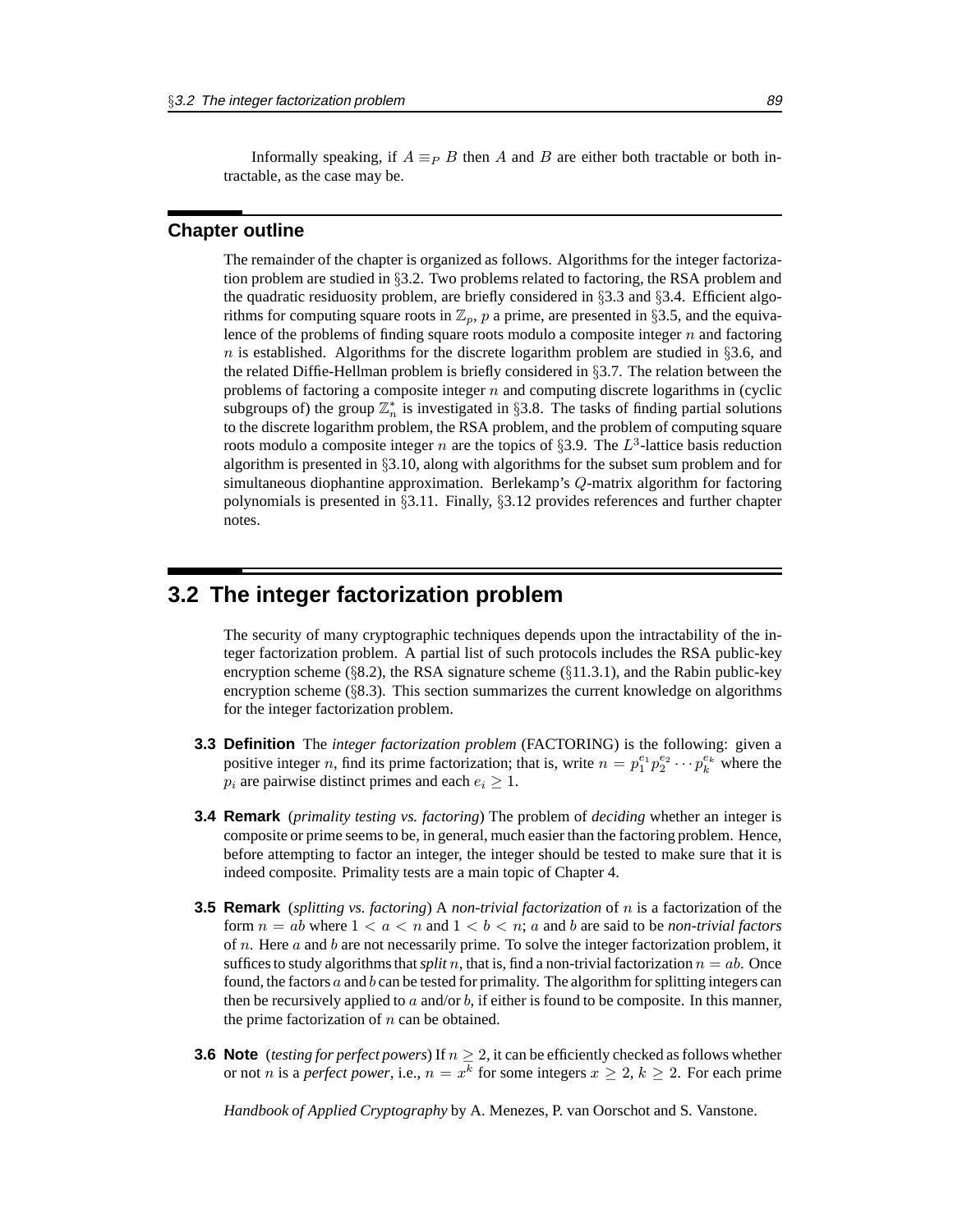Informally speaking, if $A \equiv_P B$ then $A$ and $B$ are either both tractable or both intractable, as the case may be.

## Chapter outline

The remainder of the chapter is organized as follows. Algorithms for the integer factorization problem are studied in §3.2. Two problems related to factoring, the RSA problem and the quadratic residuosity problem, are briefly considered in §3.3 and §3.4. Efficient algorithms for computing square roots in $\mathbb{Z}_p$, $p$ a prime, are presented in §3.5, and the equivalence of the problems of finding square roots modulo a composite integer $n$ and factoring $n$ is established. Algorithms for the discrete logarithm problem are studied in §3.6, and the related Diffie-Hellman problem is briefly considered in §3.7. The relation between the problems of factoring a composite integer $n$ and computing discrete logarithms in (cyclic subgroups of) the group $\mathbb{Z}_n^*$ is investigated in §3.8. The tasks of finding partial solutions to the discrete logarithm problem, the RSA problem, and the problem of computing square roots modulo a composite integer $n$ are the topics of §3.9. The $L^3$-lattice basis reduction algorithm is presented in §3.10, along with algorithms for the subset sum problem and for simultaneous diophantine approximation. Berlekamp's $Q$-matrix algorithm for factoring polynomials is presented in §3.11. Finally, §3.12 provides references and further chapter notes.

# 3.2 The integer factorization problem

The security of many cryptographic techniques depends upon the intractability of the integer factorization problem. A partial list of such protocols includes the RSA public-key encryption scheme (§8.2), the RSA signature scheme (§11.3.1), and the Rabin public-key encryption scheme (§8.3). This section summarizes the current knowledge on algorithms for the integer factorization problem.

**3.3 Definition** The *integer factorization problem* (FACTORING) is the following: given a positive integer $n$, find its prime factorization; that is, write $n = p_1^{e_1} p_2^{e_2} \cdots p_k^{e_k}$ where the $p_i$ are pairwise distinct primes and each $e_i \geq 1$.

**3.4 Remark** (*primality testing vs. factoring*) The problem of *deciding* whether an integer is composite or prime seems to be, in general, much easier than the factoring problem. Hence, before attempting to factor an integer, the integer should be tested to make sure that it is indeed composite. Primality tests are a main topic of Chapter 4.

**3.5 Remark** (*splitting vs. factoring*) A *non-trivial factorization* of $n$ is a factorization of the form $n = ab$ where $1 < a < n$ and $1 < b < n$; $a$ and $b$ are said to be *non-trivial factors* of $n$. Here $a$ and $b$ are not necessarily prime. To solve the integer factorization problem, it suffices to study algorithms that *split* $n$, that is, find a non-trivial factorization $n = ab$. Once found, the factors $a$ and $b$ can be tested for primality. The algorithm for splitting integers can then be recursively applied to $a$ and/or $b$, if either is found to be composite. In this manner, the prime factorization of $n$ can be obtained.

**3.6 Note** (*testing for perfect powers*) If $n \geq 2$, it can be efficiently checked as follows whether or not $n$ is a *perfect power*, i.e., $n = x^k$ for some integers $x \geq 2$, $k \geq 2$. For each prime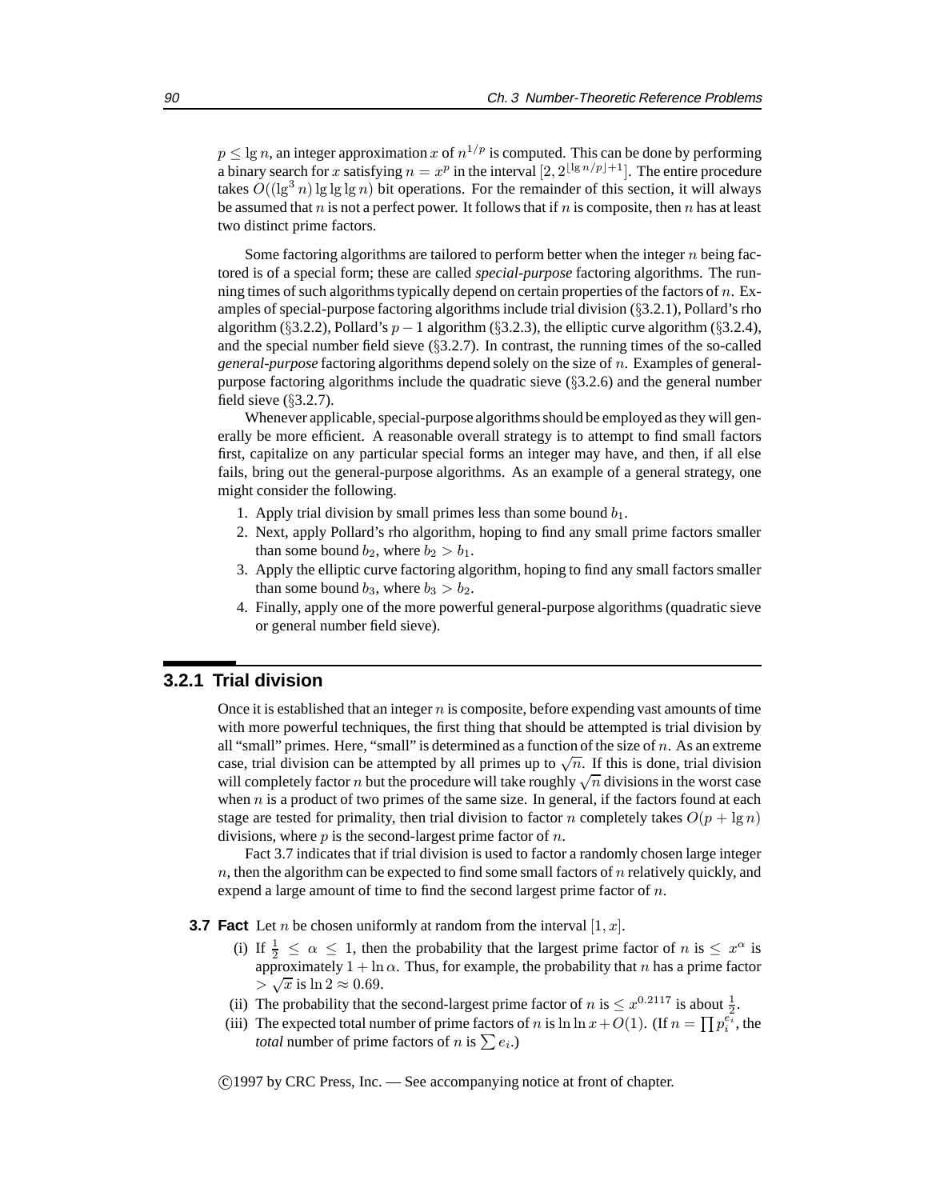$p \leq \lg n$, an integer approximation $x$ of $n^{1/p}$ is computed. This can be done by performing a binary search for $x$ satisfying $n = x^p$ in the interval $[2, 2^{\lfloor \lg n/p \rfloor + 1}]$. The entire procedure takes $O((\lg^3 n) \lg \lg \lg n)$ bit operations. For the remainder of this section, it will always be assumed that $n$ is not a perfect power. It follows that if $n$ is composite, then $n$ has at least two distinct prime factors.

Some factoring algorithms are tailored to perform better when the integer $n$ being factored is of a special form; these are called *special-purpose* factoring algorithms. The running times of such algorithms typically depend on certain properties of the factors of $n$. Examples of special-purpose factoring algorithms include trial division (§3.2.1), Pollard's rho algorithm (§3.2.2), Pollard's $p-1$ algorithm (§3.2.3), the elliptic curve algorithm (§3.2.4), and the special number field sieve (§3.2.7). In contrast, the running times of the so-called *general-purpose* factoring algorithms depend solely on the size of $n$. Examples of general-purpose factoring algorithms include the quadratic sieve (§3.2.6) and the general number field sieve (§3.2.7).

Whenever applicable, special-purpose algorithms should be employed as they will generally be more efficient. A reasonable overall strategy is to attempt to find small factors first, capitalize on any particular special forms an integer may have, and then, if all else fails, bring out the general-purpose algorithms. As an example of a general strategy, one might consider the following.

1. Apply trial division by small primes less than some bound $b_1$.
2. Next, apply Pollard's rho algorithm, hoping to find any small prime factors smaller than some bound $b_2$, where $b_2 > b_1$.
3. Apply the elliptic curve factoring algorithm, hoping to find any small factors smaller than some bound $b_3$, where $b_3 > b_2$.
4. Finally, apply one of the more powerful general-purpose algorithms (quadratic sieve or general number field sieve).

### 3.2.1 Trial division

Once it is established that an integer $n$ is composite, before expending vast amounts of time with more powerful techniques, the first thing that should be attempted is trial division by all "small" primes. Here, "small" is determined as a function of the size of $n$. As an extreme case, trial division can be attempted by all primes up to $\sqrt{n}$. If this is done, trial division will completely factor $n$ but the procedure will take roughly $\sqrt{n}$ divisions in the worst case when $n$ is a product of two primes of the same size. In general, if the factors found at each stage are tested for primality, then trial division to factor $n$ completely takes $O(p + \lg n)$ divisions, where $p$ is the second-largest prime factor of $n$.

Fact 3.7 indicates that if trial division is used to factor a randomly chosen large integer $n$, then the algorithm can be expected to find some small factors of $n$ relatively quickly, and expend a large amount of time to find the second largest prime factor of $n$.

**3.7 Fact** Let $n$ be chosen uniformly at random from the interval $[1, x]$.

(i) If $\frac{1}{2} \leq \alpha \leq 1$, then the probability that the largest prime factor of $n$ is $\leq x^{\alpha}$ is approximately $1 + \ln \alpha$. Thus, for example, the probability that $n$ has a prime factor $> \sqrt{x}$ is $\ln 2 \approx 0.69$.

(ii) The probability that the second-largest prime factor of $n$ is $\leq x^{0.2117}$ is about $\frac{1}{2}$.

(iii) The expected total number of prime factors of $n$ is $\ln \ln x + O(1)$. (If $n = \prod p_i^{e_i}$, the *total* number of prime factors of $n$ is $\sum e_i$.)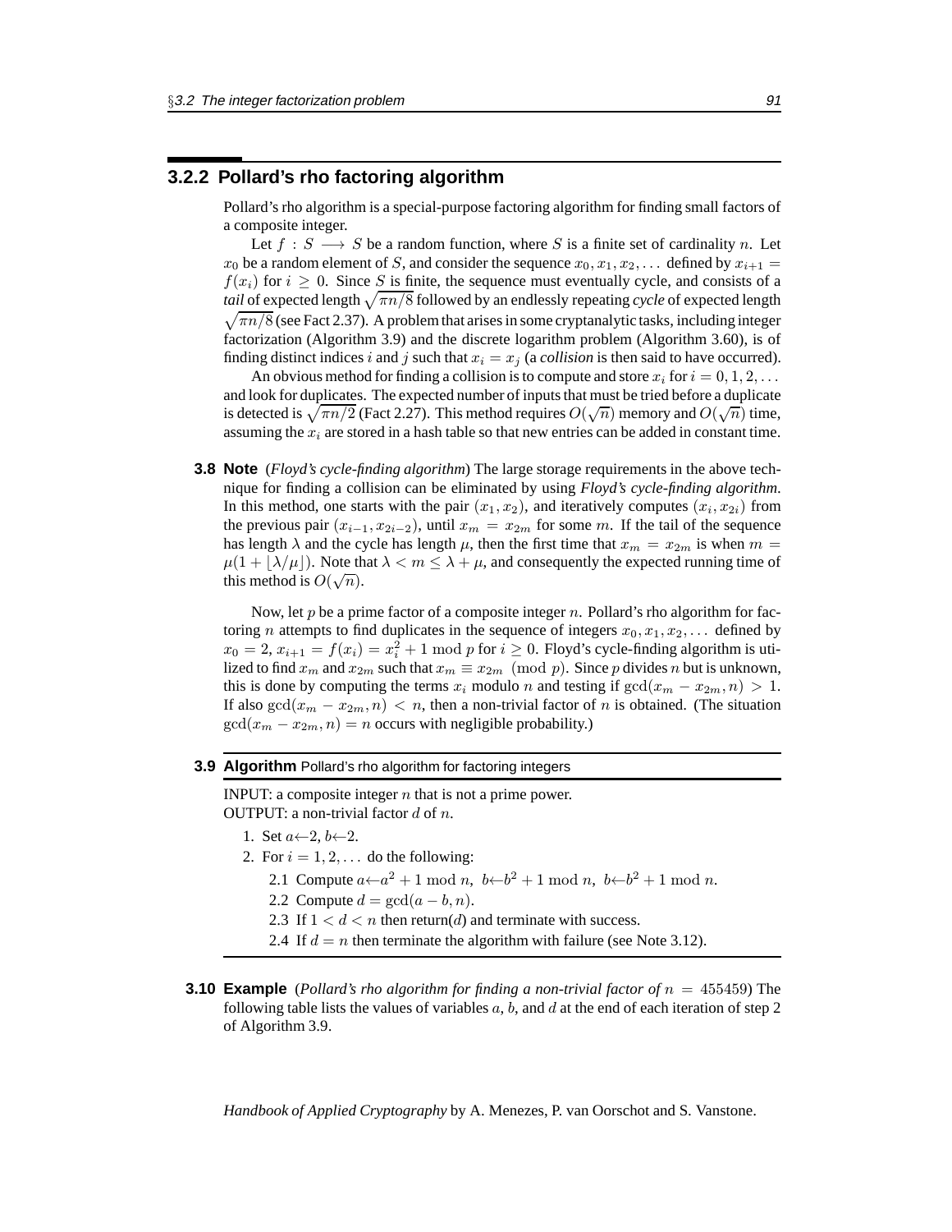### 3.2.2 Pollard's rho factoring algorithm

Pollard's rho algorithm is a special-purpose factoring algorithm for finding small factors of a composite integer.

Let $f : S \longrightarrow S$ be a random function, where $S$ is a finite set of cardinality $n$. Let $x_0$ be a random element of $S$, and consider the sequence $x_0, x_1, x_2, \ldots$ defined by $x_{i+1} = f(x_i)$ for $i \geq 0$. Since $S$ is finite, the sequence must eventually cycle, and consists of a *tail* of expected length $\sqrt{\pi n/8}$ followed by an endlessly repeating *cycle* of expected length $\sqrt{\pi n/8}$ (see Fact 2.37). A problem that arises in some cryptanalytic tasks, including integer factorization (Algorithm 3.9) and the discrete logarithm problem (Algorithm 3.60), is of finding distinct indices $i$ and $j$ such that $x_i = x_j$ (a *collision* is then said to have occurred).

An obvious method for finding a collision is to compute and store $x_i$ for $i = 0, 1, 2, \ldots$ and look for duplicates. The expected number of inputs that must be tried before a duplicate is detected is $\sqrt{\pi n/2}$ (Fact 2.27). This method requires $O(\sqrt{n})$ memory and $O(\sqrt{n})$ time, assuming the $x_i$ are stored in a hash table so that new entries can be added in constant time.

**3.8 Note** (*Floyd's cycle-finding algorithm*) The large storage requirements in the above technique for finding a collision can be eliminated by using *Floyd's cycle-finding algorithm*. In this method, one starts with the pair $(x_1, x_2)$, and iteratively computes $(x_i, x_{2i})$ from the previous pair $(x_{i-1}, x_{2i-2})$, until $x_m = x_{2m}$ for some $m$. If the tail of the sequence has length $\lambda$ and the cycle has length $\mu$, then the first time that $x_m = x_{2m}$ is when $m = \mu(1 + \lfloor \lambda/\mu \rfloor)$. Note that $\lambda < m \leq \lambda + \mu$, and consequently the expected running time of this method is $O(\sqrt{n})$.

Now, let $p$ be a prime factor of a composite integer $n$. Pollard's rho algorithm for factoring $n$ attempts to find duplicates in the sequence of integers $x_0, x_1, x_2, \ldots$ defined by $x_0 = 2$, $x_{i+1} = f(x_i) = x_i^2 + 1 \bmod p$ for $i \geq 0$. Floyd's cycle-finding algorithm is utilized to find $x_m$ and $x_{2m}$ such that $x_m \equiv x_{2m} \pmod{p}$. Since $p$ divides $n$ but is unknown, this is done by computing the terms $x_i$ modulo $n$ and testing if $\gcd(x_m - x_{2m}, n) > 1$. If also $\gcd(x_m - x_{2m}, n) < n$, then a non-trivial factor of $n$ is obtained. (The situation $\gcd(x_m - x_{2m}, n) = n$ occurs with negligible probability.)

**3.9 Algorithm** Pollard's rho algorithm for factoring integers

INPUT: a composite integer $n$ that is not a prime power.
OUTPUT: a non-trivial factor $d$ of $n$.

1. Set $a \leftarrow 2$, $b \leftarrow 2$.
2. For $i = 1, 2, \ldots$ do the following:
   - 2.1 Compute $a \leftarrow a^2 + 1 \bmod n$, $b \leftarrow b^2 + 1 \bmod n$, $b \leftarrow b^2 + 1 \bmod n$.
   - 2.2 Compute $d = \gcd(a - b, n)$.
   - 2.3 If $1 < d < n$ then return($d$) and terminate with success.
   - 2.4 If $d = n$ then terminate the algorithm with failure (see Note 3.12).

**3.10 Example** (*Pollard's rho algorithm for finding a non-trivial factor of* $n = 455459$) The following table lists the values of variables $a$, $b$, and $d$ at the end of each iteration of step 2 of Algorithm 3.9.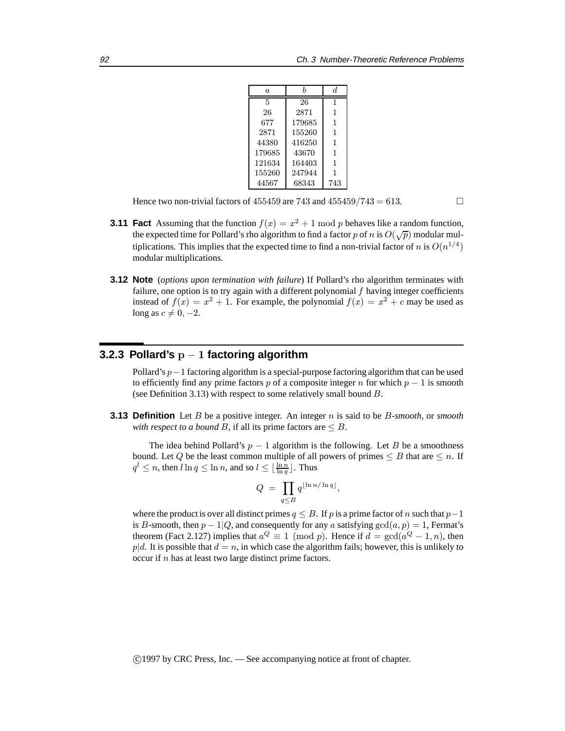| $a$ | $b$ | $d$ |
|---|---|---|
| 5 | 26 | 1 |
| 26 | 2871 | 1 |
| 677 | 179685 | 1 |
| 2871 | 155260 | 1 |
| 44380 | 416250 | 1 |
| 179685 | 43670 | 1 |
| 121634 | 164403 | 1 |
| 155260 | 247944 | 1 |
| 44567 | 68343 | 743 |

Hence two non-trivial factors of 455459 are 743 and $455459/743 = 613$. □

**3.11 Fact** Assuming that the function $f(x) = x^2 + 1 \bmod p$ behaves like a random function, the expected time for Pollard's rho algorithm to find a factor $p$ of $n$ is $O(\sqrt{p})$ modular multiplications. This implies that the expected time to find a non-trivial factor of $n$ is $O(n^{1/4})$ modular multiplications.

**3.12 Note** (*options upon termination with failure*) If Pollard's rho algorithm terminates with failure, one option is to try again with a different polynomial $f$ having integer coefficients instead of $f(x) = x^2 + 1$. For example, the polynomial $f(x) = x^2 + c$ may be used as long as $c \neq 0, -2$.

### 3.2.3 Pollard's $p - 1$ factoring algorithm

Pollard's $p-1$ factoring algorithm is a special-purpose factoring algorithm that can be used to efficiently find any prime factors $p$ of a composite integer $n$ for which $p - 1$ is smooth (see Definition 3.13) with respect to some relatively small bound $B$.

**3.13 Definition** Let $B$ be a positive integer. An integer $n$ is said to be *$B$-smooth*, or *smooth with respect to a bound $B$*, if all its prime factors are $\leq B$.

The idea behind Pollard's $p - 1$ algorithm is the following. Let $B$ be a smoothness bound. Let $Q$ be the least common multiple of all powers of primes $\leq B$ that are $\leq n$. If $q^l \leq n$, then $l \ln q \leq \ln n$, and so $l \leq \lfloor \frac{\ln n}{\ln q} \rfloor$. Thus

$$Q = \prod_{q \leq B} q^{\lfloor \ln n / \ln q \rfloor},$$

where the product is over all distinct primes $q \leq B$. If $p$ is a prime factor of $n$ such that $p-1$ is $B$-smooth, then $p - 1 | Q$, and consequently for any $a$ satisfying $\gcd(a, p) = 1$, Fermat's theorem (Fact 2.127) implies that $a^Q \equiv 1 \pmod{p}$. Hence if $d = \gcd(a^Q - 1, n)$, then $p | d$. It is possible that $d = n$, in which case the algorithm fails; however, this is unlikely to occur if $n$ has at least two large distinct prime factors.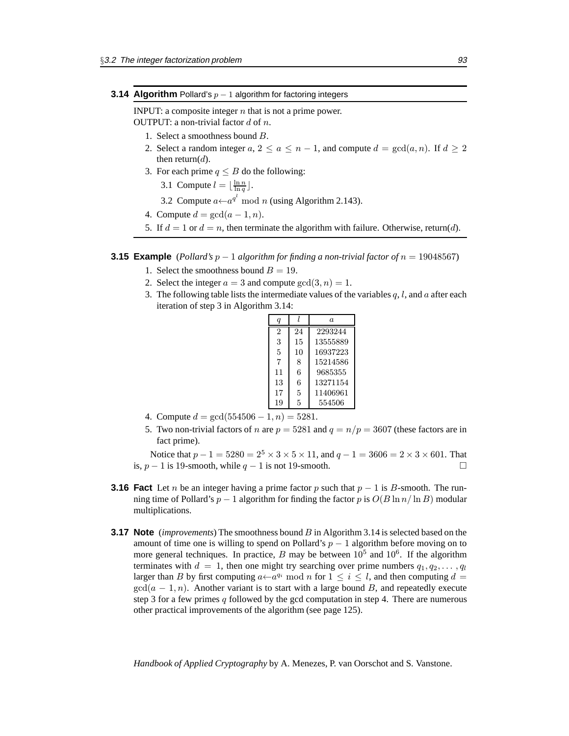**3.14 Algorithm** Pollard's $p-1$ algorithm for factoring integers

INPUT: a composite integer $n$ that is not a prime power.
OUTPUT: a non-trivial factor $d$ of $n$.

1. Select a smoothness bound $B$.
2. Select a random integer $a$, $2 \leq a \leq n-1$, and compute $d = \gcd(a, n)$. If $d \geq 2$ then return($d$).
3. For each prime $q \leq B$ do the following:

   3.1 Compute $l = \lfloor \frac{\ln n}{\ln q} \rfloor$.

   3.2 Compute $a \leftarrow a^{q^l} \bmod n$ (using Algorithm 2.143).
4. Compute $d = \gcd(a-1, n)$.
5. If $d = 1$ or $d = n$, then terminate the algorithm with failure. Otherwise, return($d$).

**3.15 Example** (*Pollard's $p-1$ algorithm for finding a non-trivial factor of $n = 19048567$*)

1. Select the smoothness bound $B = 19$.
2. Select the integer $a = 3$ and compute $\gcd(3, n) = 1$.
3. The following table lists the intermediate values of the variables $q$, $l$, and $a$ after each iteration of step 3 in Algorithm 3.14:

| $q$ | $l$ | $a$ |
|---|---|---|
| 2 | 24 | 2293244 |
| 3 | 15 | 13555889 |
| 5 | 10 | 16937223 |
| 7 | 8 | 15214586 |
| 11 | 6 | 9685355 |
| 13 | 6 | 13271154 |
| 17 | 5 | 11406961 |
| 19 | 5 | 554506 |

4. Compute $d = \gcd(554506 - 1, n) = 5281$.
5. Two non-trivial factors of $n$ are $p = 5281$ and $q = n/p = 3607$ (these factors are in fact prime).

Notice that $p - 1 = 5280 = 2^5 \times 3 \times 5 \times 11$, and $q - 1 = 3606 = 2 \times 3 \times 601$. That is, $p-1$ is 19-smooth, while $q-1$ is not 19-smooth. □

**3.16 Fact** Let $n$ be an integer having a prime factor $p$ such that $p-1$ is $B$-smooth. The running time of Pollard's $p-1$ algorithm for finding the factor $p$ is $O(B \ln n / \ln B)$ modular multiplications.

**3.17 Note** (*improvements*) The smoothness bound $B$ in Algorithm 3.14 is selected based on the amount of time one is willing to spend on Pollard's $p-1$ algorithm before moving on to more general techniques. In practice, $B$ may be between $10^5$ and $10^6$. If the algorithm terminates with $d = 1$, then one might try searching over prime numbers $q_1, q_2, \ldots, q_l$ larger than $B$ by first computing $a \leftarrow a^{q_i} \bmod n$ for $1 \leq i \leq l$, and then computing $d = \gcd(a-1, n)$. Another variant is to start with a large bound $B$, and repeatedly execute step 3 for a few primes $q$ followed by the gcd computation in step 4. There are numerous other practical improvements of the algorithm (see page 125).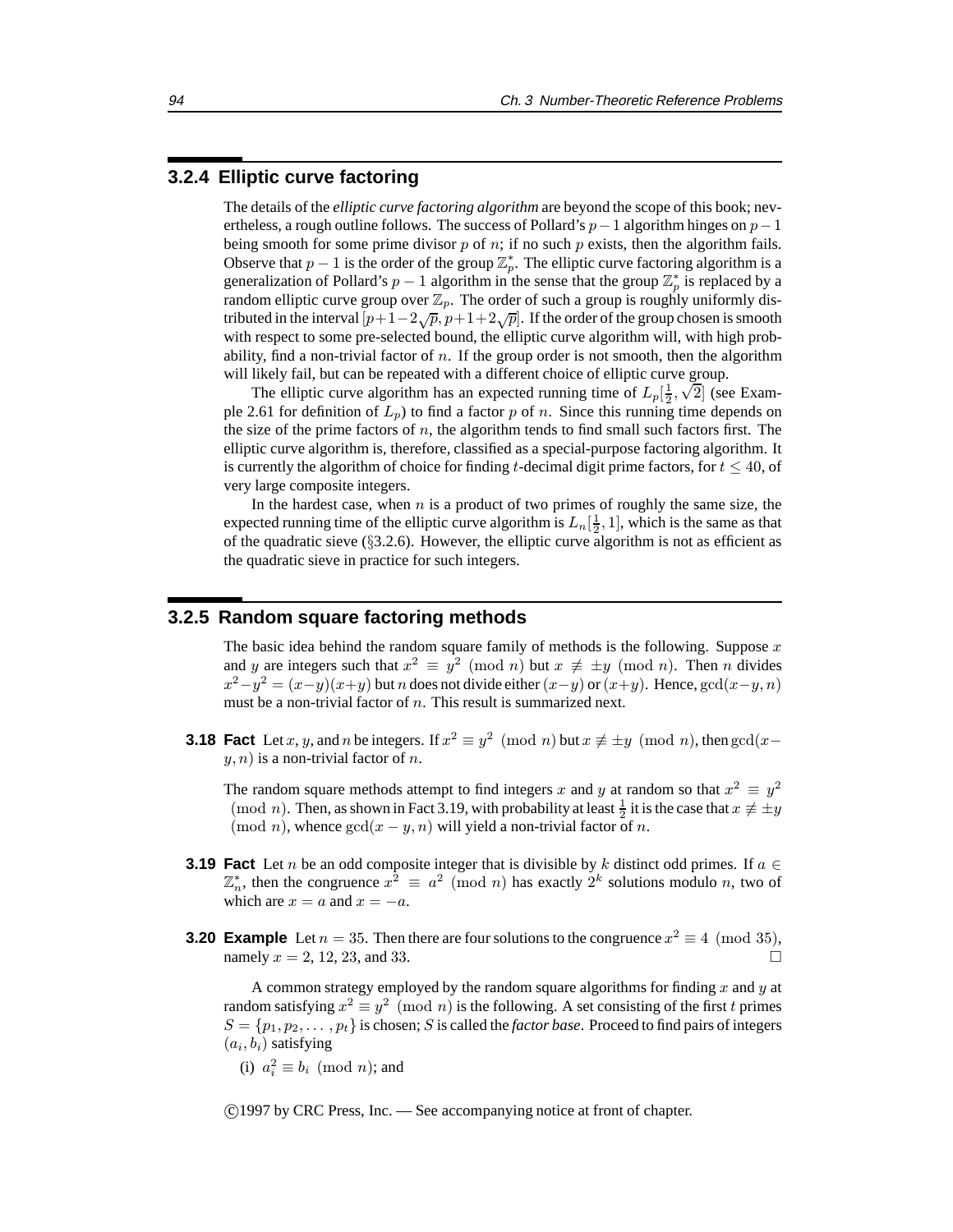### 3.2.4 Elliptic curve factoring

The details of the *elliptic curve factoring algorithm* are beyond the scope of this book; nevertheless, a rough outline follows. The success of Pollard's $p-1$ algorithm hinges on $p-1$ being smooth for some prime divisor $p$ of $n$; if no such $p$ exists, then the algorithm fails. Observe that $p-1$ is the order of the group $\mathbb{Z}_p^*$. The elliptic curve factoring algorithm is a generalization of Pollard's $p-1$ algorithm in the sense that the group $\mathbb{Z}_p^*$ is replaced by a random elliptic curve group over $\mathbb{Z}_p$. The order of such a group is roughly uniformly distributed in the interval $[p+1-2\sqrt{p}, p+1+2\sqrt{p}]$. If the order of the group chosen is smooth with respect to some pre-selected bound, the elliptic curve algorithm will, with high probability, find a non-trivial factor of $n$. If the group order is not smooth, then the algorithm will likely fail, but can be repeated with a different choice of elliptic curve group.

The elliptic curve algorithm has an expected running time of $L_p[\frac{1}{2}, \sqrt{2}]$ (see Example 2.61 for definition of $L_p$) to find a factor $p$ of $n$. Since this running time depends on the size of the prime factors of $n$, the algorithm tends to find small such factors first. The elliptic curve algorithm is, therefore, classified as a special-purpose factoring algorithm. It is currently the algorithm of choice for finding $t$-decimal digit prime factors, for $t \leq 40$, of very large composite integers.

In the hardest case, when $n$ is a product of two primes of roughly the same size, the expected running time of the elliptic curve algorithm is $L_n[\frac{1}{2}, 1]$, which is the same as that of the quadratic sieve (§3.2.6). However, the elliptic curve algorithm is not as efficient as the quadratic sieve in practice for such integers.

### 3.2.5 Random square factoring methods

The basic idea behind the random square family of methods is the following. Suppose $x$ and $y$ are integers such that $x^2 \equiv y^2 \pmod{n}$ but $x \not\equiv \pm y \pmod{n}$. Then $n$ divides $x^2-y^2 = (x-y)(x+y)$ but $n$ does not divide either $(x-y)$ or $(x+y)$. Hence, $\gcd(x-y, n)$ must be a non-trivial factor of $n$. This result is summarized next.

**3.18 Fact** Let $x$, $y$, and $n$ be integers. If $x^2 \equiv y^2 \pmod{n}$ but $x \not\equiv \pm y \pmod{n}$, then $\gcd(x-y, n)$ is a non-trivial factor of $n$.

The random square methods attempt to find integers $x$ and $y$ at random so that $x^2 \equiv y^2 \pmod{n}$. Then, as shown in Fact 3.19, with probability at least $\frac{1}{2}$ it is the case that $x \not\equiv \pm y \pmod{n}$, whence $\gcd(x-y, n)$ will yield a non-trivial factor of $n$.

**3.19 Fact** Let $n$ be an odd composite integer that is divisible by $k$ distinct odd primes. If $a \in \mathbb{Z}_n^*$, then the congruence $x^2 \equiv a^2 \pmod{n}$ has exactly $2^k$ solutions modulo $n$, two of which are $x = a$ and $x = -a$.

**3.20 Example** Let $n = 35$. Then there are four solutions to the congruence $x^2 \equiv 4 \pmod{35}$, namely $x = 2$, 12, 23, and 33. □

A common strategy employed by the random square algorithms for finding $x$ and $y$ at random satisfying $x^2 \equiv y^2 \pmod{n}$ is the following. A set consisting of the first $t$ primes $S = \{p_1, p_2, \ldots, p_t\}$ is chosen; $S$ is called the *factor base*. Proceed to find pairs of integers $(a_i, b_i)$ satisfying

(i) $a_i^2 \equiv b_i \pmod{n}$; and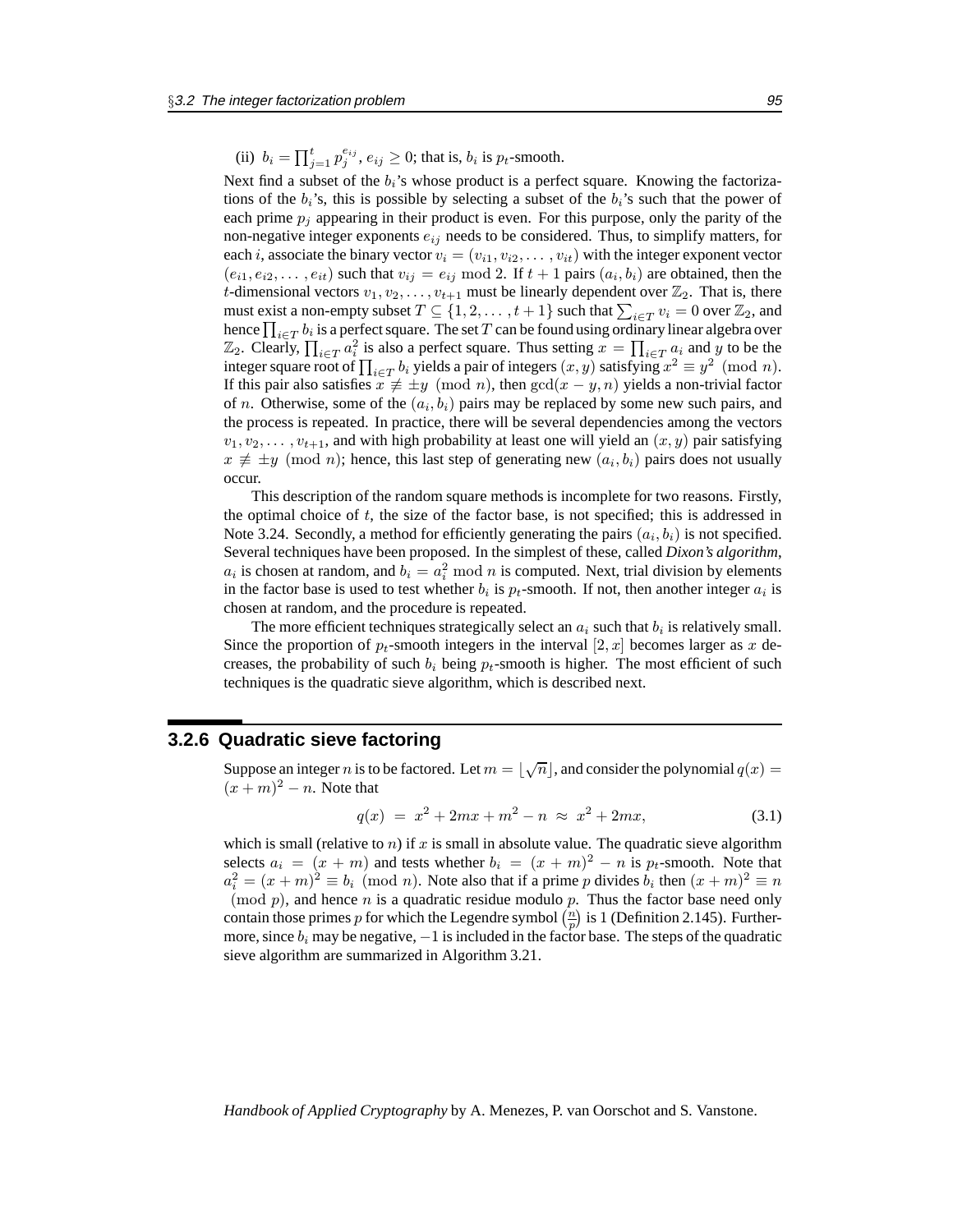(ii) $b_i = \prod_{j=1}^{t} p_j^{e_{ij}}$, $e_{ij} \geq 0$; that is, $b_i$ is $p_t$-smooth.

Next find a subset of the $b_i$'s whose product is a perfect square. Knowing the factorizations of the $b_i$'s, this is possible by selecting a subset of the $b_i$'s such that the power of each prime $p_j$ appearing in their product is even. For this purpose, only the parity of the non-negative integer exponents $e_{ij}$ needs to be considered. Thus, to simplify matters, for each $i$, associate the binary vector $v_i = (v_{i1}, v_{i2}, \ldots, v_{it})$ with the integer exponent vector $(e_{i1}, e_{i2}, \ldots, e_{it})$ such that $v_{ij} = e_{ij} \bmod 2$. If $t+1$ pairs $(a_i, b_i)$ are obtained, then the $t$-dimensional vectors $v_1, v_2, \ldots, v_{t+1}$ must be linearly dependent over $\mathbb{Z}_2$. That is, there must exist a non-empty subset $T \subseteq \{1, 2, \ldots, t+1\}$ such that $\sum_{i \in T} v_i = 0$ over $\mathbb{Z}_2$, and hence $\prod_{i \in T} b_i$ is a perfect square. The set $T$ can be found using ordinary linear algebra over $\mathbb{Z}_2$. Clearly, $\prod_{i \in T} a_i^2$ is also a perfect square. Thus setting $x = \prod_{i \in T} a_i$ and $y$ to be the integer square root of $\prod_{i \in T} b_i$ yields a pair of integers $(x, y)$ satisfying $x^2 \equiv y^2 \pmod{n}$. If this pair also satisfies $x \not\equiv \pm y \pmod{n}$, then $\gcd(x - y, n)$ yields a non-trivial factor of $n$. Otherwise, some of the $(a_i, b_i)$ pairs may be replaced by some new such pairs, and the process is repeated. In practice, there will be several dependencies among the vectors $v_1, v_2, \ldots, v_{t+1}$, and with high probability at least one will yield an $(x, y)$ pair satisfying $x \not\equiv \pm y \pmod{n}$; hence, this last step of generating new $(a_i, b_i)$ pairs does not usually occur.

This description of the random square methods is incomplete for two reasons. Firstly, the optimal choice of $t$, the size of the factor base, is not specified; this is addressed in Note 3.24. Secondly, a method for efficiently generating the pairs $(a_i, b_i)$ is not specified. Several techniques have been proposed. In the simplest of these, called *Dixon's algorithm*, $a_i$ is chosen at random, and $b_i = a_i^2 \bmod n$ is computed. Next, trial division by elements in the factor base is used to test whether $b_i$ is $p_t$-smooth. If not, then another integer $a_i$ is chosen at random, and the procedure is repeated.

The more efficient techniques strategically select an $a_i$ such that $b_i$ is relatively small. Since the proportion of $p_t$-smooth integers in the interval $[2, x]$ becomes larger as $x$ decreases, the probability of such $b_i$ being $p_t$-smooth is higher. The most efficient of such techniques is the quadratic sieve algorithm, which is described next.

### 3.2.6 Quadratic sieve factoring

Suppose an integer $n$ is to be factored. Let $m = \lfloor \sqrt{n} \rfloor$, and consider the polynomial $q(x) = (x+m)^2 - n$. Note that

$$q(x) \;=\; x^2 + 2mx + m^2 - n \;\approx\; x^2 + 2mx, \tag{3.1}$$

which is small (relative to $n$) if $x$ is small in absolute value. The quadratic sieve algorithm selects $a_i = (x+m)$ and tests whether $b_i = (x+m)^2 - n$ is $p_t$-smooth. Note that $a_i^2 = (x+m)^2 \equiv b_i \pmod{n}$. Note also that if a prime $p$ divides $b_i$ then $(x+m)^2 \equiv n \pmod{p}$, and hence $n$ is a quadratic residue modulo $p$. Thus the factor base need only contain those primes $p$ for which the Legendre symbol $\left(\frac{n}{p}\right)$ is 1 (Definition 2.145). Furthermore, since $b_i$ may be negative, $-1$ is included in the factor base. The steps of the quadratic sieve algorithm are summarized in Algorithm 3.21.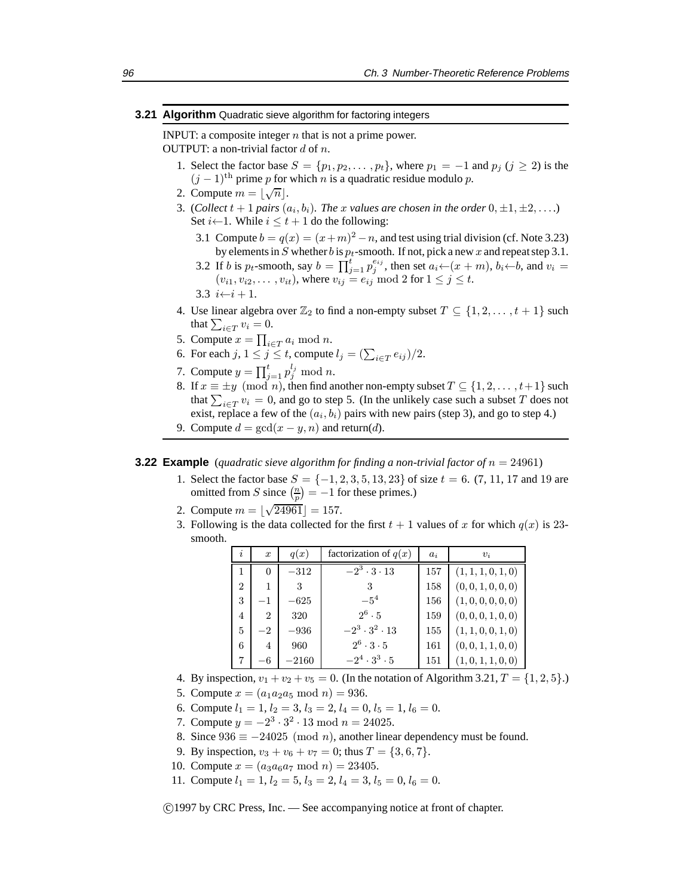**3.21 Algorithm** Quadratic sieve algorithm for factoring integers

INPUT: a composite integer $n$ that is not a prime power.
OUTPUT: a non-trivial factor $d$ of $n$.

1. Select the factor base $S = \{p_1, p_2, \ldots, p_t\}$, where $p_1 = -1$ and $p_j$ ($j \geq 2$) is the $(j-1)^{\text{th}}$ prime $p$ for which $n$ is a quadratic residue modulo $p$.
2. Compute $m = \lfloor \sqrt{n} \rfloor$.
3. (*Collect* $t+1$ *pairs* $(a_i, b_i)$. *The* $x$ *values are chosen in the order* $0, \pm 1, \pm 2, \ldots$.) Set $i \leftarrow 1$. While $i \leq t+1$ do the following:
   - 3.1 Compute $b = q(x) = (x+m)^2 - n$, and test using trial division (cf. Note 3.23) by elements in $S$ whether $b$ is $p_t$-smooth. If not, pick a new $x$ and repeat step 3.1.
   - 3.2 If $b$ is $p_t$-smooth, say $b = \prod_{j=1}^{t} p_j^{e_{ij}}$, then set $a_i \leftarrow (x+m)$, $b_i \leftarrow b$, and $v_i = (v_{i1}, v_{i2}, \ldots, v_{it})$, where $v_{ij} = e_{ij} \bmod 2$ for $1 \leq j \leq t$.
   - 3.3 $i \leftarrow i+1$.
4. Use linear algebra over $\mathbb{Z}_2$ to find a non-empty subset $T \subseteq \{1, 2, \ldots, t+1\}$ such that $\sum_{i \in T} v_i = 0$.
5. Compute $x = \prod_{i \in T} a_i \bmod n$.
6. For each $j$, $1 \leq j \leq t$, compute $l_j = (\sum_{i \in T} e_{ij})/2$.
7. Compute $y = \prod_{j=1}^{t} p_j^{l_j} \bmod n$.
8. If $x \equiv \pm y \pmod{n}$, then find another non-empty subset $T \subseteq \{1, 2, \ldots, t+1\}$ such that $\sum_{i \in T} v_i = 0$, and go to step 5. (In the unlikely case such a subset $T$ does not exist, replace a few of the $(a_i, b_i)$ pairs with new pairs (step 3), and go to step 4.)
9. Compute $d = \gcd(x - y, n)$ and return($d$).

**3.22 Example** (*quadratic sieve algorithm for finding a non-trivial factor of* $n = 24961$)

1. Select the factor base $S = \{-1, 2, 3, 5, 13, 23\}$ of size $t = 6$. (7, 11, 17 and 19 are omitted from $S$ since $\left(\frac{n}{p}\right) = -1$ for these primes.)
2. Compute $m = \lfloor \sqrt{24961} \rfloor = 157$.
3. Following is the data collected for the first $t+1$ values of $x$ for which $q(x)$ is 23-smooth.

| $i$ | $x$ | $q(x)$ | factorization of $q(x)$ | $a_i$ | $v_i$ |
|---|---|---|---|---|---|
| 1 | $0$ | $-312$ | $-2^3 \cdot 3 \cdot 13$ | 157 | $(1,1,1,0,1,0)$ |
| 2 | $1$ | $3$ | $3$ | 158 | $(0,0,1,0,0,0)$ |
| 3 | $-1$ | $-625$ | $-5^4$ | 156 | $(1,0,0,0,0,0)$ |
| 4 | $2$ | $320$ | $2^6 \cdot 5$ | 159 | $(0,0,0,1,0,0)$ |
| 5 | $-2$ | $-936$ | $-2^3 \cdot 3^2 \cdot 13$ | 155 | $(1,1,0,0,1,0)$ |
| 6 | $4$ | $960$ | $2^6 \cdot 3 \cdot 5$ | 161 | $(0,0,1,1,0,0)$ |
| 7 | $-6$ | $-2160$ | $-2^4 \cdot 3^3 \cdot 5$ | 151 | $(1,0,1,1,0,0)$ |

4. By inspection, $v_1 + v_2 + v_5 = 0$. (In the notation of Algorithm 3.21, $T = \{1, 2, 5\}$.)
5. Compute $x = (a_1 a_2 a_5 \bmod n) = 936$.
6. Compute $l_1 = 1$, $l_2 = 3$, $l_3 = 2$, $l_4 = 0$, $l_5 = 1$, $l_6 = 0$.
7. Compute $y = -2^3 \cdot 3^2 \cdot 13 \bmod n = 24025$.
8. Since $936 \equiv -24025 \pmod{n}$, another linear dependency must be found.
9. By inspection, $v_3 + v_6 + v_7 = 0$; thus $T = \{3, 6, 7\}$.
10. Compute $x = (a_3 a_6 a_7 \bmod n) = 23405$.
11. Compute $l_1 = 1$, $l_2 = 5$, $l_3 = 2$, $l_4 = 3$, $l_5 = 0$, $l_6 = 0$.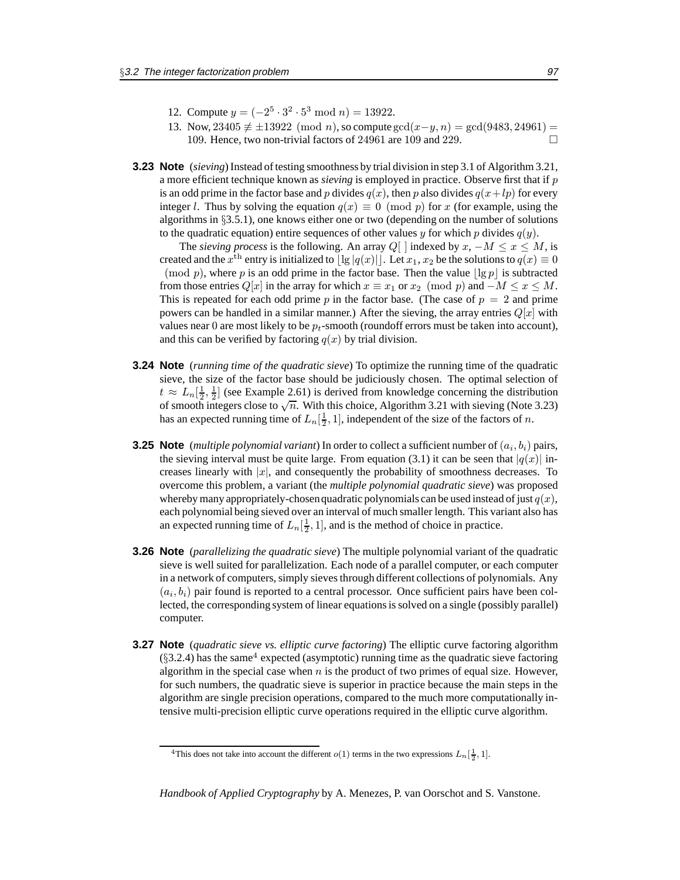12. Compute $y = (-2^5 \cdot 3^2 \cdot 5^3 \bmod n) = 13922$.
13. Now, $23405 \not\equiv \pm 13922 \pmod{n}$, so compute $\gcd(x-y, n) = \gcd(9483, 24961) = 109$. Hence, two non-trivial factors of 24961 are 109 and 229. □

**3.23 Note** (*sieving*) Instead of testing smoothness by trial division in step 3.1 of Algorithm 3.21, a more efficient technique known as *sieving* is employed in practice. Observe first that if $p$ is an odd prime in the factor base and $p$ divides $q(x)$, then $p$ also divides $q(x+lp)$ for every integer $l$. Thus by solving the equation $q(x) \equiv 0 \pmod{p}$ for $x$ (for example, using the algorithms in §3.5.1), one knows either one or two (depending on the number of solutions to the quadratic equation) entire sequences of other values $y$ for which $p$ divides $q(y)$.

The *sieving process* is the following. An array $Q[\ ]$ indexed by $x$, $-M \leq x \leq M$, is created and the $x^{\text{th}}$ entry is initialized to $\lfloor \lg |q(x)| \rfloor$. Let $x_1, x_2$ be the solutions to $q(x) \equiv 0 \pmod{p}$, where $p$ is an odd prime in the factor base. Then the value $\lfloor \lg p \rfloor$ is subtracted from those entries $Q[x]$ in the array for which $x \equiv x_1$ or $x_2 \pmod{p}$ and $-M \leq x \leq M$. This is repeated for each odd prime $p$ in the factor base. (The case of $p = 2$ and prime powers can be handled in a similar manner.) After the sieving, the array entries $Q[x]$ with values near 0 are most likely to be $p_t$-smooth (roundoff errors must be taken into account), and this can be verified by factoring $q(x)$ by trial division.

**3.24 Note** (*running time of the quadratic sieve*) To optimize the running time of the quadratic sieve, the size of the factor base should be judiciously chosen. The optimal selection of $t \approx L_n[\frac{1}{2}, \frac{1}{2}]$ (see Example 2.61) is derived from knowledge concerning the distribution of smooth integers close to $\sqrt{n}$. With this choice, Algorithm 3.21 with sieving (Note 3.23) has an expected running time of $L_n[\frac{1}{2}, 1]$, independent of the size of the factors of $n$.

**3.25 Note** (*multiple polynomial variant*) In order to collect a sufficient number of $(a_i, b_i)$ pairs, the sieving interval must be quite large. From equation (3.1) it can be seen that $|q(x)|$ increases linearly with $|x|$, and consequently the probability of smoothness decreases. To overcome this problem, a variant (the *multiple polynomial quadratic sieve*) was proposed whereby many appropriately-chosen quadratic polynomials can be used instead of just $q(x)$, each polynomial being sieved over an interval of much smaller length. This variant also has an expected running time of $L_n[\frac{1}{2}, 1]$, and is the method of choice in practice.

**3.26 Note** (*parallelizing the quadratic sieve*) The multiple polynomial variant of the quadratic sieve is well suited for parallelization. Each node of a parallel computer, or each computer in a network of computers, simply sieves through different collections of polynomials. Any $(a_i, b_i)$ pair found is reported to a central processor. Once sufficient pairs have been collected, the corresponding system of linear equations is solved on a single (possibly parallel) computer.

**3.27 Note** (*quadratic sieve vs. elliptic curve factoring*) The elliptic curve factoring algorithm (§3.2.4) has the same[4] expected (asymptotic) running time as the quadratic sieve factoring algorithm in the special case when $n$ is the product of two primes of equal size. However, for such numbers, the quadratic sieve is superior in practice because the main steps in the algorithm are single precision operations, compared to the much more computationally intensive multi-precision elliptic curve operations required in the elliptic curve algorithm.

[4]This does not take into account the different $o(1)$ terms in the two expressions $L_n[\frac{1}{2}, 1]$.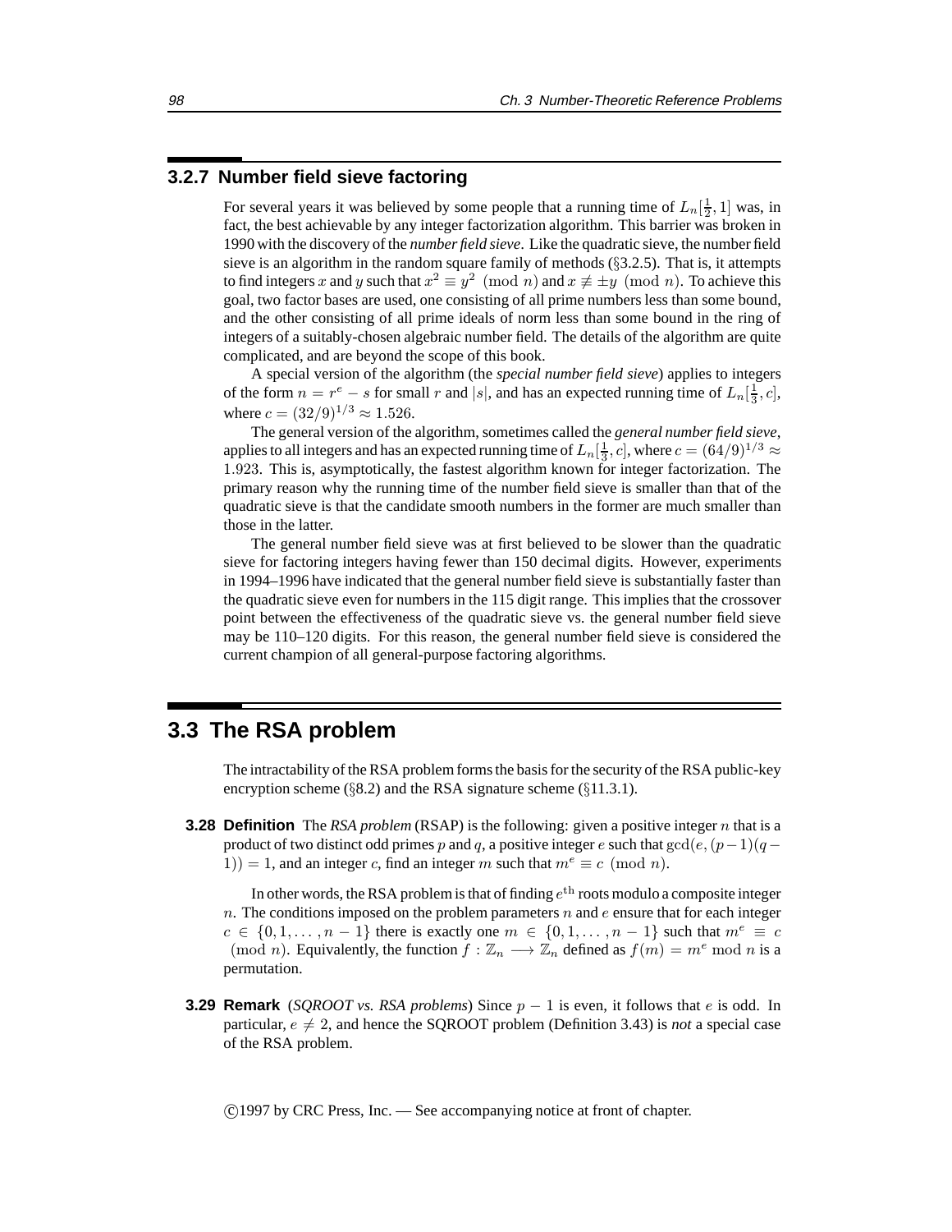### 3.2.7 Number field sieve factoring

For several years it was believed by some people that a running time of $L_n[\frac{1}{2}, 1]$ was, in fact, the best achievable by any integer factorization algorithm. This barrier was broken in 1990 with the discovery of the *number field sieve*. Like the quadratic sieve, the number field sieve is an algorithm in the random square family of methods (§3.2.5). That is, it attempts to find integers $x$ and $y$ such that $x^2 \equiv y^2 \pmod{n}$ and $x \not\equiv \pm y \pmod{n}$. To achieve this goal, two factor bases are used, one consisting of all prime numbers less than some bound, and the other consisting of all prime ideals of norm less than some bound in the ring of integers of a suitably-chosen algebraic number field. The details of the algorithm are quite complicated, and are beyond the scope of this book.

A special version of the algorithm (the *special number field sieve*) applies to integers of the form $n = r^e - s$ for small $r$ and $|s|$, and has an expected running time of $L_n[\frac{1}{3}, c]$, where $c = (32/9)^{1/3} \approx 1.526$.

The general version of the algorithm, sometimes called the *general number field sieve*, applies to all integers and has an expected running time of $L_n[\frac{1}{3}, c]$, where $c = (64/9)^{1/3} \approx 1.923$. This is, asymptotically, the fastest algorithm known for integer factorization. The primary reason why the running time of the number field sieve is smaller than that of the quadratic sieve is that the candidate smooth numbers in the former are much smaller than those in the latter.

The general number field sieve was at first believed to be slower than the quadratic sieve for factoring integers having fewer than 150 decimal digits. However, experiments in 1994–1996 have indicated that the general number field sieve is substantially faster than the quadratic sieve even for numbers in the 115 digit range. This implies that the crossover point between the effectiveness of the quadratic sieve vs. the general number field sieve may be 110–120 digits. For this reason, the general number field sieve is considered the current champion of all general-purpose factoring algorithms.

## 3.3 The RSA problem

The intractability of the RSA problem forms the basis for the security of the RSA public-key encryption scheme (§8.2) and the RSA signature scheme (§11.3.1).

**3.28 Definition** The *RSA problem* (RSAP) is the following: given a positive integer $n$ that is a product of two distinct odd primes $p$ and $q$, a positive integer $e$ such that $\gcd(e, (p-1)(q-1)) = 1$, and an integer $c$, find an integer $m$ such that $m^e \equiv c \pmod{n}$.

In other words, the RSA problem is that of finding $e^{\text{th}}$ roots modulo a composite integer $n$. The conditions imposed on the problem parameters $n$ and $e$ ensure that for each integer $c \in \{0, 1, \ldots, n-1\}$ there is exactly one $m \in \{0, 1, \ldots, n-1\}$ such that $m^e \equiv c \pmod{n}$. Equivalently, the function $f : \mathbb{Z}_n \longrightarrow \mathbb{Z}_n$ defined as $f(m) = m^e \bmod n$ is a permutation.

**3.29 Remark** (*SQROOT vs. RSA problems*) Since $p - 1$ is even, it follows that $e$ is odd. In particular, $e \neq 2$, and hence the SQROOT problem (Definition 3.43) is *not* a special case of the RSA problem.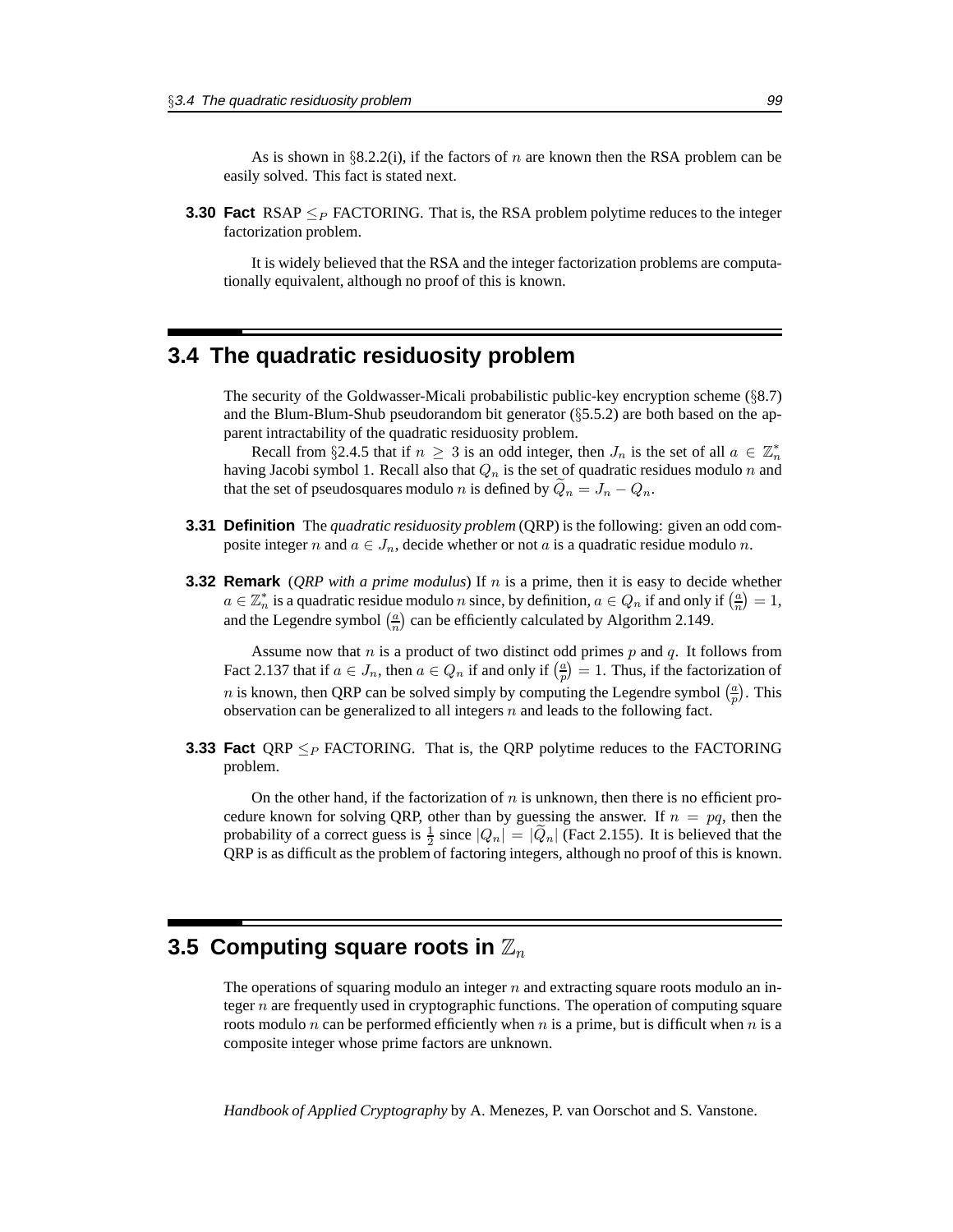As is shown in §8.2.2(i), if the factors of $n$ are known then the RSA problem can be easily solved. This fact is stated next.

**3.30 Fact** RSAP $\leq_P$ FACTORING. That is, the RSA problem polytime reduces to the integer factorization problem.

It is widely believed that the RSA and the integer factorization problems are computationally equivalent, although no proof of this is known.

## 3.4 The quadratic residuosity problem

The security of the Goldwasser-Micali probabilistic public-key encryption scheme (§8.7) and the Blum-Blum-Shub pseudorandom bit generator (§5.5.2) are both based on the apparent intractability of the quadratic residuosity problem.

Recall from §2.4.5 that if $n \geq 3$ is an odd integer, then $J_n$ is the set of all $a \in \mathbb{Z}_n^*$ having Jacobi symbol 1. Recall also that $Q_n$ is the set of quadratic residues modulo $n$ and that the set of pseudosquares modulo $n$ is defined by $\widetilde{Q}_n = J_n - Q_n$.

**3.31 Definition** The *quadratic residuosity problem* (QRP) is the following: given an odd composite integer $n$ and $a \in J_n$, decide whether or not $a$ is a quadratic residue modulo $n$.

**3.32 Remark** (*QRP with a prime modulus*) If $n$ is a prime, then it is easy to decide whether $a \in \mathbb{Z}_n^*$ is a quadratic residue modulo $n$ since, by definition, $a \in Q_n$ if and only if $\left(\frac{a}{n}\right) = 1$, and the Legendre symbol $\left(\frac{a}{n}\right)$ can be efficiently calculated by Algorithm 2.149.

Assume now that $n$ is a product of two distinct odd primes $p$ and $q$. It follows from Fact 2.137 that if $a \in J_n$, then $a \in Q_n$ if and only if $\left(\frac{a}{p}\right) = 1$. Thus, if the factorization of $n$ is known, then QRP can be solved simply by computing the Legendre symbol $\left(\frac{a}{p}\right)$. This observation can be generalized to all integers $n$ and leads to the following fact.

**3.33 Fact** QRP $\leq_P$ FACTORING. That is, the QRP polytime reduces to the FACTORING problem.

On the other hand, if the factorization of $n$ is unknown, then there is no efficient procedure known for solving QRP, other than by guessing the answer. If $n = pq$, then the probability of a correct guess is $\frac{1}{2}$ since $|Q_n| = |\widetilde{Q}_n|$ (Fact 2.155). It is believed that the QRP is as difficult as the problem of factoring integers, although no proof of this is known.

## 3.5 Computing square roots in $\mathbb{Z}_n$

The operations of squaring modulo an integer $n$ and extracting square roots modulo an integer $n$ are frequently used in cryptographic functions. The operation of computing square roots modulo $n$ can be performed efficiently when $n$ is a prime, but is difficult when $n$ is a composite integer whose prime factors are unknown.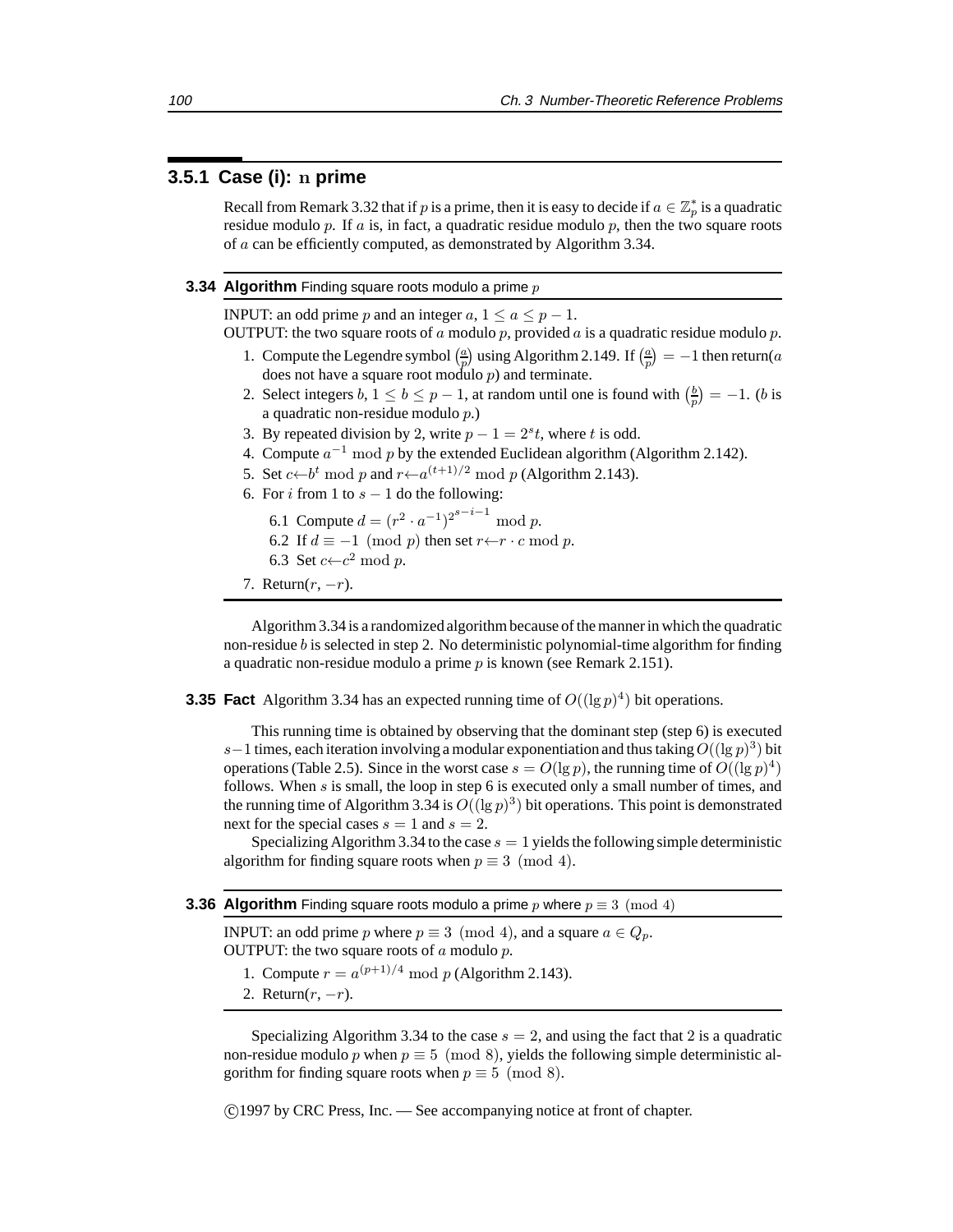### 3.5.1 Case (i): $n$ prime

Recall from Remark 3.32 that if $p$ is a prime, then it is easy to decide if $a \in \mathbb{Z}_p^*$ is a quadratic residue modulo $p$. If $a$ is, in fact, a quadratic residue modulo $p$, then the two square roots of $a$ can be efficiently computed, as demonstrated by Algorithm 3.34.

**3.34 Algorithm** Finding square roots modulo a prime $p$

INPUT: an odd prime $p$ and an integer $a$, $1 \le a \le p-1$.
OUTPUT: the two square roots of $a$ modulo $p$, provided $a$ is a quadratic residue modulo $p$.

1. Compute the Legendre symbol $\left(\frac{a}{p}\right)$ using Algorithm 2.149. If $\left(\frac{a}{p}\right) = -1$ then return($a$ does not have a square root modulo $p$) and terminate.
2. Select integers $b$, $1 \le b \le p-1$, at random until one is found with $\left(\frac{b}{p}\right) = -1$. ($b$ is a quadratic non-residue modulo $p$.)
3. By repeated division by 2, write $p - 1 = 2^s t$, where $t$ is odd.
4. Compute $a^{-1} \bmod p$ by the extended Euclidean algorithm (Algorithm 2.142).
5. Set $c \leftarrow b^t \bmod p$ and $r \leftarrow a^{(t+1)/2} \bmod p$ (Algorithm 2.143).
6. For $i$ from 1 to $s-1$ do the following:
   - 6.1 Compute $d = (r^2 \cdot a^{-1})^{2^{s-i-1}} \bmod p$.
   - 6.2 If $d \equiv -1 \pmod p$ then set $r \leftarrow r \cdot c \bmod p$.
   - 6.3 Set $c \leftarrow c^2 \bmod p$.
7. Return($r$, $-r$).

Algorithm 3.34 is a randomized algorithm because of the manner in which the quadratic non-residue $b$ is selected in step 2. No deterministic polynomial-time algorithm for finding a quadratic non-residue modulo a prime $p$ is known (see Remark 2.151).

**3.35 Fact** Algorithm 3.34 has an expected running time of $O((\lg p)^4)$ bit operations.

This running time is obtained by observing that the dominant step (step 6) is executed $s-1$ times, each iteration involving a modular exponentiation and thus taking $O((\lg p)^3)$ bit operations (Table 2.5). Since in the worst case $s = O(\lg p)$, the running time of $O((\lg p)^4)$ follows. When $s$ is small, the loop in step 6 is executed only a small number of times, and the running time of Algorithm 3.34 is $O((\lg p)^3)$ bit operations. This point is demonstrated next for the special cases $s = 1$ and $s = 2$.

Specializing Algorithm 3.34 to the case $s = 1$ yields the following simple deterministic algorithm for finding square roots when $p \equiv 3 \pmod 4$.

**3.36 Algorithm** Finding square roots modulo a prime $p$ where $p \equiv 3 \pmod 4$

INPUT: an odd prime $p$ where $p \equiv 3 \pmod 4$, and a square $a \in Q_p$.
OUTPUT: the two square roots of $a$ modulo $p$.

1. Compute $r = a^{(p+1)/4} \bmod p$ (Algorithm 2.143).
2. Return($r$, $-r$).

Specializing Algorithm 3.34 to the case $s = 2$, and using the fact that 2 is a quadratic non-residue modulo $p$ when $p \equiv 5 \pmod 8$, yields the following simple deterministic algorithm for finding square roots when $p \equiv 5 \pmod 8$.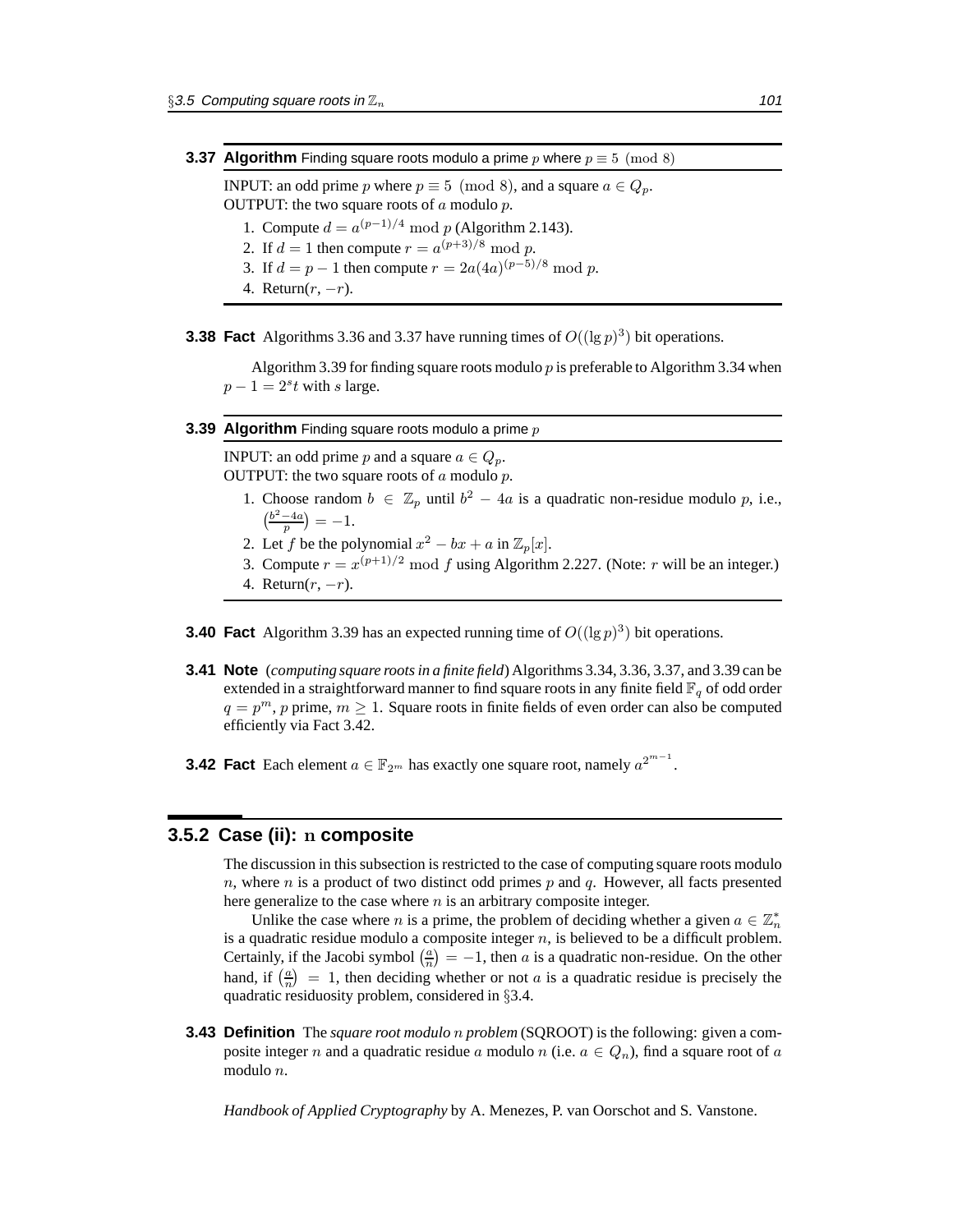**3.37 Algorithm** Finding square roots modulo a prime $p$ where $p \equiv 5 \pmod 8$

INPUT: an odd prime $p$ where $p \equiv 5 \pmod 8$, and a square $a \in Q_p$.
OUTPUT: the two square roots of $a$ modulo $p$.

1. Compute $d = a^{(p-1)/4} \bmod p$ (Algorithm 2.143).
2. If $d = 1$ then compute $r = a^{(p+3)/8} \bmod p$.
3. If $d = p - 1$ then compute $r = 2a(4a)^{(p-5)/8} \bmod p$.
4. Return($r$, $-r$).

**3.38 Fact** Algorithms 3.36 and 3.37 have running times of $O((\lg p)^3)$ bit operations.

Algorithm 3.39 for finding square roots modulo $p$ is preferable to Algorithm 3.34 when $p - 1 = 2^s t$ with $s$ large.

**3.39 Algorithm** Finding square roots modulo a prime $p$

INPUT: an odd prime $p$ and a square $a \in Q_p$.
OUTPUT: the two square roots of $a$ modulo $p$.

1. Choose random $b \in \mathbb{Z}_p$ until $b^2 - 4a$ is a quadratic non-residue modulo $p$, i.e., $\left(\frac{b^2-4a}{p}\right) = -1$.
2. Let $f$ be the polynomial $x^2 - bx + a$ in $\mathbb{Z}_p[x]$.
3. Compute $r = x^{(p+1)/2} \bmod f$ using Algorithm 2.227. (Note: $r$ will be an integer.)
4. Return($r$, $-r$).

**3.40 Fact** Algorithm 3.39 has an expected running time of $O((\lg p)^3)$ bit operations.

**3.41 Note** (*computing square roots in a finite field*) Algorithms 3.34, 3.36, 3.37, and 3.39 can be extended in a straightforward manner to find square roots in any finite field $\mathbb{F}_q$ of odd order $q = p^m$, $p$ prime, $m \geq 1$. Square roots in finite fields of even order can also be computed efficiently via Fact 3.42.

**3.42 Fact** Each element $a \in \mathbb{F}_{2^m}$ has exactly one square root, namely $a^{2^{m-1}}$.

## 3.5.2 Case (ii): $n$ composite

The discussion in this subsection is restricted to the case of computing square roots modulo $n$, where $n$ is a product of two distinct odd primes $p$ and $q$. However, all facts presented here generalize to the case where $n$ is an arbitrary composite integer.

Unlike the case where $n$ is a prime, the problem of deciding whether a given $a \in \mathbb{Z}_n^*$ is a quadratic residue modulo a composite integer $n$, is believed to be a difficult problem. Certainly, if the Jacobi symbol $\left(\frac{a}{n}\right) = -1$, then $a$ is a quadratic non-residue. On the other hand, if $\left(\frac{a}{n}\right) = 1$, then deciding whether or not $a$ is a quadratic residue is precisely the quadratic residuosity problem, considered in §3.4.

**3.43 Definition** The *square root modulo $n$ problem* (SQROOT) is the following: given a composite integer $n$ and a quadratic residue $a$ modulo $n$ (i.e. $a \in Q_n$), find a square root of $a$ modulo $n$.

*Handbook of Applied Cryptography* by A. Menezes, P. van Oorschot and S. Vanstone.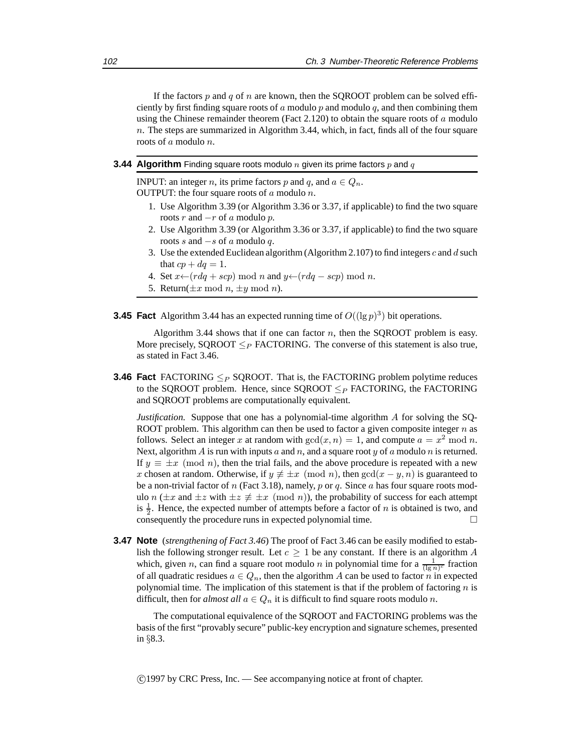If the factors $p$ and $q$ of $n$ are known, then the SQROOT problem can be solved efficiently by first finding square roots of $a$ modulo $p$ and modulo $q$, and then combining them using the Chinese remainder theorem (Fact 2.120) to obtain the square roots of $a$ modulo $n$. The steps are summarized in Algorithm 3.44, which, in fact, finds all of the four square roots of $a$ modulo $n$.

**3.44 Algorithm** Finding square roots modulo $n$ given its prime factors $p$ and $q$

INPUT: an integer $n$, its prime factors $p$ and $q$, and $a \in Q_n$.
OUTPUT: the four square roots of $a$ modulo $n$.

1. Use Algorithm 3.39 (or Algorithm 3.36 or 3.37, if applicable) to find the two square roots $r$ and $-r$ of $a$ modulo $p$.
2. Use Algorithm 3.39 (or Algorithm 3.36 or 3.37, if applicable) to find the two square roots $s$ and $-s$ of $a$ modulo $q$.
3. Use the extended Euclidean algorithm (Algorithm 2.107) to find integers $c$ and $d$ such that $cp + dq = 1$.
4. Set $x \leftarrow (rdq + scp) \bmod n$ and $y \leftarrow (rdq - scp) \bmod n$.
5. Return($\pm x \bmod n$, $\pm y \bmod n$).

**3.45 Fact** Algorithm 3.44 has an expected running time of $O((\lg p)^3)$ bit operations.

Algorithm 3.44 shows that if one can factor $n$, then the SQROOT problem is easy. More precisely, SQROOT $\leq_P$ FACTORING. The converse of this statement is also true, as stated in Fact 3.46.

**3.46 Fact** FACTORING $\leq_P$ SQROOT. That is, the FACTORING problem polytime reduces to the SQROOT problem. Hence, since SQROOT $\leq_P$ FACTORING, the FACTORING and SQROOT problems are computationally equivalent.

*Justification.* Suppose that one has a polynomial-time algorithm $A$ for solving the SQROOT problem. This algorithm can then be used to factor a given composite integer $n$ as follows. Select an integer $x$ at random with $\gcd(x, n) = 1$, and compute $a = x^2 \bmod n$. Next, algorithm $A$ is run with inputs $a$ and $n$, and a square root $y$ of $a$ modulo $n$ is returned. If $y \equiv \pm x \pmod{n}$, then the trial fails, and the above procedure is repeated with a new $x$ chosen at random. Otherwise, if $y \not\equiv \pm x \pmod{n}$, then $\gcd(x - y, n)$ is guaranteed to be a non-trivial factor of $n$ (Fact 3.18), namely, $p$ or $q$. Since $a$ has four square roots modulo $n$ ($\pm x$ and $\pm z$ with $\pm z \not\equiv \pm x \pmod{n}$), the probability of success for each attempt is $\frac{1}{2}$. Hence, the expected number of attempts before a factor of $n$ is obtained is two, and consequently the procedure runs in expected polynomial time. □

**3.47 Note** (*strengthening of Fact 3.46*) The proof of Fact 3.46 can be easily modified to establish the following stronger result. Let $c \geq 1$ be any constant. If there is an algorithm $A$ which, given $n$, can find a square root modulo $n$ in polynomial time for a $\frac{1}{(\lg n)^c}$ fraction of all quadratic residues $a \in Q_n$, then the algorithm $A$ can be used to factor $n$ in expected polynomial time. The implication of this statement is that if the problem of factoring $n$ is difficult, then for *almost all* $a \in Q_n$ it is difficult to find square roots modulo $n$.

The computational equivalence of the SQROOT and FACTORING problems was the basis of the first "provably secure" public-key encryption and signature schemes, presented in §8.3.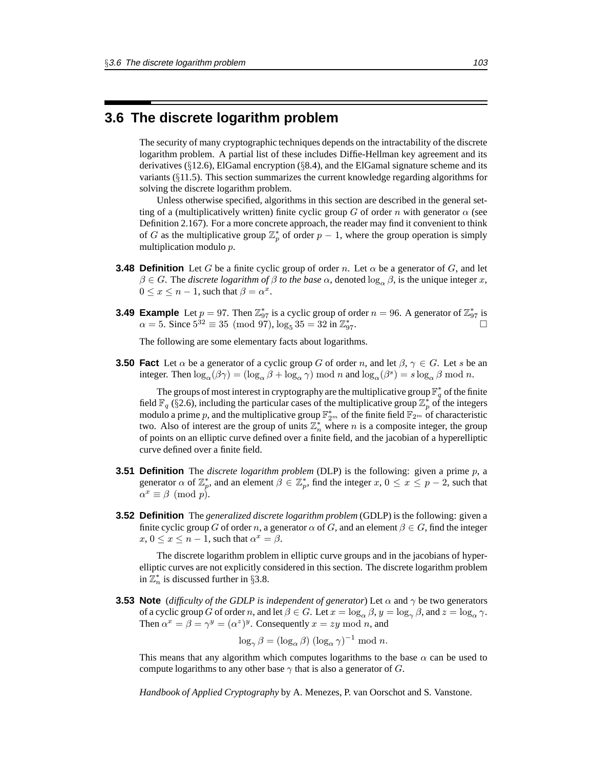## 3.6 The discrete logarithm problem

The security of many cryptographic techniques depends on the intractability of the discrete logarithm problem. A partial list of these includes Diffie-Hellman key agreement and its derivatives (§12.6), ElGamal encryption (§8.4), and the ElGamal signature scheme and its variants (§11.5). This section summarizes the current knowledge regarding algorithms for solving the discrete logarithm problem.

Unless otherwise specified, algorithms in this section are described in the general setting of a (multiplicatively written) finite cyclic group $G$ of order $n$ with generator $\alpha$ (see Definition 2.167). For a more concrete approach, the reader may find it convenient to think of $G$ as the multiplicative group $\mathbb{Z}_p^*$ of order $p-1$, where the group operation is simply multiplication modulo $p$.

**3.48 Definition** Let $G$ be a finite cyclic group of order $n$. Let $\alpha$ be a generator of $G$, and let $\beta \in G$. The *discrete logarithm of $\beta$ to the base $\alpha$*, denoted $\log_\alpha \beta$, is the unique integer $x$, $0 \le x \le n-1$, such that $\beta = \alpha^x$.

**3.49 Example** Let $p = 97$. Then $\mathbb{Z}_{97}^*$ is a cyclic group of order $n = 96$. A generator of $\mathbb{Z}_{97}^*$ is $\alpha = 5$. Since $5^{32} \equiv 35 \pmod{97}$, $\log_5 35 = 32$ in $\mathbb{Z}_{97}^*$. □

The following are some elementary facts about logarithms.

**3.50 Fact** Let $\alpha$ be a generator of a cyclic group $G$ of order $n$, and let $\beta, \gamma \in G$. Let $s$ be an integer. Then $\log_\alpha(\beta\gamma) = (\log_\alpha \beta + \log_\alpha \gamma) \bmod n$ and $\log_\alpha(\beta^s) = s \log_\alpha \beta \bmod n$.

The groups of most interest in cryptography are the multiplicative group $\mathbb{F}_q^*$ of the finite field $\mathbb{F}_q$ (§2.6), including the particular cases of the multiplicative group $\mathbb{Z}_p^*$ of the integers modulo a prime $p$, and the multiplicative group $\mathbb{F}_{2^m}^*$ of the finite field $\mathbb{F}_{2^m}$ of characteristic two. Also of interest are the group of units $\mathbb{Z}_n^*$ where $n$ is a composite integer, the group of points on an elliptic curve defined over a finite field, and the jacobian of a hyperelliptic curve defined over a finite field.

**3.51 Definition** The *discrete logarithm problem* (DLP) is the following: given a prime $p$, a generator $\alpha$ of $\mathbb{Z}_p^*$, and an element $\beta \in \mathbb{Z}_p^*$, find the integer $x$, $0 \le x \le p-2$, such that $\alpha^x \equiv \beta \pmod p$.

**3.52 Definition** The *generalized discrete logarithm problem* (GDLP) is the following: given a finite cyclic group $G$ of order $n$, a generator $\alpha$ of $G$, and an element $\beta \in G$, find the integer $x$, $0 \le x \le n-1$, such that $\alpha^x = \beta$.

The discrete logarithm problem in elliptic curve groups and in the jacobians of hyperelliptic curves are not explicitly considered in this section. The discrete logarithm problem in $\mathbb{Z}_n^*$ is discussed further in §3.8.

**3.53 Note** (*difficulty of the GDLP is independent of generator*) Let $\alpha$ and $\gamma$ be two generators of a cyclic group $G$ of order $n$, and let $\beta \in G$. Let $x = \log_\alpha \beta$, $y = \log_\gamma \beta$, and $z = \log_\alpha \gamma$. Then $\alpha^x = \beta = \gamma^y = (\alpha^z)^y$. Consequently $x = zy \bmod n$, and

$$\log_\gamma \beta = (\log_\alpha \beta)\,(\log_\alpha \gamma)^{-1} \bmod n.$$

This means that any algorithm which computes logarithms to the base $\alpha$ can be used to compute logarithms to any other base $\gamma$ that is also a generator of $G$.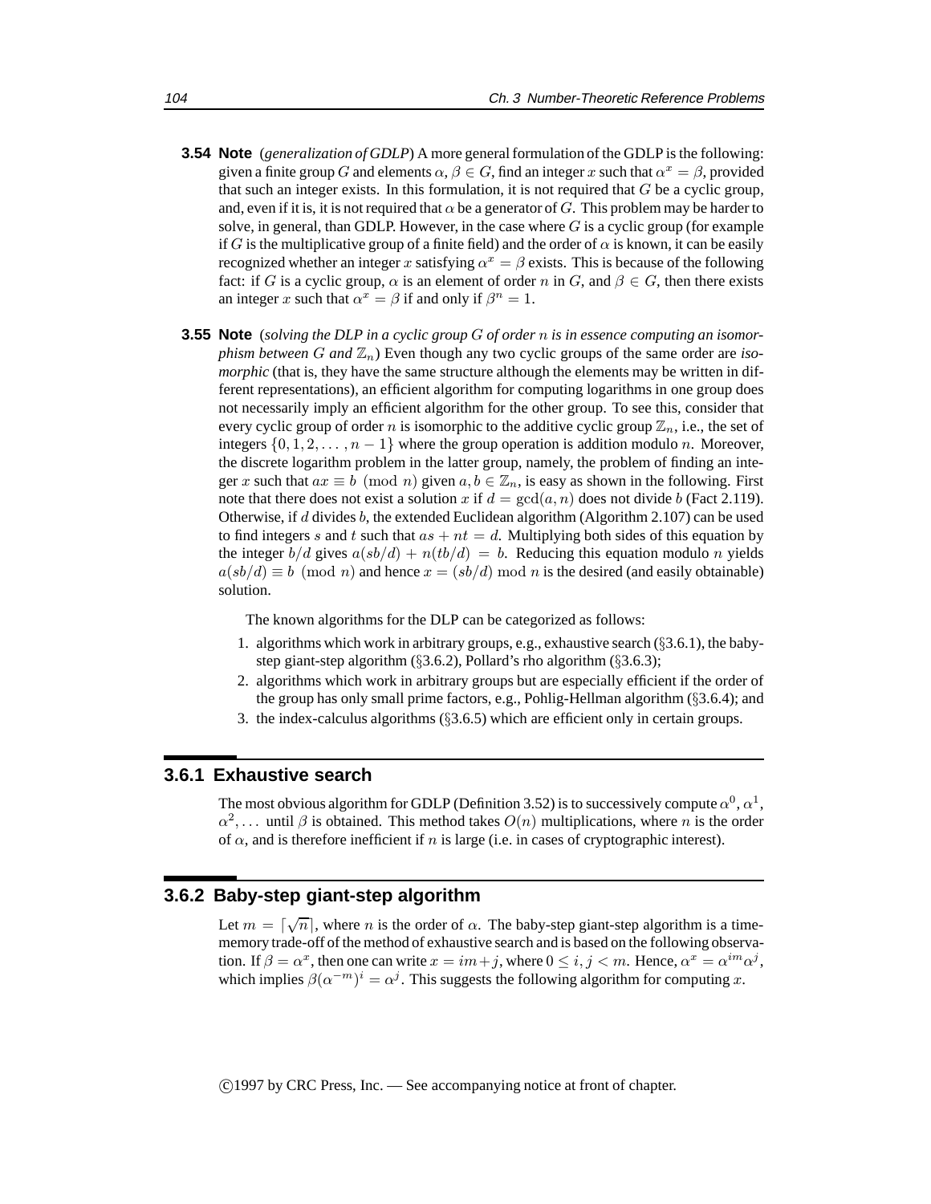**3.54 Note** (*generalization of GDLP*) A more general formulation of the GDLP is the following: given a finite group $G$ and elements $\alpha, \beta \in G$, find an integer $x$ such that $\alpha^x = \beta$, provided that such an integer exists. In this formulation, it is not required that $G$ be a cyclic group, and, even if it is, it is not required that $\alpha$ be a generator of $G$. This problem may be harder to solve, in general, than GDLP. However, in the case where $G$ is a cyclic group (for example if $G$ is the multiplicative group of a finite field) and the order of $\alpha$ is known, it can be easily recognized whether an integer $x$ satisfying $\alpha^x = \beta$ exists. This is because of the following fact: if $G$ is a cyclic group, $\alpha$ is an element of order $n$ in $G$, and $\beta \in G$, then there exists an integer $x$ such that $\alpha^x = \beta$ if and only if $\beta^n = 1$.

**3.55 Note** (*solving the DLP in a cyclic group $G$ of order $n$ is in essence computing an isomorphism between $G$ and $\mathbb{Z}_n$*) Even though any two cyclic groups of the same order are *isomorphic* (that is, they have the same structure although the elements may be written in different representations), an efficient algorithm for computing logarithms in one group does not necessarily imply an efficient algorithm for the other group. To see this, consider that every cyclic group of order $n$ is isomorphic to the additive cyclic group $\mathbb{Z}_n$, i.e., the set of integers $\{0, 1, 2, \ldots, n-1\}$ where the group operation is addition modulo $n$. Moreover, the discrete logarithm problem in the latter group, namely, the problem of finding an integer $x$ such that $ax \equiv b \pmod{n}$ given $a, b \in \mathbb{Z}_n$, is easy as shown in the following. First note that there does not exist a solution $x$ if $d = \gcd(a, n)$ does not divide $b$ (Fact 2.119). Otherwise, if $d$ divides $b$, the extended Euclidean algorithm (Algorithm 2.107) can be used to find integers $s$ and $t$ such that $as + nt = d$. Multiplying both sides of this equation by the integer $b/d$ gives $a(sb/d) + n(tb/d) = b$. Reducing this equation modulo $n$ yields $a(sb/d) \equiv b \pmod{n}$ and hence $x = (sb/d) \bmod n$ is the desired (and easily obtainable) solution.

The known algorithms for the DLP can be categorized as follows:

1. algorithms which work in arbitrary groups, e.g., exhaustive search (§3.6.1), the baby-step giant-step algorithm (§3.6.2), Pollard's rho algorithm (§3.6.3);
2. algorithms which work in arbitrary groups but are especially efficient if the order of the group has only small prime factors, e.g., Pohlig-Hellman algorithm (§3.6.4); and
3. the index-calculus algorithms (§3.6.5) which are efficient only in certain groups.

### 3.6.1 Exhaustive search

The most obvious algorithm for GDLP (Definition 3.52) is to successively compute $\alpha^0, \alpha^1, \alpha^2, \ldots$ until $\beta$ is obtained. This method takes $O(n)$ multiplications, where $n$ is the order of $\alpha$, and is therefore inefficient if $n$ is large (i.e. in cases of cryptographic interest).

### 3.6.2 Baby-step giant-step algorithm

Let $m = \lceil \sqrt{n} \rceil$, where $n$ is the order of $\alpha$. The baby-step giant-step algorithm is a time-memory trade-off of the method of exhaustive search and is based on the following observation. If $\beta = \alpha^x$, then one can write $x = im + j$, where $0 \le i, j < m$. Hence, $\alpha^x = \alpha^{im}\alpha^j$, which implies $\beta(\alpha^{-m})^i = \alpha^j$. This suggests the following algorithm for computing $x$.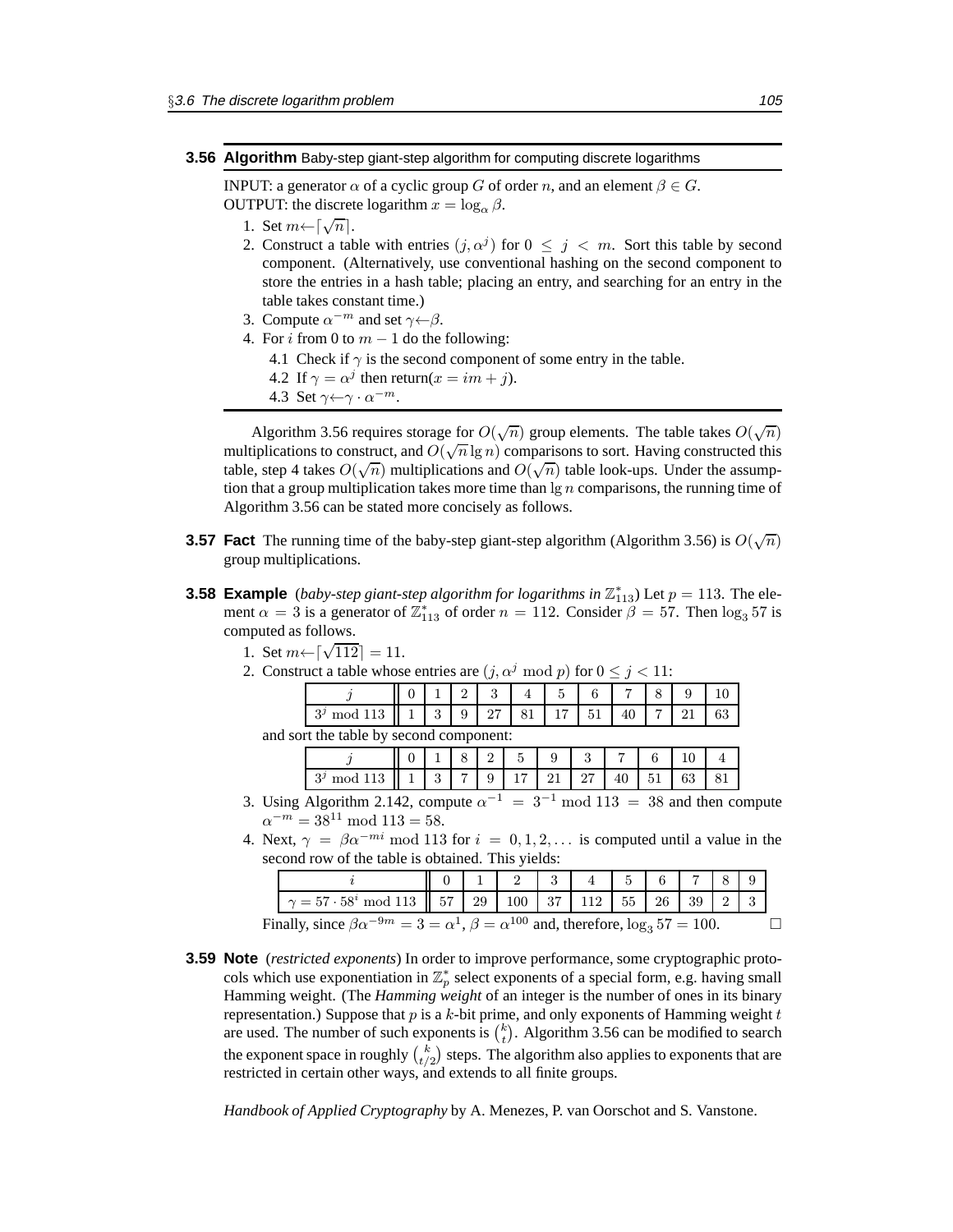**3.56 Algorithm** Baby-step giant-step algorithm for computing discrete logarithms

INPUT: a generator $\alpha$ of a cyclic group $G$ of order $n$, and an element $\beta \in G$.
OUTPUT: the discrete logarithm $x = \log_\alpha \beta$.

1. Set $m \leftarrow \lceil \sqrt{n} \rceil$.
2. Construct a table with entries $(j, \alpha^j)$ for $0 \le j < m$. Sort this table by second component. (Alternatively, use conventional hashing on the second component to store the entries in a hash table; placing an entry, and searching for an entry in the table takes constant time.)
3. Compute $\alpha^{-m}$ and set $\gamma \leftarrow \beta$.
4. For $i$ from 0 to $m - 1$ do the following:
   - 4.1 Check if $\gamma$ is the second component of some entry in the table.
   - 4.2 If $\gamma = \alpha^j$ then return($x = im + j$).
   - 4.3 Set $\gamma \leftarrow \gamma \cdot \alpha^{-m}$.

Algorithm 3.56 requires storage for $O(\sqrt{n})$ group elements. The table takes $O(\sqrt{n})$ multiplications to construct, and $O(\sqrt{n} \lg n)$ comparisons to sort. Having constructed this table, step 4 takes $O(\sqrt{n})$ multiplications and $O(\sqrt{n})$ table look-ups. Under the assumption that a group multiplication takes more time than $\lg n$ comparisons, the running time of Algorithm 3.56 can be stated more concisely as follows.

**3.57 Fact** The running time of the baby-step giant-step algorithm (Algorithm 3.56) is $O(\sqrt{n})$ group multiplications.

**3.58 Example** (*baby-step giant-step algorithm for logarithms in* $\mathbb{Z}_{113}^*$) Let $p = 113$. The element $\alpha = 3$ is a generator of $\mathbb{Z}_{113}^*$ of order $n = 112$. Consider $\beta = 57$. Then $\log_3 57$ is computed as follows.

1. Set $m \leftarrow \lceil \sqrt{112} \rceil = 11$.
2. Construct a table whose entries are $(j, \alpha^j \bmod p)$ for $0 \le j < 11$:

| $j$ | 0 | 1 | 2 | 3 | 4 | 5 | 6 | 7 | 8 | 9 | 10 |
|---|---|---|---|---|---|---|---|---|---|---|---|
| $3^j \bmod 113$ | 1 | 3 | 9 | 27 | 81 | 17 | 51 | 40 | 7 | 21 | 63 |

   and sort the table by second component:

| $j$ | 0 | 1 | 8 | 2 | 5 | 9 | 3 | 7 | 6 | 10 | 4 |
|---|---|---|---|---|---|---|---|---|---|---|---|
| $3^j \bmod 113$ | 1 | 3 | 7 | 9 | 17 | 21 | 27 | 40 | 51 | 63 | 81 |

3. Using Algorithm 2.142, compute $\alpha^{-1} = 3^{-1} \bmod 113 = 38$ and then compute $\alpha^{-m} = 38^{11} \bmod 113 = 58$.
4. Next, $\gamma = \beta\alpha^{-mi} \bmod 113$ for $i = 0, 1, 2, \ldots$ is computed until a value in the second row of the table is obtained. This yields:

| $i$ | 0 | 1 | 2 | 3 | 4 | 5 | 6 | 7 | 8 | 9 |
|---|---|---|---|---|---|---|---|---|---|---|
| $\gamma = 57 \cdot 58^i \bmod 113$ | 57 | 29 | 100 | 37 | 112 | 55 | 26 | 39 | 2 | 3 |

Finally, since $\beta\alpha^{-9m} = 3 = \alpha^1$, $\beta = \alpha^{100}$ and, therefore, $\log_3 57 = 100$. □

**3.59 Note** (*restricted exponents*) In order to improve performance, some cryptographic protocols which use exponentiation in $\mathbb{Z}_p^*$ select exponents of a special form, e.g. having small Hamming weight. (The *Hamming weight* of an integer is the number of ones in its binary representation.) Suppose that $p$ is a $k$-bit prime, and only exponents of Hamming weight $t$ are used. The number of such exponents is $\binom{k}{t}$. Algorithm 3.56 can be modified to search the exponent space in roughly $\binom{k}{t/2}$ steps. The algorithm also applies to exponents that are restricted in certain other ways, and extends to all finite groups.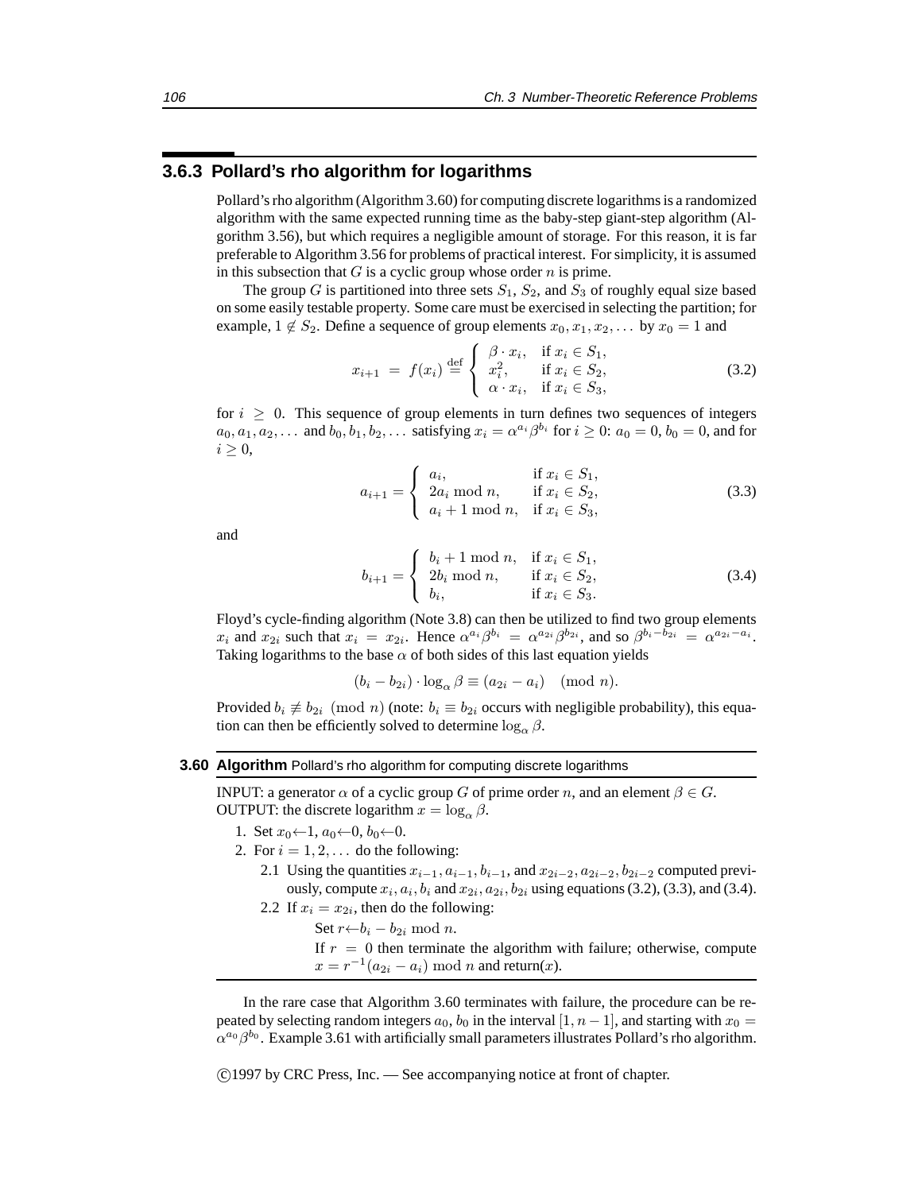### 3.6.3 Pollard's rho algorithm for logarithms

Pollard's rho algorithm (Algorithm 3.60) for computing discrete logarithms is a randomized algorithm with the same expected running time as the baby-step giant-step algorithm (Algorithm 3.56), but which requires a negligible amount of storage. For this reason, it is far preferable to Algorithm 3.56 for problems of practical interest. For simplicity, it is assumed in this subsection that $G$ is a cyclic group whose order $n$ is prime.

The group $G$ is partitioned into three sets $S_1$, $S_2$, and $S_3$ of roughly equal size based on some easily testable property. Some care must be exercised in selecting the partition; for example, $1 \notin S_2$. Define a sequence of group elements $x_0, x_1, x_2, \ldots$ by $x_0 = 1$ and

$$x_{i+1} \;=\; f(x_i) \stackrel{\text{def}}{=} \begin{cases} \beta \cdot x_i, & \text{if } x_i \in S_1, \\ x_i^2, & \text{if } x_i \in S_2, \\ \alpha \cdot x_i, & \text{if } x_i \in S_3, \end{cases} \tag{3.2}$$

for $i \geq 0$. This sequence of group elements in turn defines two sequences of integers $a_0, a_1, a_2, \ldots$ and $b_0, b_1, b_2, \ldots$ satisfying $x_i = \alpha^{a_i}\beta^{b_i}$ for $i \geq 0$: $a_0 = 0$, $b_0 = 0$, and for $i \geq 0$,

$$a_{i+1} = \begin{cases} a_i, & \text{if } x_i \in S_1, \\ 2a_i \bmod n, & \text{if } x_i \in S_2, \\ a_i + 1 \bmod n, & \text{if } x_i \in S_3, \end{cases} \tag{3.3}$$

and

$$b_{i+1} = \begin{cases} b_i + 1 \bmod n, & \text{if } x_i \in S_1, \\ 2b_i \bmod n, & \text{if } x_i \in S_2, \\ b_i, & \text{if } x_i \in S_3. \end{cases} \tag{3.4}$$

Floyd's cycle-finding algorithm (Note 3.8) can then be utilized to find two group elements $x_i$ and $x_{2i}$ such that $x_i = x_{2i}$. Hence $\alpha^{a_i}\beta^{b_i} = \alpha^{a_{2i}}\beta^{b_{2i}}$, and so $\beta^{b_i - b_{2i}} = \alpha^{a_{2i} - a_i}$. Taking logarithms to the base $\alpha$ of both sides of this last equation yields

$$(b_i - b_{2i}) \cdot \log_\alpha \beta \equiv (a_{2i} - a_i) \pmod{n}.$$

Provided $b_i \not\equiv b_{2i} \pmod{n}$ (note: $b_i \equiv b_{2i}$ occurs with negligible probability), this equation can then be efficiently solved to determine $\log_\alpha \beta$.

**3.60 Algorithm** Pollard's rho algorithm for computing discrete logarithms

INPUT: a generator $\alpha$ of a cyclic group $G$ of prime order $n$, and an element $\beta \in G$.
OUTPUT: the discrete logarithm $x = \log_\alpha \beta$.

1. Set $x_0 \leftarrow 1$, $a_0 \leftarrow 0$, $b_0 \leftarrow 0$.
2. For $i = 1, 2, \ldots$ do the following:
   - 2.1 Using the quantities $x_{i-1}, a_{i-1}, b_{i-1}$, and $x_{2i-2}, a_{2i-2}, b_{2i-2}$ computed previously, compute $x_i, a_i, b_i$ and $x_{2i}, a_{2i}, b_{2i}$ using equations (3.2), (3.3), and (3.4).
   - 2.2 If $x_i = x_{2i}$, then do the following:

     Set $r \leftarrow b_i - b_{2i} \bmod n$.

     If $r = 0$ then terminate the algorithm with failure; otherwise, compute $x = r^{-1}(a_{2i} - a_i) \bmod n$ and return($x$).

In the rare case that Algorithm 3.60 terminates with failure, the procedure can be repeated by selecting random integers $a_0$, $b_0$ in the interval $[1, n-1]$, and starting with $x_0 = \alpha^{a_0}\beta^{b_0}$. Example 3.61 with artificially small parameters illustrates Pollard's rho algorithm.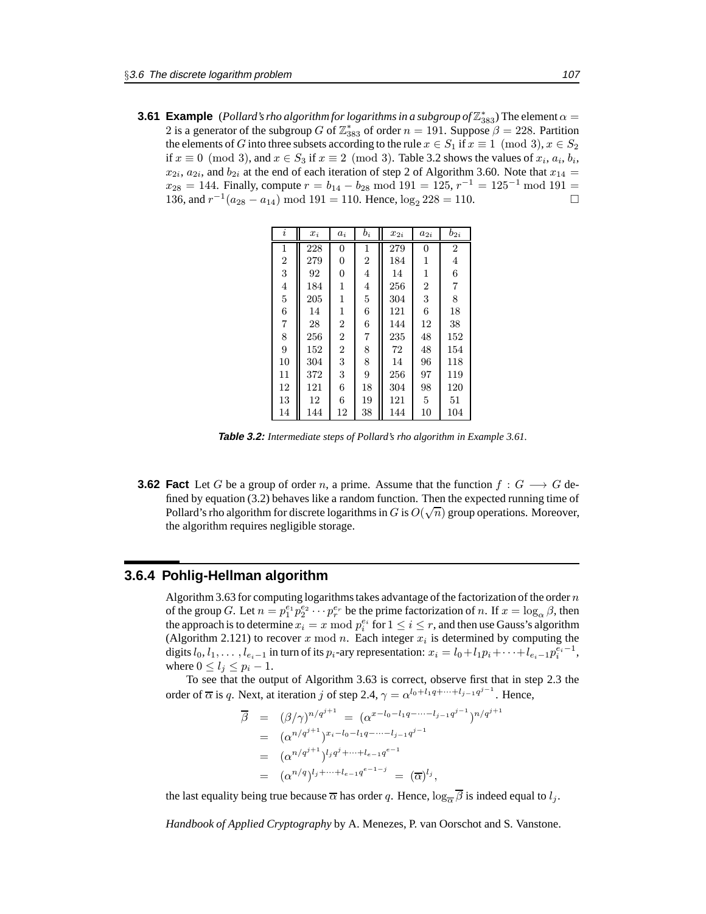**3.61 Example** (*Pollard's rho algorithm for logarithms in a subgroup of* $\mathbb{Z}^*_{383}$) The element $\alpha = 2$ is a generator of the subgroup $G$ of $\mathbb{Z}^*_{383}$ of order $n = 191$. Suppose $\beta = 228$. Partition the elements of $G$ into three subsets according to the rule $x \in S_1$ if $x \equiv 1 \pmod 3$, $x \in S_2$ if $x \equiv 0 \pmod 3$, and $x \in S_3$ if $x \equiv 2 \pmod 3$. Table 3.2 shows the values of $x_i$, $a_i$, $b_i$, $x_{2i}$, $a_{2i}$, and $b_{2i}$ at the end of each iteration of step 2 of Algorithm 3.60. Note that $x_{14} = x_{28} = 144$. Finally, compute $r = b_{14} - b_{28} \bmod 191 = 125$, $r^{-1} = 125^{-1} \bmod 191 = 136$, and $r^{-1}(a_{28} - a_{14}) \bmod 191 = 110$. Hence, $\log_2 228 = 110$. □

| $i$ | $x_i$ | $a_i$ | $b_i$ | $x_{2i}$ | $a_{2i}$ | $b_{2i}$ |
|---|---|---|---|---|---|---|
| 1 | 228 | 0 | 1 | 279 | 0 | 2 |
| 2 | 279 | 0 | 2 | 184 | 1 | 4 |
| 3 | 92 | 0 | 4 | 14 | 1 | 6 |
| 4 | 184 | 1 | 4 | 256 | 2 | 7 |
| 5 | 205 | 1 | 5 | 304 | 3 | 8 |
| 6 | 14 | 1 | 6 | 121 | 6 | 18 |
| 7 | 28 | 2 | 6 | 144 | 12 | 38 |
| 8 | 256 | 2 | 7 | 235 | 48 | 152 |
| 9 | 152 | 2 | 8 | 72 | 48 | 154 |
| 10 | 304 | 3 | 8 | 14 | 96 | 118 |
| 11 | 372 | 3 | 9 | 256 | 97 | 119 |
| 12 | 121 | 6 | 18 | 304 | 98 | 120 |
| 13 | 12 | 6 | 19 | 121 | 5 | 51 |
| 14 | 144 | 12 | 38 | 144 | 10 | 104 |

***Table 3.2:*** *Intermediate steps of Pollard's rho algorithm in Example 3.61.*

**3.62 Fact** Let $G$ be a group of order $n$, a prime. Assume that the function $f : G \longrightarrow G$ defined by equation (3.2) behaves like a random function. Then the expected running time of Pollard's rho algorithm for discrete logarithms in $G$ is $O(\sqrt{n})$ group operations. Moreover, the algorithm requires negligible storage.

### 3.6.4 Pohlig-Hellman algorithm

Algorithm 3.63 for computing logarithms takes advantage of the factorization of the order $n$ of the group $G$. Let $n = p_1^{e_1} p_2^{e_2} \cdots p_r^{e_r}$ be the prime factorization of $n$. If $x = \log_\alpha \beta$, then the approach is to determine $x_i = x \bmod p_i^{e_i}$ for $1 \leq i \leq r$, and then use Gauss's algorithm (Algorithm 2.121) to recover $x \bmod n$. Each integer $x_i$ is determined by computing the digits $l_0, l_1, \ldots, l_{e_i-1}$ in turn of its $p_i$-ary representation: $x_i = l_0 + l_1 p_i + \cdots + l_{e_i-1} p_i^{e_i-1}$, where $0 \leq l_j \leq p_i - 1$.

To see that the output of Algorithm 3.63 is correct, observe first that in step 2.3 the order of $\overline{\alpha}$ is $q$. Next, at iteration $j$ of step 2.4, $\gamma = \alpha^{l_0 + l_1 q + \cdots + l_{j-1} q^{j-1}}$. Hence,

$$
\begin{aligned}
\overline{\beta} &= (\beta/\gamma)^{n/q^{j+1}} = (\alpha^{x - l_0 - l_1 q - \cdots - l_{j-1} q^{j-1}})^{n/q^{j+1}} \\
&= (\alpha^{n/q^{j+1}})^{x_i - l_0 - l_1 q - \cdots - l_{j-1} q^{j-1}} \\
&= (\alpha^{n/q^{j+1}})^{l_j q^j + \cdots + l_{e-1} q^{e-1}} \\
&= (\alpha^{n/q})^{l_j + \cdots + l_{e-1} q^{e-1-j}} = (\overline{\alpha})^{l_j},
\end{aligned}
$$

the last equality being true because $\overline{\alpha}$ has order $q$. Hence, $\log_{\overline{\alpha}} \overline{\beta}$ is indeed equal to $l_j$.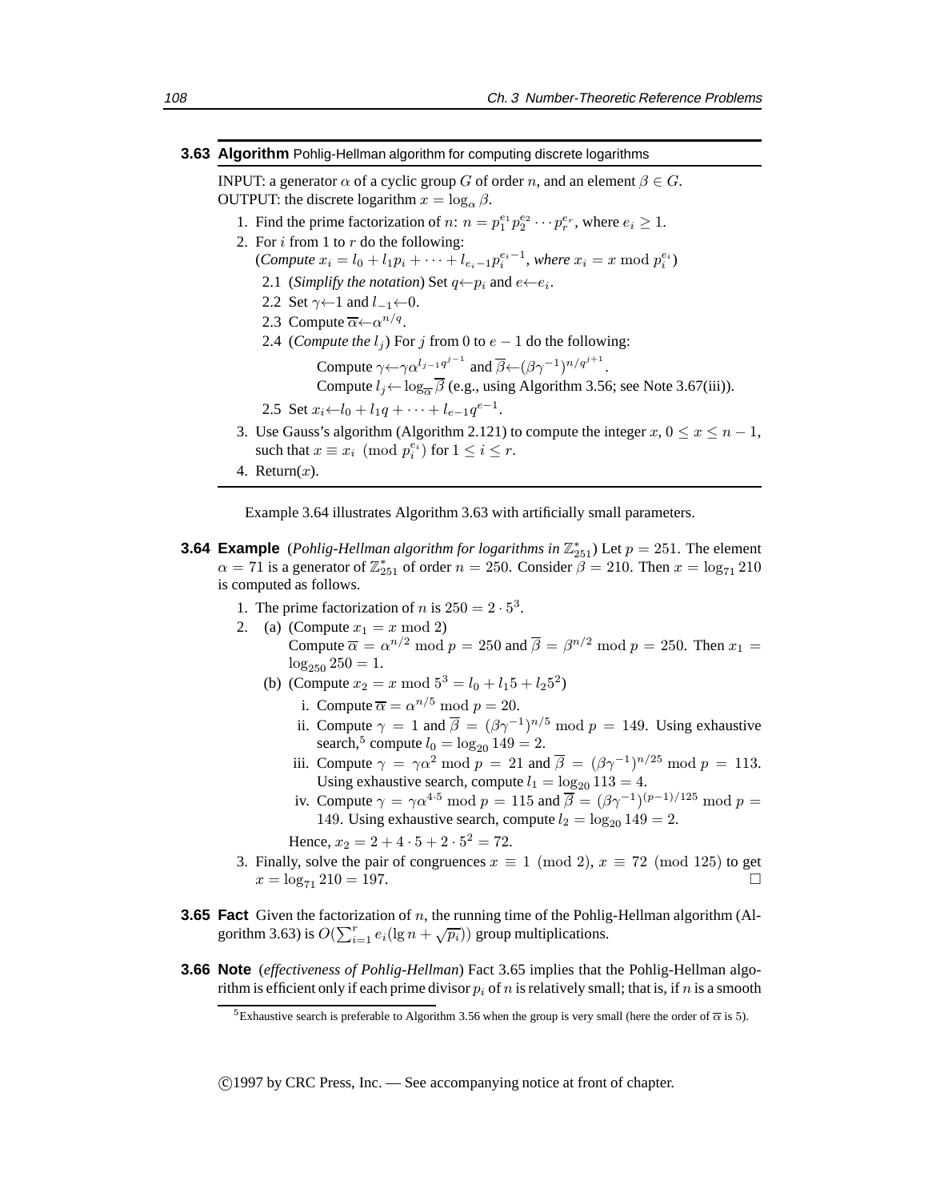**3.63 Algorithm** Pohlig-Hellman algorithm for computing discrete logarithms

INPUT: a generator $\alpha$ of a cyclic group $G$ of order $n$, and an element $\beta \in G$.
OUTPUT: the discrete logarithm $x = \log_\alpha \beta$.

1. Find the prime factorization of $n$: $n = p_1^{e_1} p_2^{e_2} \cdots p_r^{e_r}$, where $e_i \geq 1$.
2. For $i$ from 1 to $r$ do the following:
   (*Compute* $x_i = l_0 + l_1 p_i + \cdots + l_{e_i - 1} p_i^{e_i - 1}$, *where* $x_i = x \bmod p_i^{e_i}$)
   - 2.1 (*Simplify the notation*) Set $q \leftarrow p_i$ and $e \leftarrow e_i$.
   - 2.2 Set $\gamma \leftarrow 1$ and $l_{-1} \leftarrow 0$.
   - 2.3 Compute $\overline{\alpha} \leftarrow \alpha^{n/q}$.
   - 2.4 (*Compute the* $l_j$) For $j$ from 0 to $e-1$ do the following:
     Compute $\gamma \leftarrow \gamma \alpha^{l_{j-1} q^{j-1}}$ and $\overline{\beta} \leftarrow (\beta \gamma^{-1})^{n/q^{j+1}}$.
     Compute $l_j \leftarrow \log_{\overline{\alpha}} \overline{\beta}$ (e.g., using Algorithm 3.56; see Note 3.67(iii)).
   - 2.5 Set $x_i \leftarrow l_0 + l_1 q + \cdots + l_{e-1} q^{e-1}$.
3. Use Gauss's algorithm (Algorithm 2.121) to compute the integer $x$, $0 \leq x \leq n-1$, such that $x \equiv x_i \pmod{p_i^{e_i}}$ for $1 \leq i \leq r$.
4. Return($x$).

Example 3.64 illustrates Algorithm 3.63 with artificially small parameters.

**3.64 Example** (*Pohlig-Hellman algorithm for logarithms in* $\mathbb{Z}_{251}^*$) Let $p = 251$. The element $\alpha = 71$ is a generator of $\mathbb{Z}_{251}^*$ of order $n = 250$. Consider $\beta = 210$. Then $x = \log_{71} 210$ is computed as follows.

1. The prime factorization of $n$ is $250 = 2 \cdot 5^3$.
2. (a) (Compute $x_1 = x \bmod 2$)
   Compute $\overline{\alpha} = \alpha^{n/2} \bmod p = 250$ and $\overline{\beta} = \beta^{n/2} \bmod p = 250$. Then $x_1 = \log_{250} 250 = 1$.

   (b) (Compute $x_2 = x \bmod 5^3 = l_0 + l_1 5 + l_2 5^2$)
   - i. Compute $\overline{\alpha} = \alpha^{n/5} \bmod p = 20$.
   - ii. Compute $\gamma = 1$ and $\overline{\beta} = (\beta\gamma^{-1})^{n/5} \bmod p = 149$. Using exhaustive search,[5] compute $l_0 = \log_{20} 149 = 2$.
   - iii. Compute $\gamma = \gamma\alpha^2 \bmod p = 21$ and $\overline{\beta} = (\beta\gamma^{-1})^{n/25} \bmod p = 113$. Using exhaustive search, compute $l_1 = \log_{20} 113 = 4$.
   - iv. Compute $\gamma = \gamma\alpha^{4 \cdot 5} \bmod p = 115$ and $\overline{\beta} = (\beta\gamma^{-1})^{(p-1)/125} \bmod p = 149$. Using exhaustive search, compute $l_2 = \log_{20} 149 = 2$.

   Hence, $x_2 = 2 + 4 \cdot 5 + 2 \cdot 5^2 = 72$.
3. Finally, solve the pair of congruences $x \equiv 1 \pmod 2$, $x \equiv 72 \pmod{125}$ to get $x = \log_{71} 210 = 197$. □

**3.65 Fact** Given the factorization of $n$, the running time of the Pohlig-Hellman algorithm (Algorithm 3.63) is $O(\sum_{i=1}^{r} e_i(\lg n + \sqrt{p_i}))$ group multiplications.

**3.66 Note** (*effectiveness of Pohlig-Hellman*) Fact 3.65 implies that the Pohlig-Hellman algorithm is efficient only if each prime divisor $p_i$ of $n$ is relatively small; that is, if $n$ is a smooth

[5] Exhaustive search is preferable to Algorithm 3.56 when the group is very small (here the order of $\overline{\alpha}$ is 5).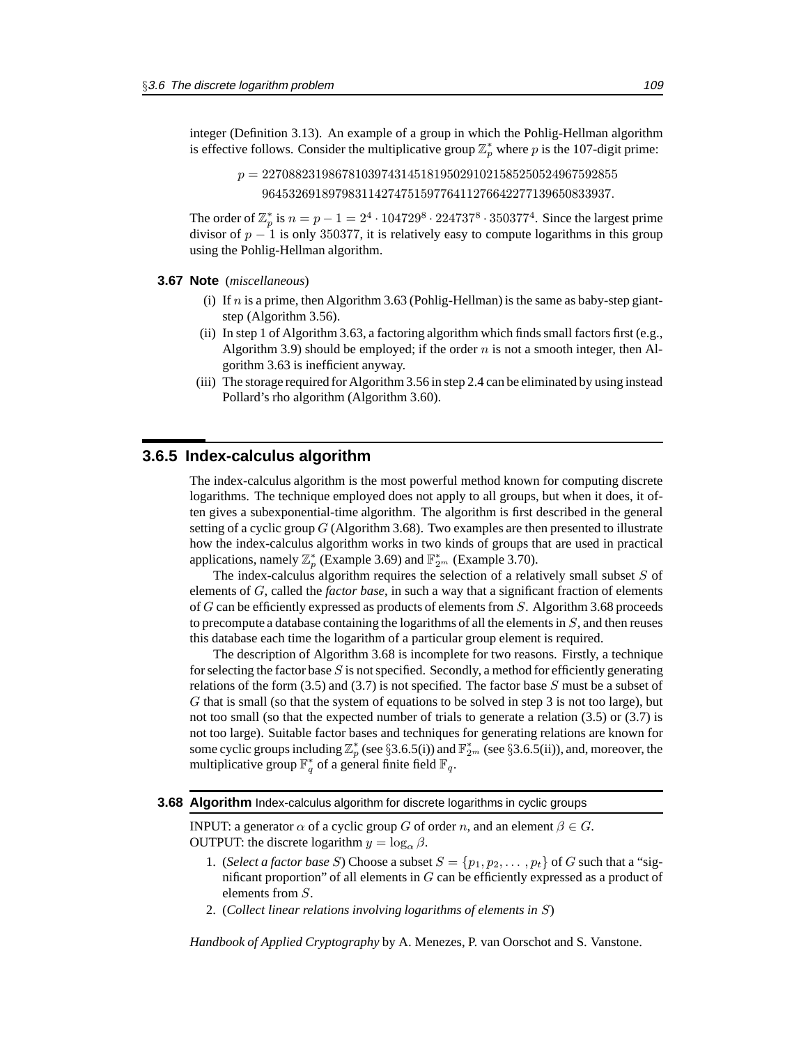integer (Definition 3.13). An example of a group in which the Pohlig-Hellman algorithm is effective follows. Consider the multiplicative group $\mathbb{Z}_p^*$ where $p$ is the 107-digit prime:

$$p = 22708823198678103974314518195029102158525052496759285596453269189798311427475159776411276642277139650833937.$$

The order of $\mathbb{Z}_p^*$ is $n = p - 1 = 2^4 \cdot 104729^8 \cdot 224737^8 \cdot 350377^4$. Since the largest prime divisor of $p - 1$ is only $350377$, it is relatively easy to compute logarithms in this group using the Pohlig-Hellman algorithm.

**3.67 Note** (*miscellaneous*)

(i) If $n$ is a prime, then Algorithm 3.63 (Pohlig-Hellman) is the same as baby-step giant-step (Algorithm 3.56).

(ii) In step 1 of Algorithm 3.63, a factoring algorithm which finds small factors first (e.g., Algorithm 3.9) should be employed; if the order $n$ is not a smooth integer, then Algorithm 3.63 is inefficient anyway.

(iii) The storage required for Algorithm 3.56 in step 2.4 can be eliminated by using instead Pollard's rho algorithm (Algorithm 3.60).

### 3.6.5 Index-calculus algorithm

The index-calculus algorithm is the most powerful method known for computing discrete logarithms. The technique employed does not apply to all groups, but when it does, it often gives a subexponential-time algorithm. The algorithm is first described in the general setting of a cyclic group $G$ (Algorithm 3.68). Two examples are then presented to illustrate how the index-calculus algorithm works in two kinds of groups that are used in practical applications, namely $\mathbb{Z}_p^*$ (Example 3.69) and $\mathbb{F}_{2^m}^*$ (Example 3.70).

The index-calculus algorithm requires the selection of a relatively small subset $S$ of elements of $G$, called the *factor base*, in such a way that a significant fraction of elements of $G$ can be efficiently expressed as products of elements from $S$. Algorithm 3.68 proceeds to precompute a database containing the logarithms of all the elements in $S$, and then reuses this database each time the logarithm of a particular group element is required.

The description of Algorithm 3.68 is incomplete for two reasons. Firstly, a technique for selecting the factor base $S$ is not specified. Secondly, a method for efficiently generating relations of the form (3.5) and (3.7) is not specified. The factor base $S$ must be a subset of $G$ that is small (so that the system of equations to be solved in step 3 is not too large), but not too small (so that the expected number of trials to generate a relation (3.5) or (3.7) is not too large). Suitable factor bases and techniques for generating relations are known for some cyclic groups including $\mathbb{Z}_p^*$ (see §3.6.5(i)) and $\mathbb{F}_{2^m}^*$ (see §3.6.5(ii)), and, moreover, the multiplicative group $\mathbb{F}_q^*$ of a general finite field $\mathbb{F}_q$.

**3.68 Algorithm** Index-calculus algorithm for discrete logarithms in cyclic groups

INPUT: a generator $\alpha$ of a cyclic group $G$ of order $n$, and an element $\beta \in G$.
OUTPUT: the discrete logarithm $y = \log_\alpha \beta$.

1. (*Select a factor base $S$*) Choose a subset $S = \{p_1, p_2, \ldots, p_t\}$ of $G$ such that a "significant proportion" of all elements in $G$ can be efficiently expressed as a product of elements from $S$.
2. (*Collect linear relations involving logarithms of elements in $S$*)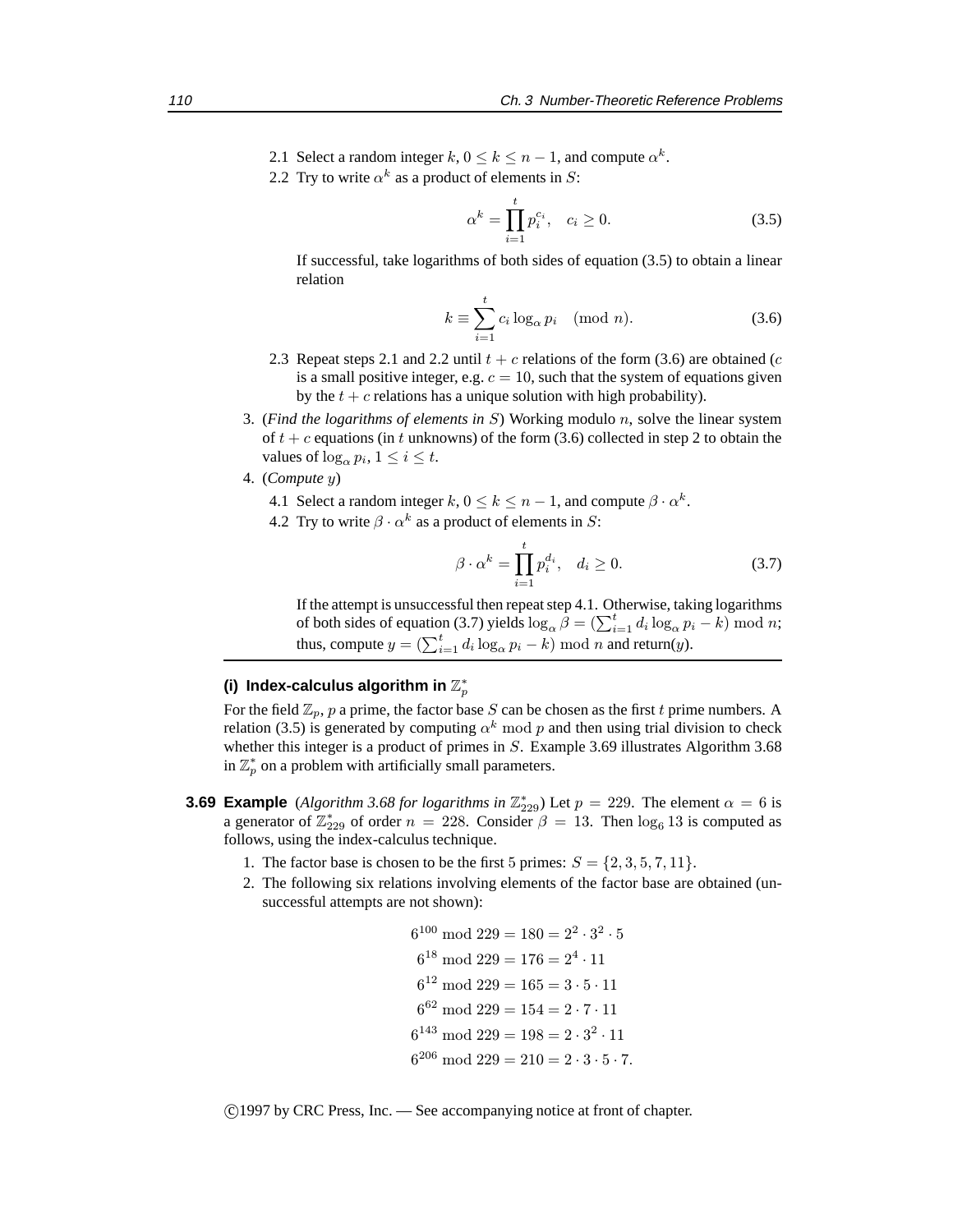2.1 Select a random integer $k$, $0 \le k \le n-1$, and compute $\alpha^k$.

2.2 Try to write $\alpha^k$ as a product of elements in $S$:

$$\alpha^k = \prod_{i=1}^{t} p_i^{c_i}, \quad c_i \ge 0. \tag{3.5}$$

If successful, take logarithms of both sides of equation (3.5) to obtain a linear relation

$$k \equiv \sum_{i=1}^{t} c_i \log_\alpha p_i \pmod{n}. \tag{3.6}$$

2.3 Repeat steps 2.1 and 2.2 until $t+c$ relations of the form (3.6) are obtained ($c$ is a small positive integer, e.g. $c = 10$, such that the system of equations given by the $t+c$ relations has a unique solution with high probability).

3. (*Find the logarithms of elements in* $S$) Working modulo $n$, solve the linear system of $t+c$ equations (in $t$ unknowns) of the form (3.6) collected in step 2 to obtain the values of $\log_\alpha p_i$, $1 \le i \le t$.

4. (*Compute* $y$)

4.1 Select a random integer $k$, $0 \le k \le n-1$, and compute $\beta \cdot \alpha^k$.

4.2 Try to write $\beta \cdot \alpha^k$ as a product of elements in $S$:

$$\beta \cdot \alpha^k = \prod_{i=1}^{t} p_i^{d_i}, \quad d_i \ge 0. \tag{3.7}$$

If the attempt is unsuccessful then repeat step 4.1. Otherwise, taking logarithms of both sides of equation (3.7) yields $\log_\alpha \beta = (\sum_{i=1}^{t} d_i \log_\alpha p_i - k) \bmod n$; thus, compute $y = (\sum_{i=1}^{t} d_i \log_\alpha p_i - k) \bmod n$ and return($y$).

### (i) Index-calculus algorithm in $\mathbb{Z}_p^*$

For the field $\mathbb{Z}_p$, $p$ a prime, the factor base $S$ can be chosen as the first $t$ prime numbers. A relation (3.5) is generated by computing $\alpha^k \bmod p$ and then using trial division to check whether this integer is a product of primes in $S$. Example 3.69 illustrates Algorithm 3.68 in $\mathbb{Z}_p^*$ on a problem with artificially small parameters.

**3.69 Example** (*Algorithm 3.68 for logarithms in* $\mathbb{Z}_{229}^*$) Let $p = 229$. The element $\alpha = 6$ is a generator of $\mathbb{Z}_{229}^*$ of order $n = 228$. Consider $\beta = 13$. Then $\log_6 13$ is computed as follows, using the index-calculus technique.

1. The factor base is chosen to be the first 5 primes: $S = \{2, 3, 5, 7, 11\}$.
2. The following six relations involving elements of the factor base are obtained (unsuccessful attempts are not shown):

$$\begin{aligned}
6^{100} \bmod 229 &= 180 = 2^2 \cdot 3^2 \cdot 5 \\
6^{18} \bmod 229 &= 176 = 2^4 \cdot 11 \\
6^{12} \bmod 229 &= 165 = 3 \cdot 5 \cdot 11 \\
6^{62} \bmod 229 &= 154 = 2 \cdot 7 \cdot 11 \\
6^{143} \bmod 229 &= 198 = 2 \cdot 3^2 \cdot 11 \\
6^{206} \bmod 229 &= 210 = 2 \cdot 3 \cdot 5 \cdot 7.
\end{aligned}$$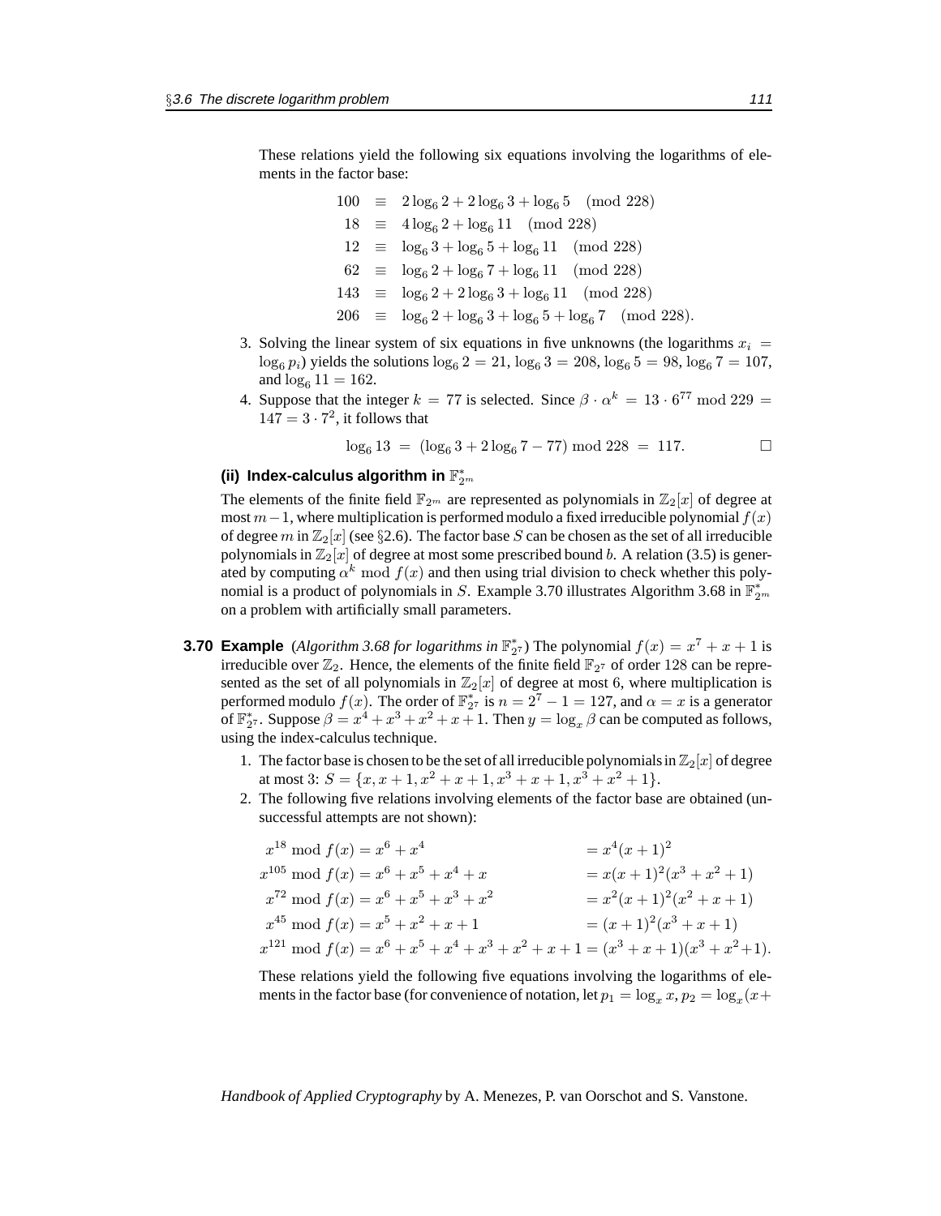These relations yield the following six equations involving the logarithms of elements in the factor base:

$$
\begin{aligned}
100 &\equiv 2\log_6 2 + 2\log_6 3 + \log_6 5 \pmod{228}\\
18 &\equiv 4\log_6 2 + \log_6 11 \pmod{228}\\
12 &\equiv \log_6 3 + \log_6 5 + \log_6 11 \pmod{228}\\
62 &\equiv \log_6 2 + \log_6 7 + \log_6 11 \pmod{228}\\
143 &\equiv \log_6 2 + 2\log_6 3 + \log_6 11 \pmod{228}\\
206 &\equiv \log_6 2 + \log_6 3 + \log_6 5 + \log_6 7 \pmod{228}.
\end{aligned}
$$

3. Solving the linear system of six equations in five unknowns (the logarithms $x_i = \log_6 p_i$) yields the solutions $\log_6 2 = 21$, $\log_6 3 = 208$, $\log_6 5 = 98$, $\log_6 7 = 107$, and $\log_6 11 = 162$.
4. Suppose that the integer $k = 77$ is selected. Since $\beta \cdot \alpha^k = 13 \cdot 6^{77} \bmod 229 = 147 = 3 \cdot 7^2$, it follows that

$$\log_6 13 = (\log_6 3 + 2\log_6 7 - 77) \bmod 228 = 117. \qquad \square$$

#### (ii) Index-calculus algorithm in $\mathbb{F}_{2^m}^*$

The elements of the finite field $\mathbb{F}_{2^m}$ are represented as polynomials in $\mathbb{Z}_2[x]$ of degree at most $m-1$, where multiplication is performed modulo a fixed irreducible polynomial $f(x)$ of degree $m$ in $\mathbb{Z}_2[x]$ (see §2.6). The factor base $S$ can be chosen as the set of all irreducible polynomials in $\mathbb{Z}_2[x]$ of degree at most some prescribed bound $b$. A relation (3.5) is generated by computing $\alpha^k \bmod f(x)$ and then using trial division to check whether this polynomial is a product of polynomials in $S$. Example 3.70 illustrates Algorithm 3.68 in $\mathbb{F}_{2^m}^*$ on a problem with artificially small parameters.

**3.70 Example** (*Algorithm 3.68 for logarithms in* $\mathbb{F}_{2^7}^*$) The polynomial $f(x) = x^7 + x + 1$ is irreducible over $\mathbb{Z}_2$. Hence, the elements of the finite field $\mathbb{F}_{2^7}$ of order 128 can be represented as the set of all polynomials in $\mathbb{Z}_2[x]$ of degree at most 6, where multiplication is performed modulo $f(x)$. The order of $\mathbb{F}_{2^7}^*$ is $n = 2^7 - 1 = 127$, and $\alpha = x$ is a generator of $\mathbb{F}_{2^7}^*$. Suppose $\beta = x^4 + x^3 + x^2 + x + 1$. Then $y = \log_x \beta$ can be computed as follows, using the index-calculus technique.

1. The factor base is chosen to be the set of all irreducible polynomials in $\mathbb{Z}_2[x]$ of degree at most 3: $S = \{x, x+1, x^2+x+1, x^3+x+1, x^3+x^2+1\}$.
2. The following five relations involving elements of the factor base are obtained (unsuccessful attempts are not shown):

$$
\begin{aligned}
x^{18} \bmod f(x) &= x^6 + x^4 &&= x^4(x+1)^2\\
x^{105} \bmod f(x) &= x^6 + x^5 + x^4 + x &&= x(x+1)^2(x^3+x^2+1)\\
x^{72} \bmod f(x) &= x^6 + x^5 + x^3 + x^2 &&= x^2(x+1)^2(x^2+x+1)\\
x^{45} \bmod f(x) &= x^5 + x^2 + x + 1 &&= (x+1)^2(x^3+x+1)\\
x^{121} \bmod f(x) &= x^6 + x^5 + x^4 + x^3 + x^2 + x + 1 &&= (x^3+x+1)(x^3+x^2+1).
\end{aligned}
$$

These relations yield the following five equations involving the logarithms of elements in the factor base (for convenience of notation, let $p_1 = \log_x x$, $p_2 = \log_x(x+$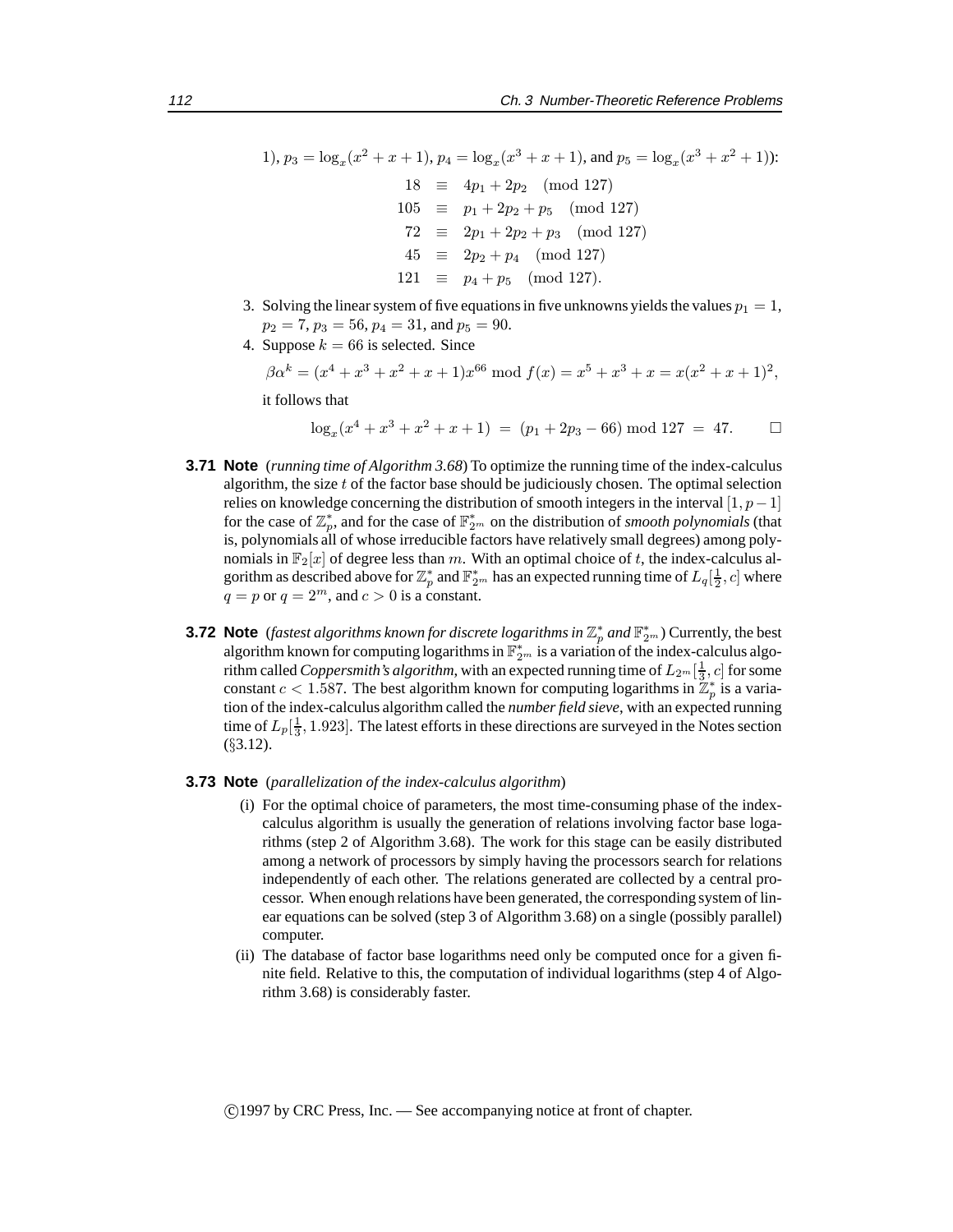1), $p_3 = \log_x(x^2+x+1)$, $p_4 = \log_x(x^3+x+1)$, and $p_5 = \log_x(x^3+x^2+1)$):

$$
\begin{aligned}
18 &\equiv 4p_1 + 2p_2 \pmod{127}\\
105 &\equiv p_1 + 2p_2 + p_5 \pmod{127}\\
72 &\equiv 2p_1 + 2p_2 + p_3 \pmod{127}\\
45 &\equiv 2p_2 + p_4 \pmod{127}\\
121 &\equiv p_4 + p_5 \pmod{127}.
\end{aligned}
$$

3. Solving the linear system of five equations in five unknowns yields the values $p_1 = 1$, $p_2 = 7$, $p_3 = 56$, $p_4 = 31$, and $p_5 = 90$.
4. Suppose $k = 66$ is selected. Since

   $$\beta\alpha^k = (x^4+x^3+x^2+x+1)x^{66} \bmod f(x) = x^5+x^3+x = x(x^2+x+1)^2,$$

   it follows that

   $$\log_x(x^4+x^3+x^2+x+1) \;=\; (p_1 + 2p_3 - 66) \bmod 127 \;=\; 47. \qquad \square$$

**3.71 Note** (*running time of Algorithm 3.68*) To optimize the running time of the index-calculus algorithm, the size $t$ of the factor base should be judiciously chosen. The optimal selection relies on knowledge concerning the distribution of smooth integers in the interval $[1, p-1]$ for the case of $\mathbb{Z}_p^*$, and for the case of $\mathbb{F}_{2^m}^*$ on the distribution of *smooth polynomials* (that is, polynomials all of whose irreducible factors have relatively small degrees) among polynomials in $\mathbb{F}_2[x]$ of degree less than $m$. With an optimal choice of $t$, the index-calculus algorithm as described above for $\mathbb{Z}_p^*$ and $\mathbb{F}_{2^m}^*$ has an expected running time of $L_q[\frac{1}{2}, c]$ where $q = p$ or $q = 2^m$, and $c > 0$ is a constant.

**3.72 Note** (*fastest algorithms known for discrete logarithms in $\mathbb{Z}_p^*$ and $\mathbb{F}_{2^m}^*$*) Currently, the best algorithm known for computing logarithms in $\mathbb{F}_{2^m}^*$ is a variation of the index-calculus algorithm called *Coppersmith's algorithm*, with an expected running time of $L_{2^m}[\frac{1}{3}, c]$ for some constant $c < 1.587$. The best algorithm known for computing logarithms in $\mathbb{Z}_p^*$ is a variation of the index-calculus algorithm called the *number field sieve*, with an expected running time of $L_p[\frac{1}{3}, 1.923]$. The latest efforts in these directions are surveyed in the Notes section (§3.12).

**3.73 Note** (*parallelization of the index-calculus algorithm*)

(i) For the optimal choice of parameters, the most time-consuming phase of the index-calculus algorithm is usually the generation of relations involving factor base logarithms (step 2 of Algorithm 3.68). The work for this stage can be easily distributed among a network of processors by simply having the processors search for relations independently of each other. The relations generated are collected by a central processor. When enough relations have been generated, the corresponding system of linear equations can be solved (step 3 of Algorithm 3.68) on a single (possibly parallel) computer.

(ii) The database of factor base logarithms need only be computed once for a given finite field. Relative to this, the computation of individual logarithms (step 4 of Algorithm 3.68) is considerably faster.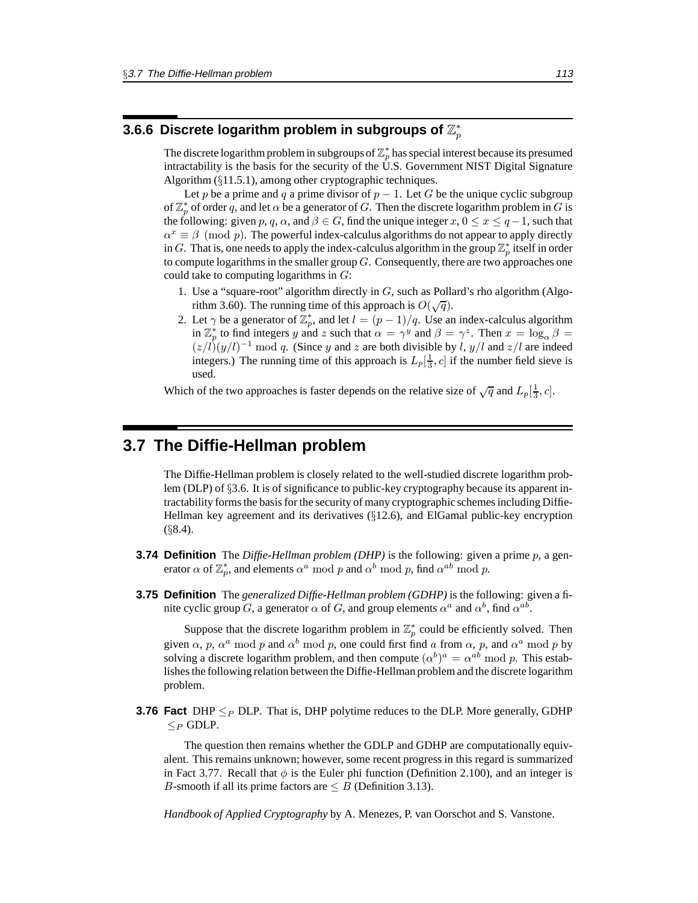### 3.6.6 Discrete logarithm problem in subgroups of $\mathbb{Z}_p^*$

The discrete logarithm problem in subgroups of $\mathbb{Z}_p^*$ has special interest because its presumed intractability is the basis for the security of the U.S. Government NIST Digital Signature Algorithm (§11.5.1), among other cryptographic techniques.

Let $p$ be a prime and $q$ a prime divisor of $p-1$. Let $G$ be the unique cyclic subgroup of $\mathbb{Z}_p^*$ of order $q$, and let $\alpha$ be a generator of $G$. Then the discrete logarithm problem in $G$ is the following: given $p$, $q$, $\alpha$, and $\beta \in G$, find the unique integer $x$, $0 \leq x \leq q-1$, such that $\alpha^x \equiv \beta \pmod{p}$. The powerful index-calculus algorithms do not appear to apply directly in $G$. That is, one needs to apply the index-calculus algorithm in the group $\mathbb{Z}_p^*$ itself in order to compute logarithms in the smaller group $G$. Consequently, there are two approaches one could take to computing logarithms in $G$:

1. Use a "square-root" algorithm directly in $G$, such as Pollard's rho algorithm (Algorithm 3.60). The running time of this approach is $O(\sqrt{q})$.
2. Let $\gamma$ be a generator of $\mathbb{Z}_p^*$, and let $l = (p-1)/q$. Use an index-calculus algorithm in $\mathbb{Z}_p^*$ to find integers $y$ and $z$ such that $\alpha = \gamma^y$ and $\beta = \gamma^z$. Then $x = \log_\alpha \beta = (z/l)(y/l)^{-1} \bmod q$. (Since $y$ and $z$ are both divisible by $l$, $y/l$ and $z/l$ are indeed integers.) The running time of this approach is $L_p[\frac{1}{3}, c]$ if the number field sieve is used.

Which of the two approaches is faster depends on the relative size of $\sqrt{q}$ and $L_p[\frac{1}{3}, c]$.

## 3.7 The Diffie-Hellman problem

The Diffie-Hellman problem is closely related to the well-studied discrete logarithm problem (DLP) of §3.6. It is of significance to public-key cryptography because its apparent intractability forms the basis for the security of many cryptographic schemes including Diffie-Hellman key agreement and its derivatives (§12.6), and ElGamal public-key encryption (§8.4).

**3.74 Definition** The *Diffie-Hellman problem (DHP)* is the following: given a prime $p$, a generator $\alpha$ of $\mathbb{Z}_p^*$, and elements $\alpha^a \bmod p$ and $\alpha^b \bmod p$, find $\alpha^{ab} \bmod p$.

**3.75 Definition** The *generalized Diffie-Hellman problem (GDHP)* is the following: given a finite cyclic group $G$, a generator $\alpha$ of $G$, and group elements $\alpha^a$ and $\alpha^b$, find $\alpha^{ab}$.

Suppose that the discrete logarithm problem in $\mathbb{Z}_p^*$ could be efficiently solved. Then given $\alpha$, $p$, $\alpha^a \bmod p$ and $\alpha^b \bmod p$, one could first find $a$ from $\alpha$, $p$, and $\alpha^a \bmod p$ by solving a discrete logarithm problem, and then compute $(\alpha^b)^a = \alpha^{ab} \bmod p$. This establishes the following relation between the Diffie-Hellman problem and the discrete logarithm problem.

**3.76 Fact** DHP $\leq_P$ DLP. That is, DHP polytime reduces to the DLP. More generally, GDHP $\leq_P$ GDLP.

The question then remains whether the GDLP and GDHP are computationally equivalent. This remains unknown; however, some recent progress in this regard is summarized in Fact 3.77. Recall that $\phi$ is the Euler phi function (Definition 2.100), and an integer is $B$-smooth if all its prime factors are $\leq B$ (Definition 3.13).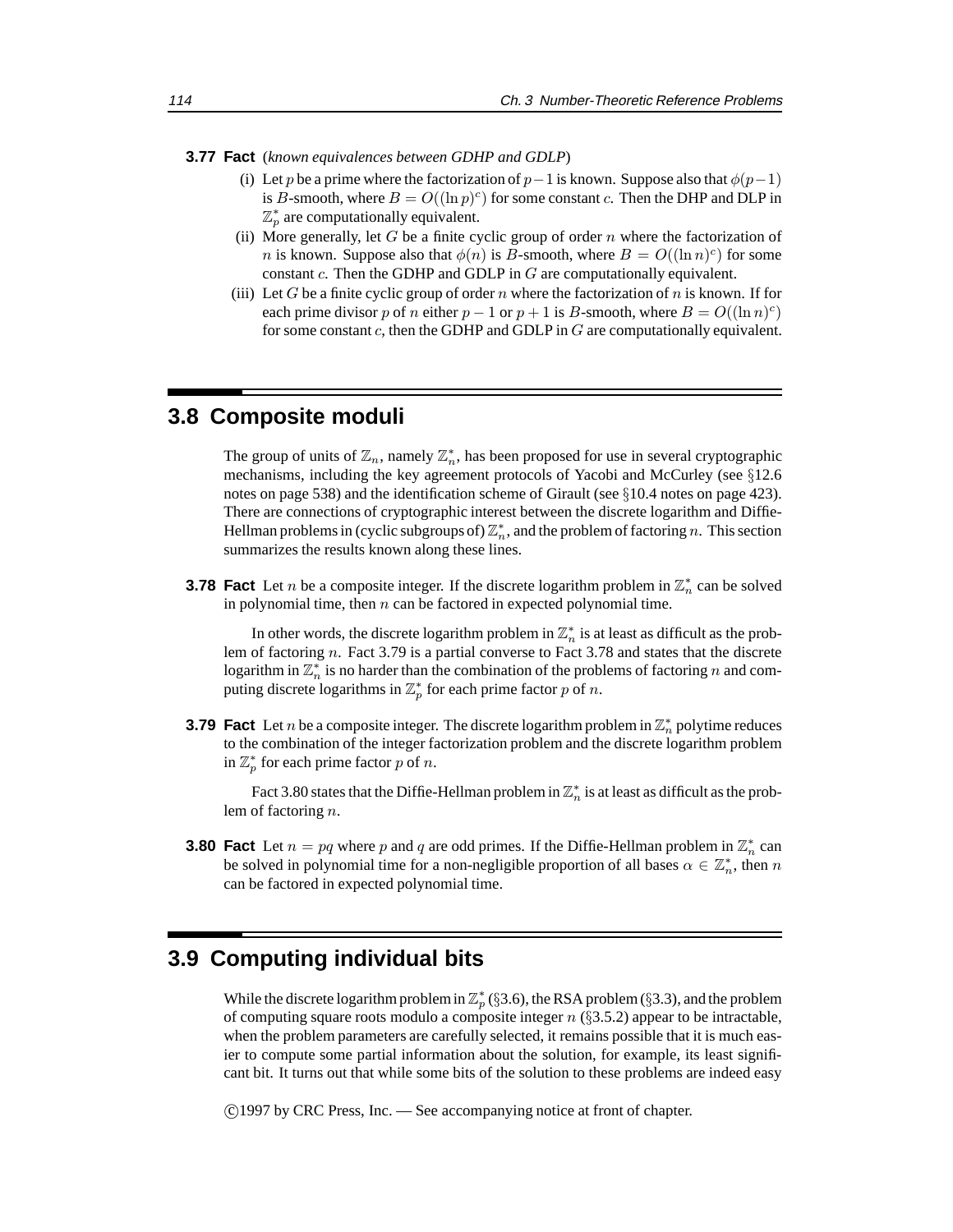**3.77 Fact** (*known equivalences between GDHP and GDLP*)

(i) Let $p$ be a prime where the factorization of $p-1$ is known. Suppose also that $\phi(p-1)$ is $B$-smooth, where $B = O((\ln p)^c)$ for some constant $c$. Then the DHP and DLP in $\mathbb{Z}_p^*$ are computationally equivalent.

(ii) More generally, let $G$ be a finite cyclic group of order $n$ where the factorization of $n$ is known. Suppose also that $\phi(n)$ is $B$-smooth, where $B = O((\ln n)^c)$ for some constant $c$. Then the GDHP and GDLP in $G$ are computationally equivalent.

(iii) Let $G$ be a finite cyclic group of order $n$ where the factorization of $n$ is known. If for each prime divisor $p$ of $n$ either $p-1$ or $p+1$ is $B$-smooth, where $B = O((\ln n)^c)$ for some constant $c$, then the GDHP and GDLP in $G$ are computationally equivalent.

## 3.8 Composite moduli

The group of units of $\mathbb{Z}_n$, namely $\mathbb{Z}_n^*$, has been proposed for use in several cryptographic mechanisms, including the key agreement protocols of Yacobi and McCurley (see §12.6 notes on page 538) and the identification scheme of Girault (see §10.4 notes on page 423). There are connections of cryptographic interest between the discrete logarithm and Diffie-Hellman problems in (cyclic subgroups of) $\mathbb{Z}_n^*$, and the problem of factoring $n$. This section summarizes the results known along these lines.

**3.78 Fact** Let $n$ be a composite integer. If the discrete logarithm problem in $\mathbb{Z}_n^*$ can be solved in polynomial time, then $n$ can be factored in expected polynomial time.

In other words, the discrete logarithm problem in $\mathbb{Z}_n^*$ is at least as difficult as the problem of factoring $n$. Fact 3.79 is a partial converse to Fact 3.78 and states that the discrete logarithm in $\mathbb{Z}_n^*$ is no harder than the combination of the problems of factoring $n$ and computing discrete logarithms in $\mathbb{Z}_p^*$ for each prime factor $p$ of $n$.

**3.79 Fact** Let $n$ be a composite integer. The discrete logarithm problem in $\mathbb{Z}_n^*$ polytime reduces to the combination of the integer factorization problem and the discrete logarithm problem in $\mathbb{Z}_p^*$ for each prime factor $p$ of $n$.

Fact 3.80 states that the Diffie-Hellman problem in $\mathbb{Z}_n^*$ is at least as difficult as the problem of factoring $n$.

**3.80 Fact** Let $n = pq$ where $p$ and $q$ are odd primes. If the Diffie-Hellman problem in $\mathbb{Z}_n^*$ can be solved in polynomial time for a non-negligible proportion of all bases $\alpha \in \mathbb{Z}_n^*$, then $n$ can be factored in expected polynomial time.

## 3.9 Computing individual bits

While the discrete logarithm problem in $\mathbb{Z}_p^*$ (§3.6), the RSA problem (§3.3), and the problem of computing square roots modulo a composite integer $n$ (§3.5.2) appear to be intractable, when the problem parameters are carefully selected, it remains possible that it is much easier to compute some partial information about the solution, for example, its least significant bit. It turns out that while some bits of the solution to these problems are indeed easy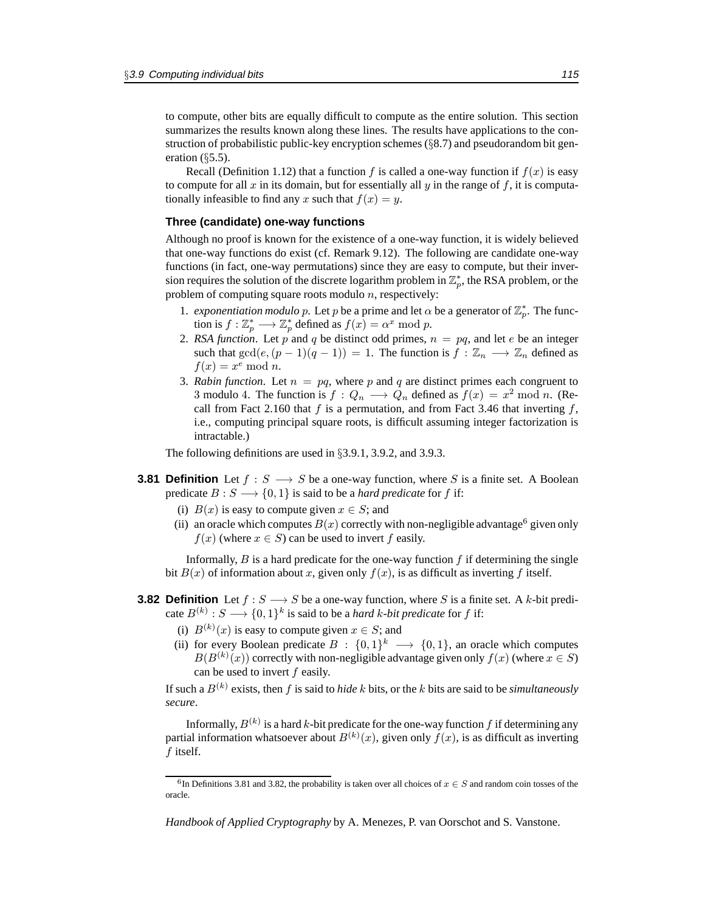to compute, other bits are equally difficult to compute as the entire solution. This section summarizes the results known along these lines. The results have applications to the construction of probabilistic public-key encryption schemes (§8.7) and pseudorandom bit generation (§5.5).

Recall (Definition 1.12) that a function $f$ is called a one-way function if $f(x)$ is easy to compute for all $x$ in its domain, but for essentially all $y$ in the range of $f$, it is computationally infeasible to find any $x$ such that $f(x) = y$.

### Three (candidate) one-way functions

Although no proof is known for the existence of a one-way function, it is widely believed that one-way functions do exist (cf. Remark 9.12). The following are candidate one-way functions (in fact, one-way permutations) since they are easy to compute, but their inversion requires the solution of the discrete logarithm problem in $\mathbb{Z}_p^*$, the RSA problem, or the problem of computing square roots modulo $n$, respectively:

1. *exponentiation modulo $p$*. Let $p$ be a prime and let $\alpha$ be a generator of $\mathbb{Z}_p^*$. The function is $f : \mathbb{Z}_p^* \longrightarrow \mathbb{Z}_p^*$ defined as $f(x) = \alpha^x \bmod p$.
2. *RSA function*. Let $p$ and $q$ be distinct odd primes, $n = pq$, and let $e$ be an integer such that $\gcd(e, (p-1)(q-1)) = 1$. The function is $f : \mathbb{Z}_n \longrightarrow \mathbb{Z}_n$ defined as $f(x) = x^e \bmod n$.
3. *Rabin function*. Let $n = pq$, where $p$ and $q$ are distinct primes each congruent to 3 modulo 4. The function is $f : Q_n \longrightarrow Q_n$ defined as $f(x) = x^2 \bmod n$. (Recall from Fact 2.160 that $f$ is a permutation, and from Fact 3.46 that inverting $f$, i.e., computing principal square roots, is difficult assuming integer factorization is intractable.)

The following definitions are used in §3.9.1, 3.9.2, and 3.9.3.

**3.81 Definition** Let $f : S \longrightarrow S$ be a one-way function, where $S$ is a finite set. A Boolean predicate $B : S \longrightarrow \{0, 1\}$ is said to be a *hard predicate* for $f$ if:

(i) $B(x)$ is easy to compute given $x \in S$; and
(ii) an oracle which computes $B(x)$ correctly with non-negligible advantage[6] given only $f(x)$ (where $x \in S$) can be used to invert $f$ easily.

Informally, $B$ is a hard predicate for the one-way function $f$ if determining the single bit $B(x)$ of information about $x$, given only $f(x)$, is as difficult as inverting $f$ itself.

**3.82 Definition** Let $f : S \longrightarrow S$ be a one-way function, where $S$ is a finite set. A $k$-bit predicate $B^{(k)} : S \longrightarrow \{0, 1\}^k$ is said to be a *hard $k$-bit predicate* for $f$ if:

(i) $B^{(k)}(x)$ is easy to compute given $x \in S$; and
(ii) for every Boolean predicate $B : \{0, 1\}^k \longrightarrow \{0, 1\}$, an oracle which computes $B(B^{(k)}(x))$ correctly with non-negligible advantage given only $f(x)$ (where $x \in S$) can be used to invert $f$ easily.

If such a $B^{(k)}$ exists, then $f$ is said to *hide* $k$ bits, or the $k$ bits are said to be *simultaneously secure*.

Informally, $B^{(k)}$ is a hard $k$-bit predicate for the one-way function $f$ if determining any partial information whatsoever about $B^{(k)}(x)$, given only $f(x)$, is as difficult as inverting $f$ itself.

[6] In Definitions 3.81 and 3.82, the probability is taken over all choices of $x \in S$ and random coin tosses of the oracle.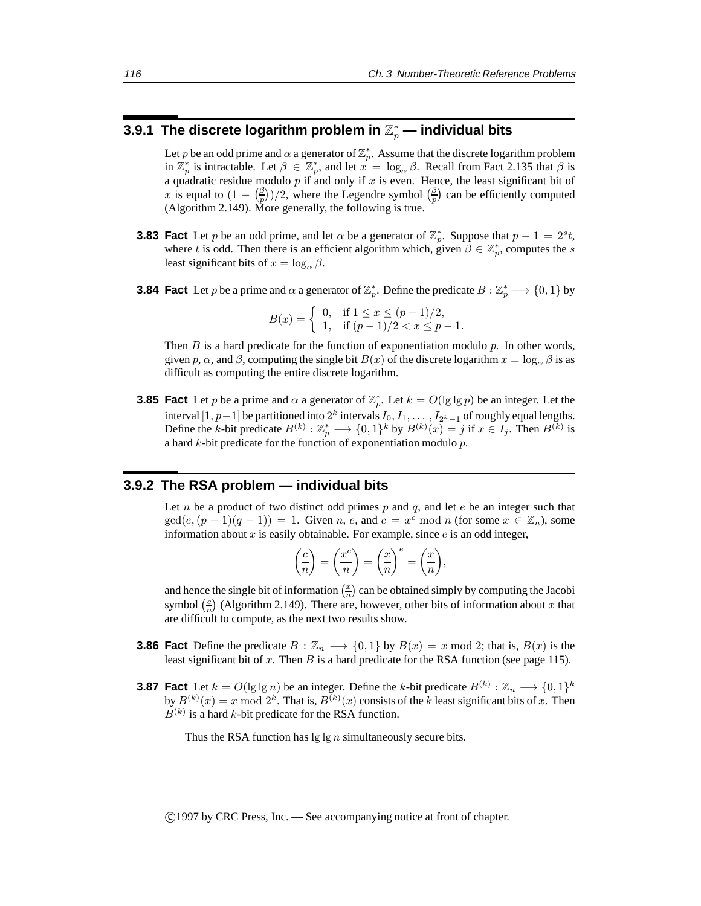### 3.9.1 The discrete logarithm problem in $\mathbb{Z}_p^*$ — individual bits

Let $p$ be an odd prime and $\alpha$ a generator of $\mathbb{Z}_p^*$. Assume that the discrete logarithm problem in $\mathbb{Z}_p^*$ is intractable. Let $\beta \in \mathbb{Z}_p^*$, and let $x = \log_\alpha \beta$. Recall from Fact 2.135 that $\beta$ is a quadratic residue modulo $p$ if and only if $x$ is even. Hence, the least significant bit of $x$ is equal to $(1 - \left(\frac{\beta}{p}\right))/2$, where the Legendre symbol $\left(\frac{\beta}{p}\right)$ can be efficiently computed (Algorithm 2.149). More generally, the following is true.

**3.83 Fact** Let $p$ be an odd prime, and let $\alpha$ be a generator of $\mathbb{Z}_p^*$. Suppose that $p - 1 = 2^s t$, where $t$ is odd. Then there is an efficient algorithm which, given $\beta \in \mathbb{Z}_p^*$, computes the $s$ least significant bits of $x = \log_\alpha \beta$.

**3.84 Fact** Let $p$ be a prime and $\alpha$ a generator of $\mathbb{Z}_p^*$. Define the predicate $B : \mathbb{Z}_p^* \longrightarrow \{0, 1\}$ by

$$B(x) = \begin{cases} 0, & \text{if } 1 \le x \le (p-1)/2, \\ 1, & \text{if } (p-1)/2 < x \le p-1. \end{cases}$$

Then $B$ is a hard predicate for the function of exponentiation modulo $p$. In other words, given $p$, $\alpha$, and $\beta$, computing the single bit $B(x)$ of the discrete logarithm $x = \log_\alpha \beta$ is as difficult as computing the entire discrete logarithm.

**3.85 Fact** Let $p$ be a prime and $\alpha$ a generator of $\mathbb{Z}_p^*$. Let $k = O(\lg \lg p)$ be an integer. Let the interval $[1, p-1]$ be partitioned into $2^k$ intervals $I_0, I_1, \ldots, I_{2^k-1}$ of roughly equal lengths. Define the $k$-bit predicate $B^{(k)} : \mathbb{Z}_p^* \longrightarrow \{0, 1\}^k$ by $B^{(k)}(x) = j$ if $x \in I_j$. Then $B^{(k)}$ is a hard $k$-bit predicate for the function of exponentiation modulo $p$.

### 3.9.2 The RSA problem — individual bits

Let $n$ be a product of two distinct odd primes $p$ and $q$, and let $e$ be an integer such that $\gcd(e, (p-1)(q-1)) = 1$. Given $n$, $e$, and $c = x^e \bmod n$ (for some $x \in \mathbb{Z}_n$), some information about $x$ is easily obtainable. For example, since $e$ is an odd integer,

$$\left(\frac{c}{n}\right) = \left(\frac{x^e}{n}\right) = \left(\frac{x}{n}\right)^e = \left(\frac{x}{n}\right),$$

and hence the single bit of information $\left(\frac{x}{n}\right)$ can be obtained simply by computing the Jacobi symbol $\left(\frac{c}{n}\right)$ (Algorithm 2.149). There are, however, other bits of information about $x$ that are difficult to compute, as the next two results show.

**3.86 Fact** Define the predicate $B : \mathbb{Z}_n \longrightarrow \{0, 1\}$ by $B(x) = x \bmod 2$; that is, $B(x)$ is the least significant bit of $x$. Then $B$ is a hard predicate for the RSA function (see page 115).

**3.87 Fact** Let $k = O(\lg \lg n)$ be an integer. Define the $k$-bit predicate $B^{(k)} : \mathbb{Z}_n \longrightarrow \{0, 1\}^k$ by $B^{(k)}(x) = x \bmod 2^k$. That is, $B^{(k)}(x)$ consists of the $k$ least significant bits of $x$. Then $B^{(k)}$ is a hard $k$-bit predicate for the RSA function.

Thus the RSA function has $\lg \lg n$ simultaneously secure bits.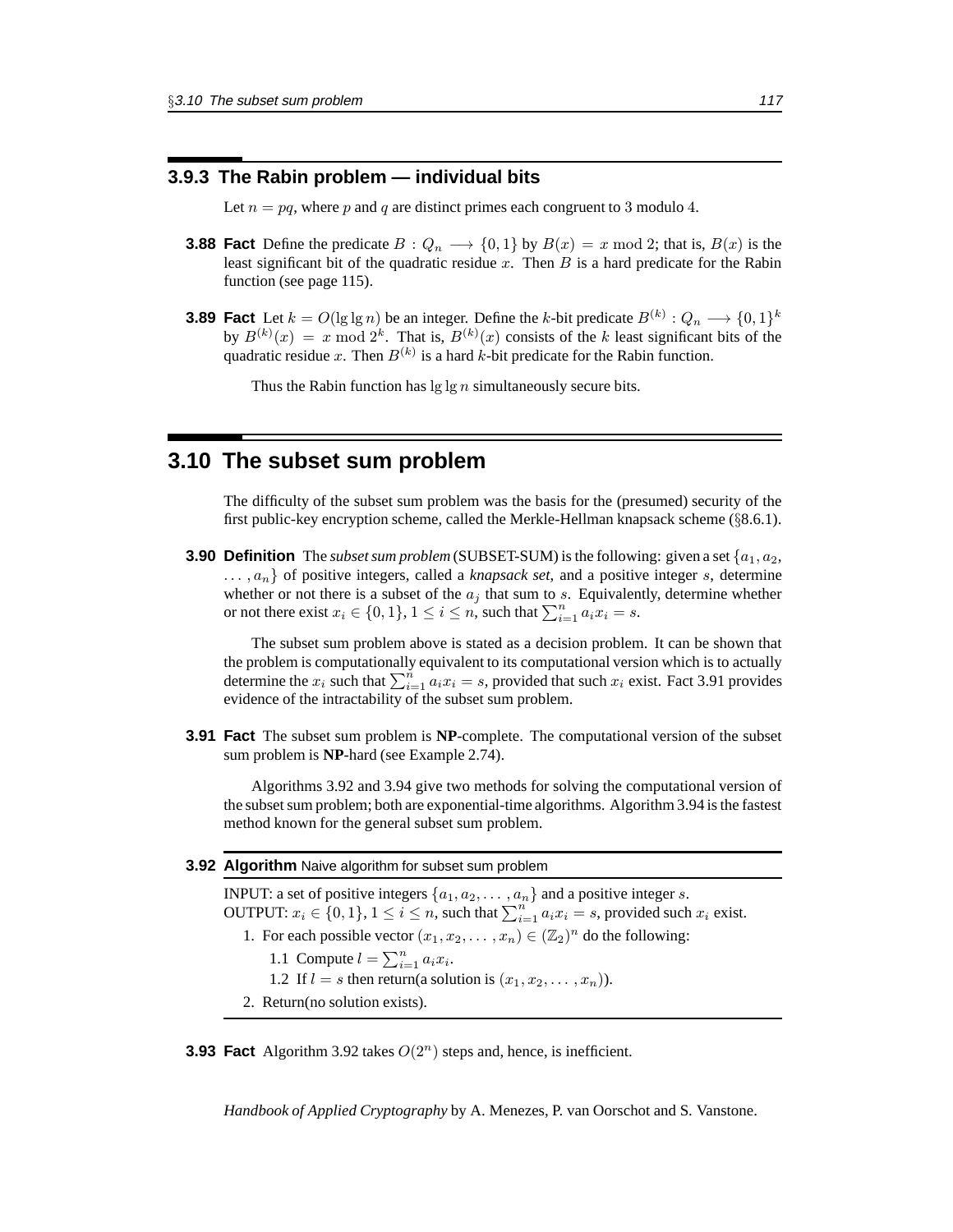### 3.9.3 The Rabin problem — individual bits

Let $n = pq$, where $p$ and $q$ are distinct primes each congruent to 3 modulo 4.

**3.88 Fact** Define the predicate $B : Q_n \longrightarrow \{0, 1\}$ by $B(x) = x \bmod 2$; that is, $B(x)$ is the least significant bit of the quadratic residue $x$. Then $B$ is a hard predicate for the Rabin function (see page 115).

**3.89 Fact** Let $k = O(\lg \lg n)$ be an integer. Define the $k$-bit predicate $B^{(k)} : Q_n \longrightarrow \{0, 1\}^k$ by $B^{(k)}(x) = x \bmod 2^k$. That is, $B^{(k)}(x)$ consists of the $k$ least significant bits of the quadratic residue $x$. Then $B^{(k)}$ is a hard $k$-bit predicate for the Rabin function.

Thus the Rabin function has $\lg \lg n$ simultaneously secure bits.

## 3.10 The subset sum problem

The difficulty of the subset sum problem was the basis for the (presumed) security of the first public-key encryption scheme, called the Merkle-Hellman knapsack scheme (§8.6.1).

**3.90 Definition** The *subset sum problem* (SUBSET-SUM) is the following: given a set $\{a_1, a_2, \ldots, a_n\}$ of positive integers, called a *knapsack set*, and a positive integer $s$, determine whether or not there is a subset of the $a_j$ that sum to $s$. Equivalently, determine whether or not there exist $x_i \in \{0, 1\}$, $1 \le i \le n$, such that $\sum_{i=1}^{n} a_i x_i = s$.

The subset sum problem above is stated as a decision problem. It can be shown that the problem is computationally equivalent to its computational version which is to actually determine the $x_i$ such that $\sum_{i=1}^{n} a_i x_i = s$, provided that such $x_i$ exist. Fact 3.91 provides evidence of the intractability of the subset sum problem.

**3.91 Fact** The subset sum problem is **NP**-complete. The computational version of the subset sum problem is **NP**-hard (see Example 2.74).

Algorithms 3.92 and 3.94 give two methods for solving the computational version of the subset sum problem; both are exponential-time algorithms. Algorithm 3.94 is the fastest method known for the general subset sum problem.

**3.92 Algorithm** Naive algorithm for subset sum problem

INPUT: a set of positive integers $\{a_1, a_2, \ldots, a_n\}$ and a positive integer $s$.
OUTPUT: $x_i \in \{0, 1\}$, $1 \le i \le n$, such that $\sum_{i=1}^{n} a_i x_i = s$, provided such $x_i$ exist.

1. For each possible vector $(x_1, x_2, \ldots, x_n) \in (\mathbb{Z}_2)^n$ do the following:
   - 1.1 Compute $l = \sum_{i=1}^{n} a_i x_i$.
   - 1.2 If $l = s$ then return(a solution is $(x_1, x_2, \ldots, x_n)$).
2. Return(no solution exists).

**3.93 Fact** Algorithm 3.92 takes $O(2^n)$ steps and, hence, is inefficient.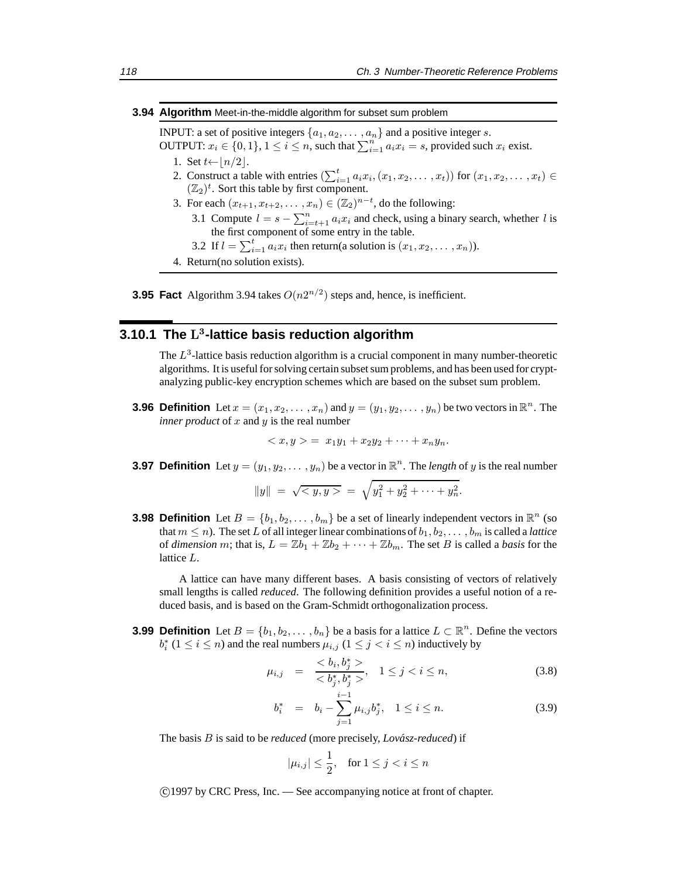**3.94 Algorithm** Meet-in-the-middle algorithm for subset sum problem

INPUT: a set of positive integers $\{a_1, a_2, \dots, a_n\}$ and a positive integer $s$.
OUTPUT: $x_i \in \{0,1\}$, $1 \le i \le n$, such that $\sum_{i=1}^{n} a_i x_i = s$, provided such $x_i$ exist.

1. Set $t \leftarrow \lfloor n/2 \rfloor$.
2. Construct a table with entries $(\sum_{i=1}^{t} a_i x_i, (x_1, x_2, \dots, x_t))$ for $(x_1, x_2, \dots, x_t) \in (\mathbb{Z}_2)^t$. Sort this table by first component.
3. For each $(x_{t+1}, x_{t+2}, \dots, x_n) \in (\mathbb{Z}_2)^{n-t}$, do the following:
   - 3.1 Compute $l = s - \sum_{i=t+1}^{n} a_i x_i$ and check, using a binary search, whether $l$ is the first component of some entry in the table.
   - 3.2 If $l = \sum_{i=1}^{t} a_i x_i$ then return(a solution is $(x_1, x_2, \dots, x_n)$).
4. Return(no solution exists).

**3.95 Fact** Algorithm 3.94 takes $O(n2^{n/2})$ steps and, hence, is inefficient.

### 3.10.1 The $L^3$-lattice basis reduction algorithm

The $L^3$-lattice basis reduction algorithm is a crucial component in many number-theoretic algorithms. It is useful for solving certain subset sum problems, and has been used for cryptanalyzing public-key encryption schemes which are based on the subset sum problem.

**3.96 Definition** Let $x = (x_1, x_2, \dots, x_n)$ and $y = (y_1, y_2, \dots, y_n)$ be two vectors in $\mathbb{R}^n$. The *inner product* of $x$ and $y$ is the real number

$$< x, y > = x_1 y_1 + x_2 y_2 + \cdots + x_n y_n.$$

**3.97 Definition** Let $y = (y_1, y_2, \dots, y_n)$ be a vector in $\mathbb{R}^n$. The *length* of $y$ is the real number

$$\|y\| = \sqrt{< y, y >} = \sqrt{y_1^2 + y_2^2 + \cdots + y_n^2}.$$

**3.98 Definition** Let $B = \{b_1, b_2, \dots, b_m\}$ be a set of linearly independent vectors in $\mathbb{R}^n$ (so that $m \le n$). The set $L$ of all integer linear combinations of $b_1, b_2, \dots, b_m$ is called a *lattice* of *dimension* $m$; that is, $L = \mathbb{Z}b_1 + \mathbb{Z}b_2 + \cdots + \mathbb{Z}b_m$. The set $B$ is called a *basis* for the lattice $L$.

A lattice can have many different bases. A basis consisting of vectors of relatively small lengths is called *reduced*. The following definition provides a useful notion of a reduced basis, and is based on the Gram-Schmidt orthogonalization process.

**3.99 Definition** Let $B = \{b_1, b_2, \dots, b_n\}$ be a basis for a lattice $L \subset \mathbb{R}^n$. Define the vectors $b_i^*$ ($1 \le i \le n$) and the real numbers $\mu_{i,j}$ ($1 \le j < i \le n$) inductively by

$$\mu_{i,j} = \frac{< b_i, b_j^* >}{< b_j^*, b_j^* >}, \quad 1 \le j < i \le n, \tag{3.8}$$

$$b_i^* = b_i - \sum_{j=1}^{i-1} \mu_{i,j} b_j^*, \quad 1 \le i \le n. \tag{3.9}$$

The basis $B$ is said to be *reduced* (more precisely, *Lovász-reduced*) if

$$|\mu_{i,j}| \le \frac{1}{2}, \quad \text{for } 1 \le j < i \le n$$

©1997 by CRC Press, Inc. — See accompanying notice at front of chapter.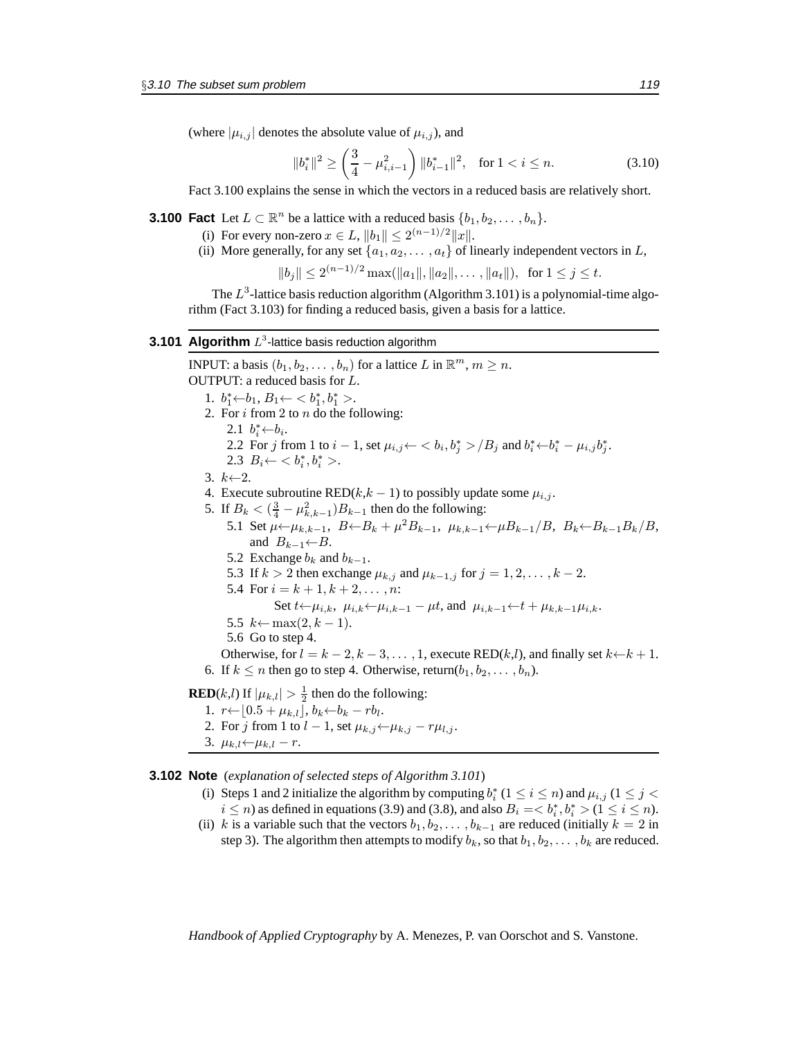(where $|\mu_{i,j}|$ denotes the absolute value of $\mu_{i,j}$), and

$$\|b_i^*\|^2 \geq \left(\frac{3}{4} - \mu_{i,i-1}^2\right)\|b_{i-1}^*\|^2, \quad \text{for } 1 < i \leq n. \tag{3.10}$$

Fact 3.100 explains the sense in which the vectors in a reduced basis are relatively short.

**3.100 Fact** Let $L \subset \mathbb{R}^n$ be a lattice with a reduced basis $\{b_1, b_2, \ldots, b_n\}$.

(i) For every non-zero $x \in L$, $\|b_1\| \leq 2^{(n-1)/2}\|x\|$.

(ii) More generally, for any set $\{a_1, a_2, \ldots, a_t\}$ of linearly independent vectors in $L$,

$$\|b_j\| \leq 2^{(n-1)/2} \max(\|a_1\|, \|a_2\|, \ldots, \|a_t\|), \quad \text{for } 1 \leq j \leq t.$$

The $L^3$-lattice basis reduction algorithm (Algorithm 3.101) is a polynomial-time algorithm (Fact 3.103) for finding a reduced basis, given a basis for a lattice.

**3.101 Algorithm** $L^3$-lattice basis reduction algorithm

INPUT: a basis $(b_1, b_2, \ldots, b_n)$ for a lattice $L$ in $\mathbb{R}^m$, $m \geq n$.
OUTPUT: a reduced basis for $L$.

1. $b_1^* \leftarrow b_1$, $B_1 \leftarrow \, < b_1^*, b_1^* >$.
2. For $i$ from 2 to $n$ do the following:
   - 2.1 $b_i^* \leftarrow b_i$.
   - 2.2 For $j$ from 1 to $i-1$, set $\mu_{i,j} \leftarrow \, < b_i, b_j^* > / B_j$ and $b_i^* \leftarrow b_i^* - \mu_{i,j} b_j^*$.
   - 2.3 $B_i \leftarrow \, < b_i^*, b_i^* >$.
3. $k \leftarrow 2$.
4. Execute subroutine RED($k$,$k-1$) to possibly update some $\mu_{i,j}$.
5. If $B_k < (\frac{3}{4} - \mu_{k,k-1}^2) B_{k-1}$ then do the following:
   - 5.1 Set $\mu \leftarrow \mu_{k,k-1}$, $B \leftarrow B_k + \mu^2 B_{k-1}$, $\mu_{k,k-1} \leftarrow \mu B_{k-1}/B$, $B_k \leftarrow B_{k-1} B_k / B$, and $B_{k-1} \leftarrow B$.
   - 5.2 Exchange $b_k$ and $b_{k-1}$.
   - 5.3 If $k > 2$ then exchange $\mu_{k,j}$ and $\mu_{k-1,j}$ for $j = 1, 2, \ldots, k-2$.
   - 5.4 For $i = k+1, k+2, \ldots, n$:
     Set $t \leftarrow \mu_{i,k}$, $\mu_{i,k} \leftarrow \mu_{i,k-1} - \mu t$, and $\mu_{i,k-1} \leftarrow t + \mu_{k,k-1} \mu_{i,k}$.
   - 5.5 $k \leftarrow \max(2, k-1)$.
   - 5.6 Go to step 4.

   Otherwise, for $l = k-2, k-3, \ldots, 1$, execute RED($k$,$l$), and finally set $k \leftarrow k+1$.
6. If $k \leq n$ then go to step 4. Otherwise, return($b_1, b_2, \ldots, b_n$).

**RED**($k$,$l$) If $|\mu_{k,l}| > \frac{1}{2}$ then do the following:

1. $r \leftarrow \lfloor 0.5 + \mu_{k,l} \rfloor$, $b_k \leftarrow b_k - r b_l$.
2. For $j$ from 1 to $l-1$, set $\mu_{k,j} \leftarrow \mu_{k,j} - r \mu_{l,j}$.
3. $\mu_{k,l} \leftarrow \mu_{k,l} - r$.

**3.102 Note** (*explanation of selected steps of Algorithm 3.101*)

(i) Steps 1 and 2 initialize the algorithm by computing $b_i^*$ ($1 \leq i \leq n$) and $\mu_{i,j}$ ($1 \leq j < i \leq n$) as defined in equations (3.9) and (3.8), and also $B_i = \, < b_i^*, b_i^* >$ ($1 \leq i \leq n$).

(ii) $k$ is a variable such that the vectors $b_1, b_2, \ldots, b_{k-1}$ are reduced (initially $k = 2$ in step 3). The algorithm then attempts to modify $b_k$, so that $b_1, b_2, \ldots, b_k$ are reduced.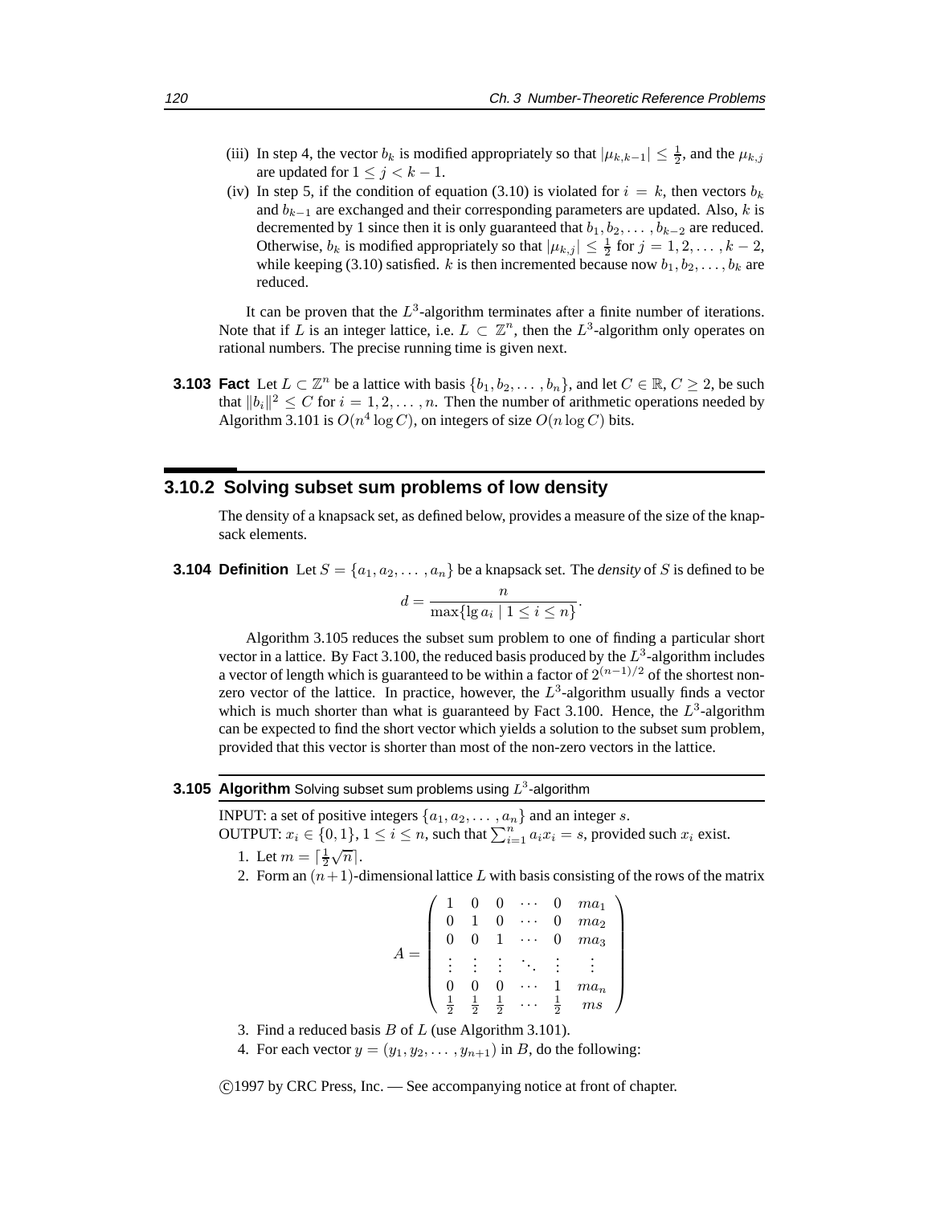(iii) In step 4, the vector $b_k$ is modified appropriately so that $|\mu_{k,k-1}| \leq \frac{1}{2}$, and the $\mu_{k,j}$ are updated for $1 \leq j < k-1$.

(iv) In step 5, if the condition of equation (3.10) is violated for $i = k$, then vectors $b_k$ and $b_{k-1}$ are exchanged and their corresponding parameters are updated. Also, $k$ is decremented by 1 since then it is only guaranteed that $b_1, b_2, \ldots, b_{k-2}$ are reduced. Otherwise, $b_k$ is modified appropriately so that $|\mu_{k,j}| \leq \frac{1}{2}$ for $j = 1, 2, \ldots, k-2$, while keeping (3.10) satisfied. $k$ is then incremented because now $b_1, b_2, \ldots, b_k$ are reduced.

It can be proven that the $L^3$-algorithm terminates after a finite number of iterations. Note that if $L$ is an integer lattice, i.e. $L \subset \mathbb{Z}^n$, then the $L^3$-algorithm only operates on rational numbers. The precise running time is given next.

**3.103 Fact** Let $L \subset \mathbb{Z}^n$ be a lattice with basis $\{b_1, b_2, \ldots, b_n\}$, and let $C \in \mathbb{R}$, $C \geq 2$, be such that $\|b_i\|^2 \leq C$ for $i = 1, 2, \ldots, n$. Then the number of arithmetic operations needed by Algorithm 3.101 is $O(n^4 \log C)$, on integers of size $O(n \log C)$ bits.

### 3.10.2 Solving subset sum problems of low density

The density of a knapsack set, as defined below, provides a measure of the size of the knapsack elements.

**3.104 Definition** Let $S = \{a_1, a_2, \ldots, a_n\}$ be a knapsack set. The *density* of $S$ is defined to be

$$d = \frac{n}{\max\{\lg a_i \mid 1 \leq i \leq n\}}.$$

Algorithm 3.105 reduces the subset sum problem to one of finding a particular short vector in a lattice. By Fact 3.100, the reduced basis produced by the $L^3$-algorithm includes a vector of length which is guaranteed to be within a factor of $2^{(n-1)/2}$ of the shortest non-zero vector of the lattice. In practice, however, the $L^3$-algorithm usually finds a vector which is much shorter than what is guaranteed by Fact 3.100. Hence, the $L^3$-algorithm can be expected to find the short vector which yields a solution to the subset sum problem, provided that this vector is shorter than most of the non-zero vectors in the lattice.

**3.105 Algorithm** Solving subset sum problems using $L^3$-algorithm

INPUT: a set of positive integers $\{a_1, a_2, \ldots, a_n\}$ and an integer $s$.
OUTPUT: $x_i \in \{0, 1\}$, $1 \leq i \leq n$, such that $\sum_{i=1}^{n} a_i x_i = s$, provided such $x_i$ exist.

1. Let $m = \lceil \frac{1}{2}\sqrt{n} \rceil$.
2. Form an $(n+1)$-dimensional lattice $L$ with basis consisting of the rows of the matrix

$$A = \begin{pmatrix} 1 & 0 & 0 & \cdots & 0 & ma_1 \\ 0 & 1 & 0 & \cdots & 0 & ma_2 \\ 0 & 0 & 1 & \cdots & 0 & ma_3 \\ \vdots & \vdots & \vdots & \ddots & \vdots & \vdots \\ 0 & 0 & 0 & \cdots & 1 & ma_n \\ \frac{1}{2} & \frac{1}{2} & \frac{1}{2} & \cdots & \frac{1}{2} & ms \end{pmatrix}$$

3. Find a reduced basis $B$ of $L$ (use Algorithm 3.101).
4. For each vector $y = (y_1, y_2, \ldots, y_{n+1})$ in $B$, do the following: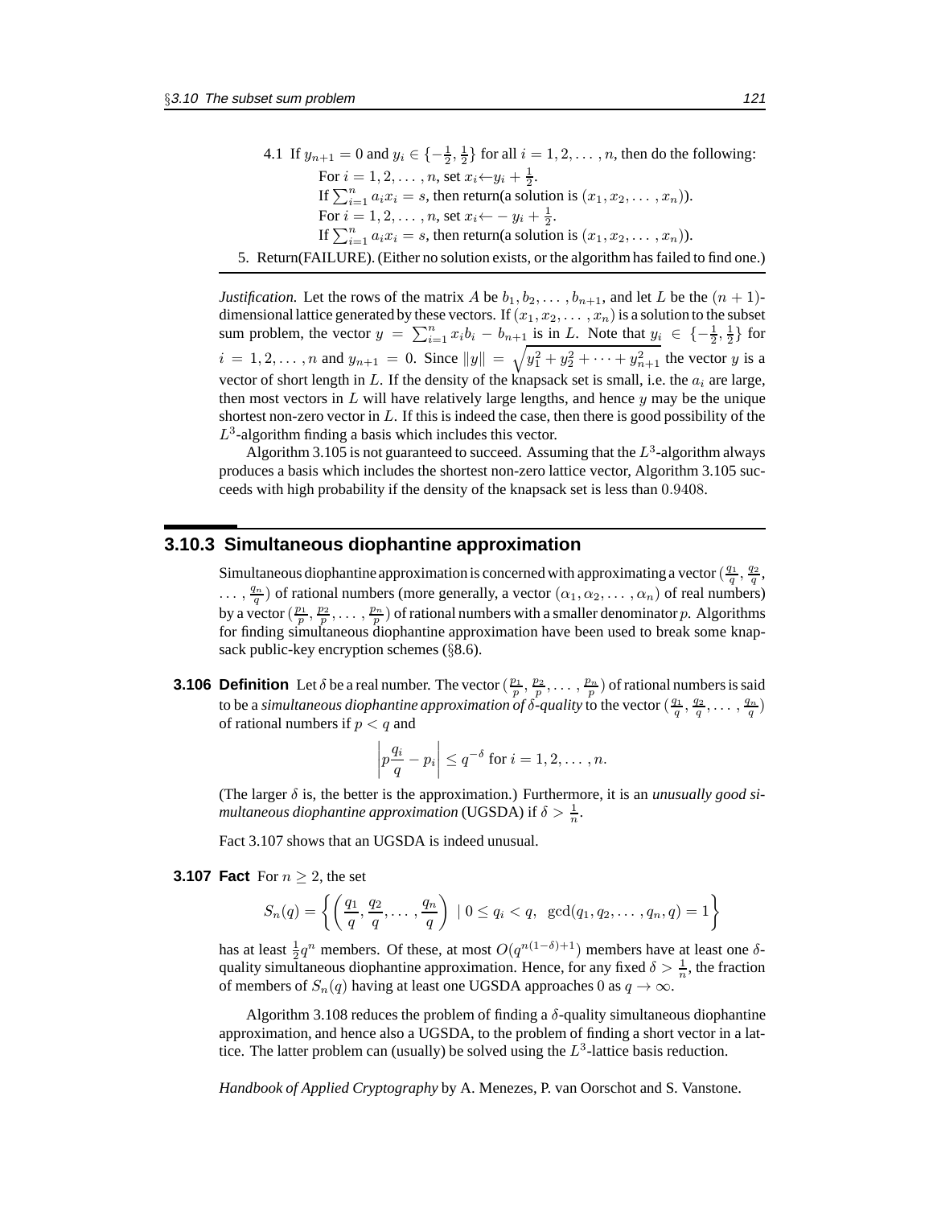4.1 If $y_{n+1} = 0$ and $y_i \in \{-\frac{1}{2}, \frac{1}{2}\}$ for all $i = 1, 2, \ldots, n$, then do the following:
   For $i = 1, 2, \ldots, n$, set $x_i \leftarrow y_i + \frac{1}{2}$.
   If $\sum_{i=1}^{n} a_i x_i = s$, then return(a solution is $(x_1, x_2, \ldots, x_n)$).
   For $i = 1, 2, \ldots, n$, set $x_i \leftarrow -y_i + \frac{1}{2}$.
   If $\sum_{i=1}^{n} a_i x_i = s$, then return(a solution is $(x_1, x_2, \ldots, x_n)$).

5. Return(FAILURE). (Either no solution exists, or the algorithm has failed to find one.)

*Justification.* Let the rows of the matrix $A$ be $b_1, b_2, \ldots, b_{n+1}$, and let $L$ be the $(n+1)$-dimensional lattice generated by these vectors. If $(x_1, x_2, \ldots, x_n)$ is a solution to the subset sum problem, the vector $y = \sum_{i=1}^{n} x_i b_i - b_{n+1}$ is in $L$. Note that $y_i \in \{-\frac{1}{2}, \frac{1}{2}\}$ for $i = 1, 2, \ldots, n$ and $y_{n+1} = 0$. Since $\|y\| = \sqrt{y_1^2 + y_2^2 + \cdots + y_{n+1}^2}$ the vector $y$ is a vector of short length in $L$. If the density of the knapsack set is small, i.e. the $a_i$ are large, then most vectors in $L$ will have relatively large lengths, and hence $y$ may be the unique shortest non-zero vector in $L$. If this is indeed the case, then there is good possibility of the $L^3$-algorithm finding a basis which includes this vector.

Algorithm 3.105 is not guaranteed to succeed. Assuming that the $L^3$-algorithm always produces a basis which includes the shortest non-zero lattice vector, Algorithm 3.105 succeeds with high probability if the density of the knapsack set is less than 0.9408.

### 3.10.3 Simultaneous diophantine approximation

Simultaneous diophantine approximation is concerned with approximating a vector $(\frac{q_1}{q}, \frac{q_2}{q}, \ldots, \frac{q_n}{q})$ of rational numbers (more generally, a vector $(\alpha_1, \alpha_2, \ldots, \alpha_n)$ of real numbers) by a vector $(\frac{p_1}{p}, \frac{p_2}{p}, \ldots, \frac{p_n}{p})$ of rational numbers with a smaller denominator $p$. Algorithms for finding simultaneous diophantine approximation have been used to break some knapsack public-key encryption schemes (§8.6).

**3.106 Definition** Let $\delta$ be a real number. The vector $(\frac{p_1}{p}, \frac{p_2}{p}, \ldots, \frac{p_n}{p})$ of rational numbers is said to be a *simultaneous diophantine approximation of $\delta$-quality* to the vector $(\frac{q_1}{q}, \frac{q_2}{q}, \ldots, \frac{q_n}{q})$ of rational numbers if $p < q$ and

$$\left| p\frac{q_i}{q} - p_i \right| \leq q^{-\delta} \text{ for } i = 1, 2, \ldots, n.$$

(The larger $\delta$ is, the better is the approximation.) Furthermore, it is an *unusually good simultaneous diophantine approximation* (UGSDA) if $\delta > \frac{1}{n}$.

Fact 3.107 shows that an UGSDA is indeed unusual.

**3.107 Fact** For $n \geq 2$, the set

$$S_n(q) = \left\{ \left( \frac{q_1}{q}, \frac{q_2}{q}, \ldots, \frac{q_n}{q} \right) \mid 0 \leq q_i < q, \ \gcd(q_1, q_2, \ldots, q_n, q) = 1 \right\}$$

has at least $\frac{1}{2}q^n$ members. Of these, at most $O(q^{n(1-\delta)+1})$ members have at least one $\delta$-quality simultaneous diophantine approximation. Hence, for any fixed $\delta > \frac{1}{n}$, the fraction of members of $S_n(q)$ having at least one UGSDA approaches 0 as $q \to \infty$.

Algorithm 3.108 reduces the problem of finding a $\delta$-quality simultaneous diophantine approximation, and hence also a UGSDA, to the problem of finding a short vector in a lattice. The latter problem can (usually) be solved using the $L^3$-lattice basis reduction.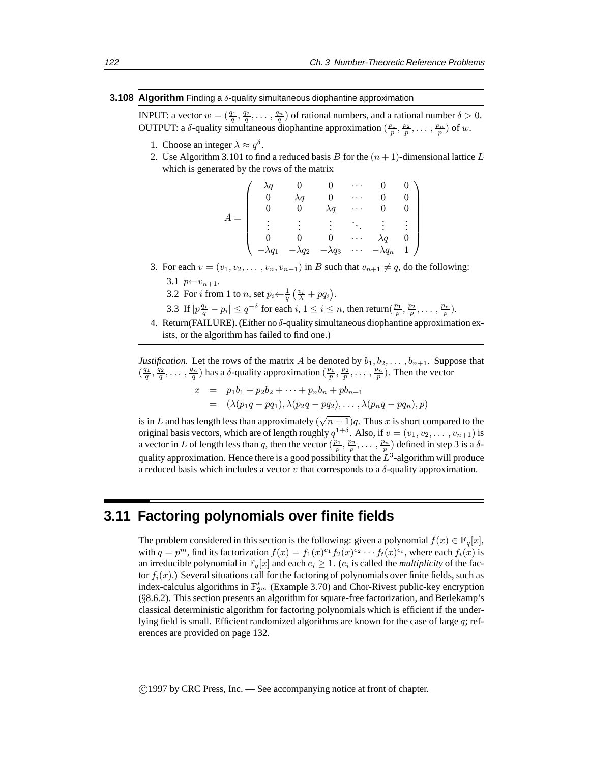**3.108 Algorithm** Finding a $\delta$-quality simultaneous diophantine approximation

INPUT: a vector $w = (\frac{q_1}{q}, \frac{q_2}{q}, \ldots, \frac{q_n}{q})$ of rational numbers, and a rational number $\delta > 0$.
OUTPUT: a $\delta$-quality simultaneous diophantine approximation $(\frac{p_1}{p}, \frac{p_2}{p}, \ldots, \frac{p_n}{p})$ of $w$.

1. Choose an integer $\lambda \approx q^\delta$.
2. Use Algorithm 3.101 to find a reduced basis $B$ for the $(n+1)$-dimensional lattice $L$ which is generated by the rows of the matrix

$$A = \begin{pmatrix} \lambda q & 0 & 0 & \cdots & 0 & 0 \\ 0 & \lambda q & 0 & \cdots & 0 & 0 \\ 0 & 0 & \lambda q & \cdots & 0 & 0 \\ \vdots & \vdots & \vdots & \ddots & \vdots & \vdots \\ 0 & 0 & 0 & \cdots & \lambda q & 0 \\ -\lambda q_1 & -\lambda q_2 & -\lambda q_3 & \cdots & -\lambda q_n & 1 \end{pmatrix}$$

3. For each $v = (v_1, v_2, \ldots, v_n, v_{n+1})$ in $B$ such that $v_{n+1} \neq q$, do the following:
   - 3.1 $p \leftarrow v_{n+1}$.
   - 3.2 For $i$ from 1 to $n$, set $p_i \leftarrow \frac{1}{q}\left(\frac{v_i}{\lambda} + pq_i\right)$.
   - 3.3 If $|p\frac{q_i}{q} - p_i| \leq q^{-\delta}$ for each $i$, $1 \leq i \leq n$, then return$(\frac{p_1}{p}, \frac{p_2}{p}, \ldots, \frac{p_n}{p})$.
4. Return(FAILURE). (Either no $\delta$-quality simultaneous diophantine approximation exists, or the algorithm has failed to find one.)

*Justification.* Let the rows of the matrix $A$ be denoted by $b_1, b_2, \ldots, b_{n+1}$. Suppose that $(\frac{q_1}{q}, \frac{q_2}{q}, \ldots, \frac{q_n}{q})$ has a $\delta$-quality approximation $(\frac{p_1}{p}, \frac{p_2}{p}, \ldots, \frac{p_n}{p})$. Then the vector

$$\begin{aligned} x &= p_1 b_1 + p_2 b_2 + \cdots + p_n b_n + p b_{n+1} \\ &= (\lambda(p_1 q - p q_1), \lambda(p_2 q - p q_2), \ldots, \lambda(p_n q - p q_n), p) \end{aligned}$$

is in $L$ and has length less than approximately $(\sqrt{n+1})q$. Thus $x$ is short compared to the original basis vectors, which are of length roughly $q^{1+\delta}$. Also, if $v = (v_1, v_2, \ldots, v_{n+1})$ is a vector in $L$ of length less than $q$, then the vector $(\frac{p_1}{p}, \frac{p_2}{p}, \ldots, \frac{p_n}{p})$ defined in step 3 is a $\delta$-quality approximation. Hence there is a good possibility that the $L^3$-algorithm will produce a reduced basis which includes a vector $v$ that corresponds to a $\delta$-quality approximation.

## 3.11 Factoring polynomials over finite fields

The problem considered in this section is the following: given a polynomial $f(x) \in \mathbb{F}_q[x]$, with $q = p^m$, find its factorization $f(x) = f_1(x)^{e_1} f_2(x)^{e_2} \cdots f_t(x)^{e_t}$, where each $f_i(x)$ is an irreducible polynomial in $\mathbb{F}_q[x]$ and each $e_i \geq 1$. ($e_i$ is called the *multiplicity* of the factor $f_i(x)$.) Several situations call for the factoring of polynomials over finite fields, such as index-calculus algorithms in $\mathbb{F}^*_{2^m}$ (Example 3.70) and Chor-Rivest public-key encryption (§8.6.2). This section presents an algorithm for square-free factorization, and Berlekamp's classical deterministic algorithm for factoring polynomials which is efficient if the underlying field is small. Efficient randomized algorithms are known for the case of large $q$; references are provided on page 132.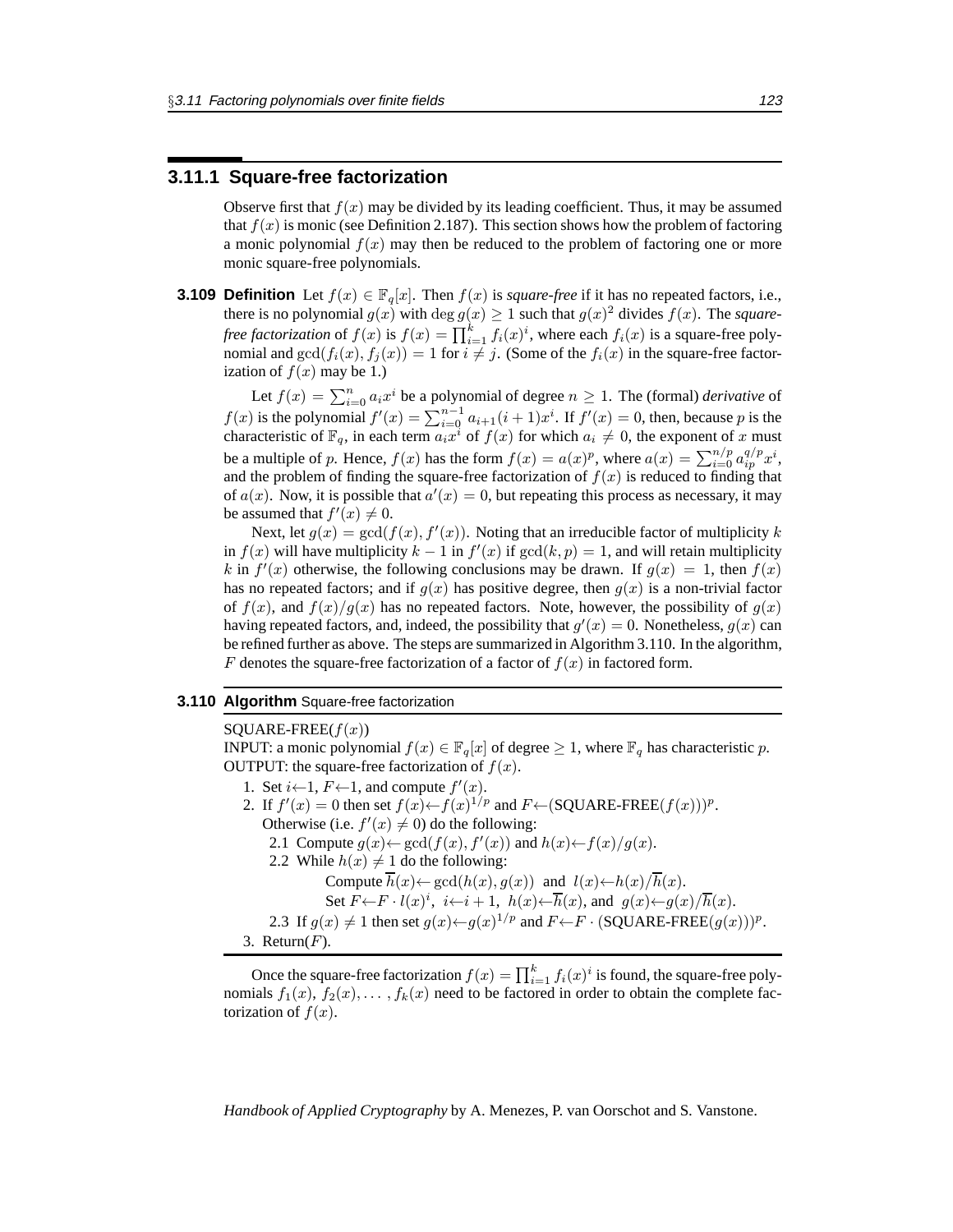### 3.11.1 Square-free factorization

Observe first that $f(x)$ may be divided by its leading coefficient. Thus, it may be assumed that $f(x)$ is monic (see Definition 2.187). This section shows how the problem of factoring a monic polynomial $f(x)$ may then be reduced to the problem of factoring one or more monic square-free polynomials.

**3.109 Definition** Let $f(x) \in \mathbb{F}_q[x]$. Then $f(x)$ is *square-free* if it has no repeated factors, i.e., there is no polynomial $g(x)$ with $\deg g(x) \geq 1$ such that $g(x)^2$ divides $f(x)$. The *square-free factorization* of $f(x)$ is $f(x) = \prod_{i=1}^{k} f_i(x)^i$, where each $f_i(x)$ is a square-free polynomial and $\gcd(f_i(x), f_j(x)) = 1$ for $i \neq j$. (Some of the $f_i(x)$ in the square-free factorization of $f(x)$ may be 1.)

Let $f(x) = \sum_{i=0}^{n} a_i x^i$ be a polynomial of degree $n \geq 1$. The (formal) *derivative* of $f(x)$ is the polynomial $f'(x) = \sum_{i=0}^{n-1} a_{i+1}(i+1)x^i$. If $f'(x) = 0$, then, because $p$ is the characteristic of $\mathbb{F}_q$, in each term $a_i x^i$ of $f(x)$ for which $a_i \neq 0$, the exponent of $x$ must be a multiple of $p$. Hence, $f(x)$ has the form $f(x) = a(x)^p$, where $a(x) = \sum_{i=0}^{n/p} a_{ip}^{q/p} x^i$, and the problem of finding the square-free factorization of $f(x)$ is reduced to finding that of $a(x)$. Now, it is possible that $a'(x) = 0$, but repeating this process as necessary, it may be assumed that $f'(x) \neq 0$.

Next, let $g(x) = \gcd(f(x), f'(x))$. Noting that an irreducible factor of multiplicity $k$ in $f(x)$ will have multiplicity $k-1$ in $f'(x)$ if $\gcd(k,p) = 1$, and will retain multiplicity $k$ in $f'(x)$ otherwise, the following conclusions may be drawn. If $g(x) = 1$, then $f(x)$ has no repeated factors; and if $g(x)$ has positive degree, then $g(x)$ is a non-trivial factor of $f(x)$, and $f(x)/g(x)$ has no repeated factors. Note, however, the possibility of $g(x)$ having repeated factors, and, indeed, the possibility that $g'(x) = 0$. Nonetheless, $g(x)$ can be refined further as above. The steps are summarized in Algorithm 3.110. In the algorithm, $F$ denotes the square-free factorization of a factor of $f(x)$ in factored form.

**3.110 Algorithm** Square-free factorization

SQUARE-FREE($f(x)$)

INPUT: a monic polynomial $f(x) \in \mathbb{F}_q[x]$ of degree $\geq 1$, where $\mathbb{F}_q$ has characteristic $p$.
OUTPUT: the square-free factorization of $f(x)$.

1. Set $i \leftarrow 1$, $F \leftarrow 1$, and compute $f'(x)$.
2. If $f'(x) = 0$ then set $f(x) \leftarrow f(x)^{1/p}$ and $F \leftarrow (\text{SQUARE-FREE}(f(x)))^p$.
   Otherwise (i.e. $f'(x) \neq 0$) do the following:
   - 2.1 Compute $g(x) \leftarrow \gcd(f(x), f'(x))$ and $h(x) \leftarrow f(x)/g(x)$.
   - 2.2 While $h(x) \neq 1$ do the following:
     Compute $\overline{h}(x) \leftarrow \gcd(h(x), g(x))$ and $l(x) \leftarrow h(x)/\overline{h}(x)$.
     Set $F \leftarrow F \cdot l(x)^i$, $i \leftarrow i+1$, $h(x) \leftarrow \overline{h}(x)$, and $g(x) \leftarrow g(x)/\overline{h}(x)$.
   - 2.3 If $g(x) \neq 1$ then set $g(x) \leftarrow g(x)^{1/p}$ and $F \leftarrow F \cdot (\text{SQUARE-FREE}(g(x)))^p$.
3. Return($F$).

Once the square-free factorization $f(x) = \prod_{i=1}^{k} f_i(x)^i$ is found, the square-free polynomials $f_1(x), f_2(x), \ldots, f_k(x)$ need to be factored in order to obtain the complete factorization of $f(x)$.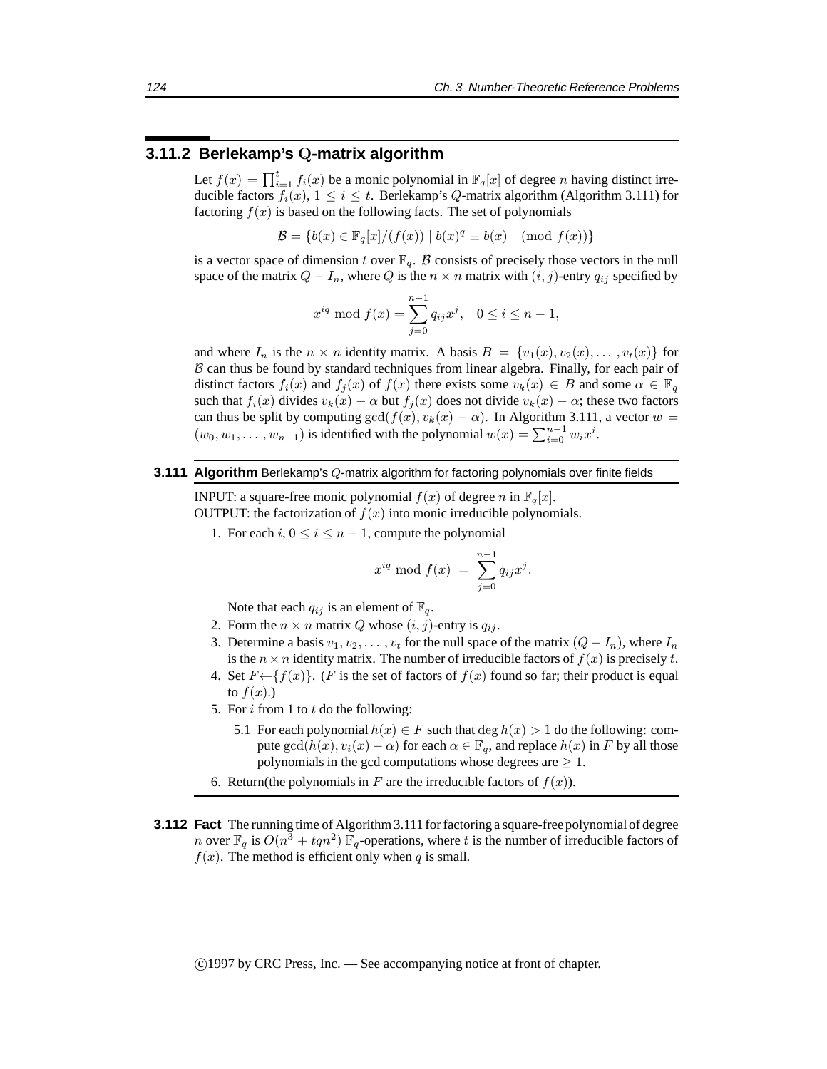### 3.11.2 Berlekamp's Q-matrix algorithm

Let $f(x) = \prod_{i=1}^{t} f_i(x)$ be a monic polynomial in $\mathbb{F}_q[x]$ of degree $n$ having distinct irreducible factors $f_i(x)$, $1 \leq i \leq t$. Berlekamp's $Q$-matrix algorithm (Algorithm 3.111) for factoring $f(x)$ is based on the following facts. The set of polynomials

$$\mathcal{B} = \{b(x) \in \mathbb{F}_q[x]/(f(x)) \mid b(x)^q \equiv b(x) \pmod{f(x)}\}$$

is a vector space of dimension $t$ over $\mathbb{F}_q$. $\mathcal{B}$ consists of precisely those vectors in the null space of the matrix $Q - I_n$, where $Q$ is the $n \times n$ matrix with $(i,j)$-entry $q_{ij}$ specified by

$$x^{iq} \bmod f(x) = \sum_{j=0}^{n-1} q_{ij} x^j, \quad 0 \leq i \leq n-1,$$

and where $I_n$ is the $n \times n$ identity matrix. A basis $B = \{v_1(x), v_2(x), \ldots, v_t(x)\}$ for $\mathcal{B}$ can thus be found by standard techniques from linear algebra. Finally, for each pair of distinct factors $f_i(x)$ and $f_j(x)$ of $f(x)$ there exists some $v_k(x) \in B$ and some $\alpha \in \mathbb{F}_q$ such that $f_i(x)$ divides $v_k(x) - \alpha$ but $f_j(x)$ does not divide $v_k(x) - \alpha$; these two factors can thus be split by computing $\gcd(f(x), v_k(x) - \alpha)$. In Algorithm 3.111, a vector $w = (w_0, w_1, \ldots, w_{n-1})$ is identified with the polynomial $w(x) = \sum_{i=0}^{n-1} w_i x^i$.

**3.111 Algorithm** Berlekamp's $Q$-matrix algorithm for factoring polynomials over finite fields

INPUT: a square-free monic polynomial $f(x)$ of degree $n$ in $\mathbb{F}_q[x]$.
OUTPUT: the factorization of $f(x)$ into monic irreducible polynomials.

1. For each $i$, $0 \leq i \leq n-1$, compute the polynomial

   $$x^{iq} \bmod f(x) = \sum_{j=0}^{n-1} q_{ij} x^j.$$

   Note that each $q_{ij}$ is an element of $\mathbb{F}_q$.
2. Form the $n \times n$ matrix $Q$ whose $(i,j)$-entry is $q_{ij}$.
3. Determine a basis $v_1, v_2, \ldots, v_t$ for the null space of the matrix $(Q - I_n)$, where $I_n$ is the $n \times n$ identity matrix. The number of irreducible factors of $f(x)$ is precisely $t$.
4. Set $F \leftarrow \{f(x)\}$. ($F$ is the set of factors of $f(x)$ found so far; their product is equal to $f(x)$.)
5. For $i$ from 1 to $t$ do the following:

   5.1 For each polynomial $h(x) \in F$ such that $\deg h(x) > 1$ do the following: compute $\gcd(h(x), v_i(x) - \alpha)$ for each $\alpha \in \mathbb{F}_q$, and replace $h(x)$ in $F$ by all those polynomials in the gcd computations whose degrees are $\geq 1$.
6. Return(the polynomials in $F$ are the irreducible factors of $f(x)$).

**3.112 Fact** The running time of Algorithm 3.111 for factoring a square-free polynomial of degree $n$ over $\mathbb{F}_q$ is $O(n^3 + tqn^2)$ $\mathbb{F}_q$-operations, where $t$ is the number of irreducible factors of $f(x)$. The method is efficient only when $q$ is small.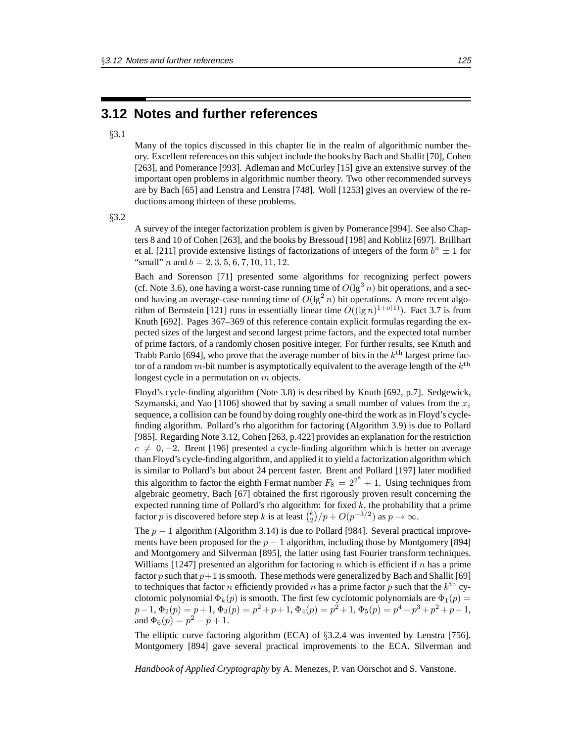## 3.12 Notes and further references

§3.1

Many of the topics discussed in this chapter lie in the realm of algorithmic number theory. Excellent references on this subject include the books by Bach and Shallit [70], Cohen [263], and Pomerance [993]. Adleman and McCurley [15] give an extensive survey of the important open problems in algorithmic number theory. Two other recommended surveys are by Bach [65] and Lenstra and Lenstra [748]. Woll [1253] gives an overview of the reductions among thirteen of these problems.

§3.2

A survey of the integer factorization problem is given by Pomerance [994]. See also Chapters 8 and 10 of Cohen [263], and the books by Bressoud [198] and Koblitz [697]. Brillhart et al. [211] provide extensive listings of factorizations of integers of the form $b^n \pm 1$ for "small" $n$ and $b = 2, 3, 5, 6, 7, 10, 11, 12$.

Bach and Sorenson [71] presented some algorithms for recognizing perfect powers (cf. Note 3.6), one having a worst-case running time of $O(\lg^3 n)$ bit operations, and a second having an average-case running time of $O(\lg^2 n)$ bit operations. A more recent algorithm of Bernstein [121] runs in essentially linear time $O((\lg n)^{1+o(1)})$. Fact 3.7 is from Knuth [692]. Pages 367–369 of this reference contain explicit formulas regarding the expected sizes of the largest and second largest prime factors, and the expected total number of prime factors, of a randomly chosen positive integer. For further results, see Knuth and Trabb Pardo [694], who prove that the average number of bits in the $k^{\text{th}}$ largest prime factor of a random $m$-bit number is asymptotically equivalent to the average length of the $k^{\text{th}}$ longest cycle in a permutation on $m$ objects.

Floyd's cycle-finding algorithm (Note 3.8) is described by Knuth [692, p.7]. Sedgewick, Szymanski, and Yao [1106] showed that by saving a small number of values from the $x_i$ sequence, a collision can be found by doing roughly one-third the work as in Floyd's cycle-finding algorithm. Pollard's rho algorithm for factoring (Algorithm 3.9) is due to Pollard [985]. Regarding Note 3.12, Cohen [263, p.422] provides an explanation for the restriction $c \neq 0, -2$. Brent [196] presented a cycle-finding algorithm which is better on average than Floyd's cycle-finding algorithm, and applied it to yield a factorization algorithm which is similar to Pollard's but about 24 percent faster. Brent and Pollard [197] later modified this algorithm to factor the eighth Fermat number $F_8 = 2^{2^8} + 1$. Using techniques from algebraic geometry, Bach [67] obtained the first rigorously proven result concerning the expected running time of Pollard's rho algorithm: for fixed $k$, the probability that a prime factor $p$ is discovered before step $k$ is at least $\binom{k}{2}/p + O(p^{-3/2})$ as $p \to \infty$.

The $p-1$ algorithm (Algorithm 3.14) is due to Pollard [984]. Several practical improvements have been proposed for the $p-1$ algorithm, including those by Montgomery [894] and Montgomery and Silverman [895], the latter using fast Fourier transform techniques. Williams [1247] presented an algorithm for factoring $n$ which is efficient if $n$ has a prime factor $p$ such that $p+1$ is smooth. These methods were generalized by Bach and Shallit [69] to techniques that factor $n$ efficiently provided $n$ has a prime factor $p$ such that the $k^{\text{th}}$ cyclotomic polynomial $\Phi_k(p)$ is smooth. The first few cyclotomic polynomials are $\Phi_1(p) = p-1$, $\Phi_2(p) = p+1$, $\Phi_3(p) = p^2+p+1$, $\Phi_4(p) = p^2+1$, $\Phi_5(p) = p^4+p^3+p^2+p+1$, and $\Phi_6(p) = p^2 - p + 1$.

The elliptic curve factoring algorithm (ECA) of §3.2.4 was invented by Lenstra [756]. Montgomery [894] gave several practical improvements to the ECA. Silverman and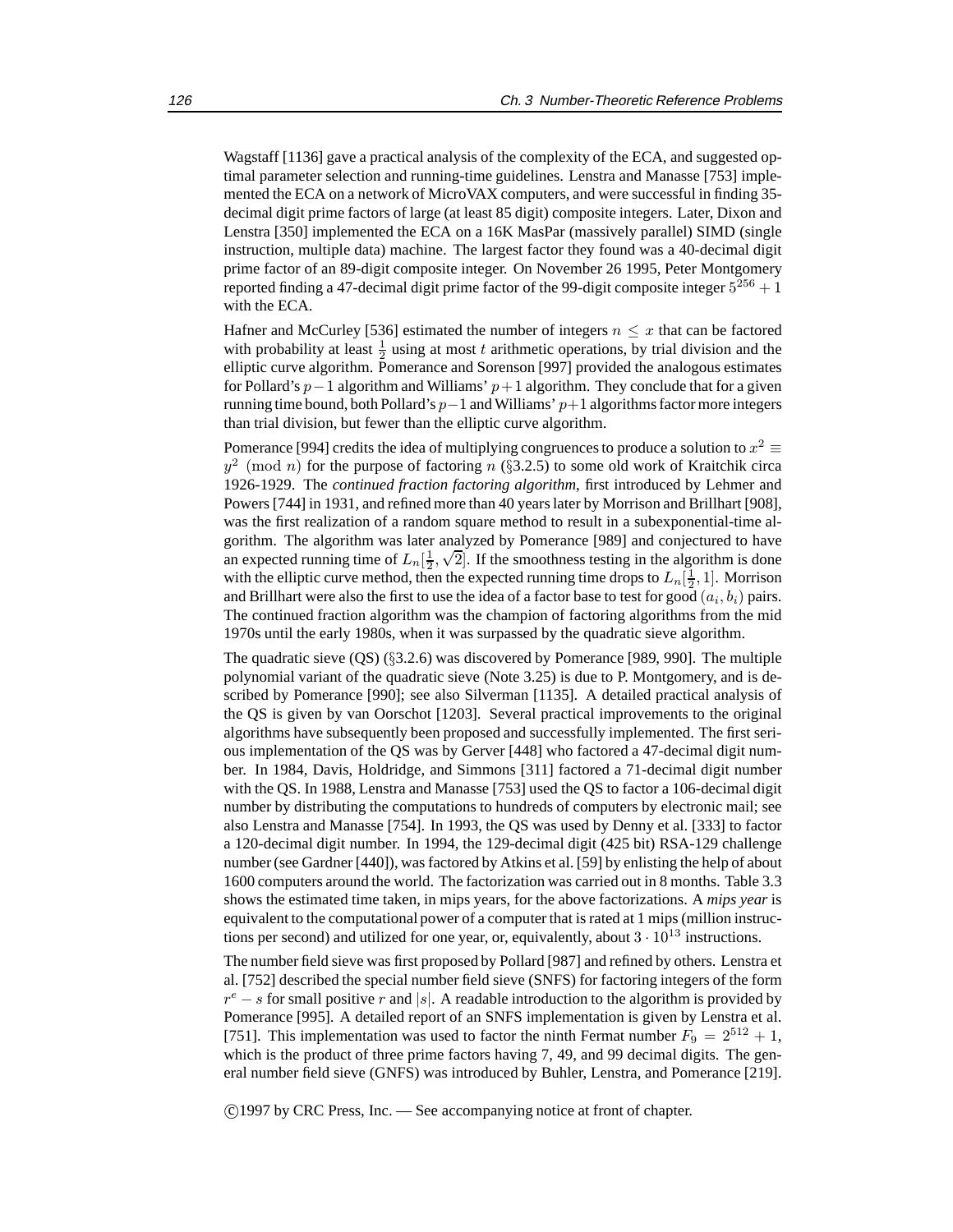Wagstaff [1136] gave a practical analysis of the complexity of the ECA, and suggested optimal parameter selection and running-time guidelines. Lenstra and Manasse [753] implemented the ECA on a network of MicroVAX computers, and were successful in finding 35-decimal digit prime factors of large (at least 85 digit) composite integers. Later, Dixon and Lenstra [350] implemented the ECA on a 16K MasPar (massively parallel) SIMD (single instruction, multiple data) machine. The largest factor they found was a 40-decimal digit prime factor of an 89-digit composite integer. On November 26 1995, Peter Montgomery reported finding a 47-decimal digit prime factor of the 99-digit composite integer $5^{256}+1$ with the ECA.

Hafner and McCurley [536] estimated the number of integers $n \leq x$ that can be factored with probability at least $\frac{1}{2}$ using at most $t$ arithmetic operations, by trial division and the elliptic curve algorithm. Pomerance and Sorenson [997] provided the analogous estimates for Pollard's $p-1$ algorithm and Williams' $p+1$ algorithm. They conclude that for a given running time bound, both Pollard's $p-1$ and Williams' $p+1$ algorithms factor more integers than trial division, but fewer than the elliptic curve algorithm.

Pomerance [994] credits the idea of multiplying congruences to produce a solution to $x^2 \equiv y^2 \pmod{n}$ for the purpose of factoring $n$ (§3.2.5) to some old work of Kraitchik circa 1926-1929. The *continued fraction factoring algorithm*, first introduced by Lehmer and Powers [744] in 1931, and refined more than 40 years later by Morrison and Brillhart [908], was the first realization of a random square method to result in a subexponential-time algorithm. The algorithm was later analyzed by Pomerance [989] and conjectured to have an expected running time of $L_n[\frac{1}{2}, \sqrt{2}]$. If the smoothness testing in the algorithm is done with the elliptic curve method, then the expected running time drops to $L_n[\frac{1}{2}, 1]$. Morrison and Brillhart were also the first to use the idea of a factor base to test for good $(a_i, b_i)$ pairs. The continued fraction algorithm was the champion of factoring algorithms from the mid 1970s until the early 1980s, when it was surpassed by the quadratic sieve algorithm.

The quadratic sieve (QS) (§3.2.6) was discovered by Pomerance [989, 990]. The multiple polynomial variant of the quadratic sieve (Note 3.25) is due to P. Montgomery, and is described by Pomerance [990]; see also Silverman [1135]. A detailed practical analysis of the QS is given by van Oorschot [1203]. Several practical improvements to the original algorithms have subsequently been proposed and successfully implemented. The first serious implementation of the QS was by Gerver [448] who factored a 47-decimal digit number. In 1984, Davis, Holdridge, and Simmons [311] factored a 71-decimal digit number with the QS. In 1988, Lenstra and Manasse [753] used the QS to factor a 106-decimal digit number by distributing the computations to hundreds of computers by electronic mail; see also Lenstra and Manasse [754]. In 1993, the QS was used by Denny et al. [333] to factor a 120-decimal digit number. In 1994, the 129-decimal digit (425 bit) RSA-129 challenge number (see Gardner [440]), was factored by Atkins et al. [59] by enlisting the help of about 1600 computers around the world. The factorization was carried out in 8 months. Table 3.3 shows the estimated time taken, in mips years, for the above factorizations. A *mips year* is equivalent to the computational power of a computer that is rated at 1 mips (million instructions per second) and utilized for one year, or, equivalently, about $3 \cdot 10^{13}$ instructions.

The number field sieve was first proposed by Pollard [987] and refined by others. Lenstra et al. [752] described the special number field sieve (SNFS) for factoring integers of the form $r^e - s$ for small positive $r$ and $|s|$. A readable introduction to the algorithm is provided by Pomerance [995]. A detailed report of an SNFS implementation is given by Lenstra et al. [751]. This implementation was used to factor the ninth Fermat number $F_9 = 2^{512}+1$, which is the product of three prime factors having 7, 49, and 99 decimal digits. The general number field sieve (GNFS) was introduced by Buhler, Lenstra, and Pomerance [219].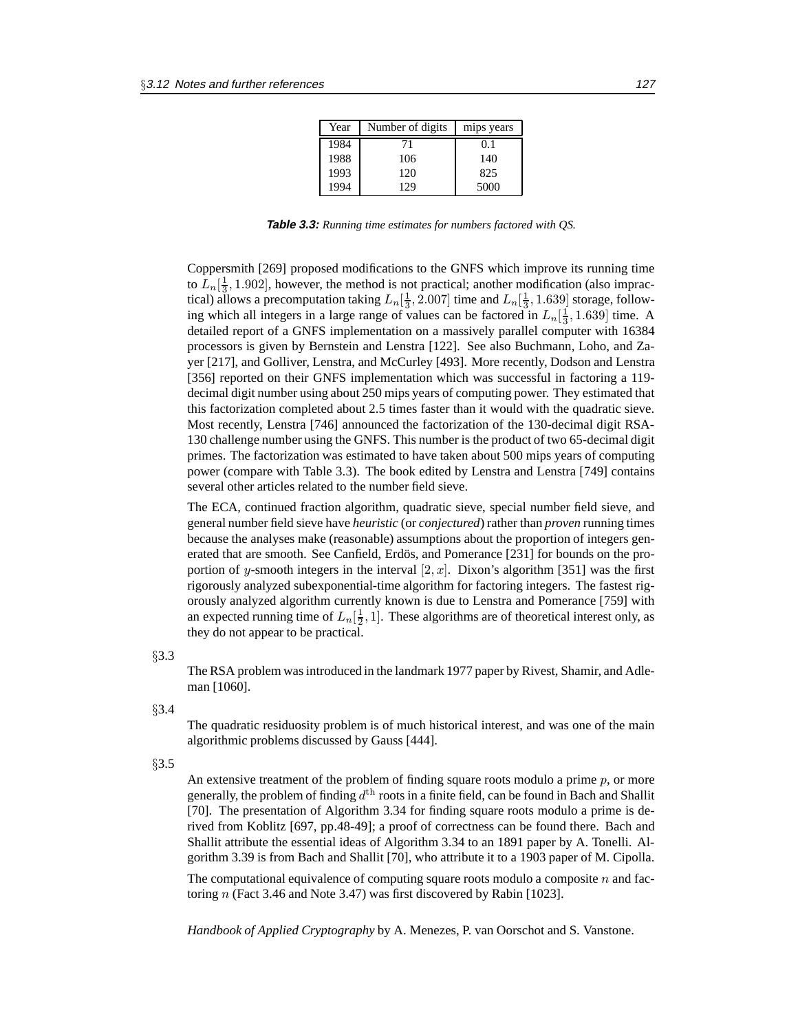| Year | Number of digits | mips years |
|---|---|---|
| 1984 | 71 | 0.1 |
| 1988 | 106 | 140 |
| 1993 | 120 | 825 |
| 1994 | 129 | 5000 |

**Table 3.3:** *Running time estimates for numbers factored with QS.*

Coppersmith [269] proposed modifications to the GNFS which improve its running time to $L_n[\frac{1}{3}, 1.902]$, however, the method is not practical; another modification (also impractical) allows a precomputation taking $L_n[\frac{1}{3}, 2.007]$ time and $L_n[\frac{1}{3}, 1.639]$ storage, following which all integers in a large range of values can be factored in $L_n[\frac{1}{3}, 1.639]$ time. A detailed report of a GNFS implementation on a massively parallel computer with 16384 processors is given by Bernstein and Lenstra [122]. See also Buchmann, Loho, and Zayer [217], and Golliver, Lenstra, and McCurley [493]. More recently, Dodson and Lenstra [356] reported on their GNFS implementation which was successful in factoring a 119-decimal digit number using about 250 mips years of computing power. They estimated that this factorization completed about 2.5 times faster than it would with the quadratic sieve. Most recently, Lenstra [746] announced the factorization of the 130-decimal digit RSA-130 challenge number using the GNFS. This number is the product of two 65-decimal digit primes. The factorization was estimated to have taken about 500 mips years of computing power (compare with Table 3.3). The book edited by Lenstra and Lenstra [749] contains several other articles related to the number field sieve.

The ECA, continued fraction algorithm, quadratic sieve, special number field sieve, and general number field sieve have *heuristic* (or *conjectured*) rather than *proven* running times because the analyses make (reasonable) assumptions about the proportion of integers generated that are smooth. See Canfield, Erdös, and Pomerance [231] for bounds on the proportion of $y$-smooth integers in the interval $[2, x]$. Dixon's algorithm [351] was the first rigorously analyzed subexponential-time algorithm for factoring integers. The fastest rigorously analyzed algorithm currently known is due to Lenstra and Pomerance [759] with an expected running time of $L_n[\frac{1}{2}, 1]$. These algorithms are of theoretical interest only, as they do not appear to be practical.

§3.3

The RSA problem was introduced in the landmark 1977 paper by Rivest, Shamir, and Adleman [1060].

§3.4

The quadratic residuosity problem is of much historical interest, and was one of the main algorithmic problems discussed by Gauss [444].

§3.5

An extensive treatment of the problem of finding square roots modulo a prime $p$, or more generally, the problem of finding $d^{\text{th}}$ roots in a finite field, can be found in Bach and Shallit [70]. The presentation of Algorithm 3.34 for finding square roots modulo a prime is derived from Koblitz [697, pp.48-49]; a proof of correctness can be found there. Bach and Shallit attribute the essential ideas of Algorithm 3.34 to an 1891 paper by A. Tonelli. Algorithm 3.39 is from Bach and Shallit [70], who attribute it to a 1903 paper of M. Cipolla.

The computational equivalence of computing square roots modulo a composite $n$ and factoring $n$ (Fact 3.46 and Note 3.47) was first discovered by Rabin [1023].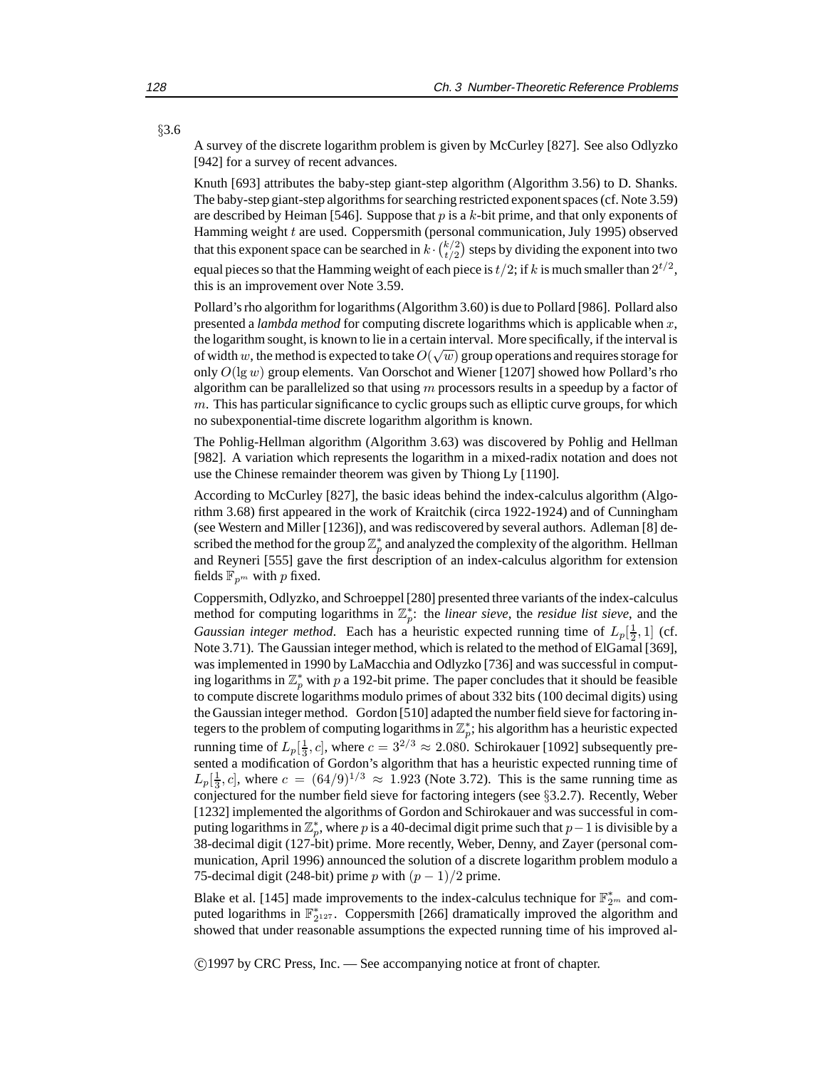§3.6

A survey of the discrete logarithm problem is given by McCurley [827]. See also Odlyzko [942] for a survey of recent advances.

Knuth [693] attributes the baby-step giant-step algorithm (Algorithm 3.56) to D. Shanks. The baby-step giant-step algorithms for searching restricted exponent spaces (cf. Note 3.59) are described by Heiman [546]. Suppose that $p$ is a $k$-bit prime, and that only exponents of Hamming weight $t$ are used. Coppersmith (personal communication, July 1995) observed that this exponent space can be searched in $k \cdot \binom{k/2}{t/2}$ steps by dividing the exponent into two equal pieces so that the Hamming weight of each piece is $t/2$; if $k$ is much smaller than $2^{t/2}$, this is an improvement over Note 3.59.

Pollard's rho algorithm for logarithms (Algorithm 3.60) is due to Pollard [986]. Pollard also presented a *lambda method* for computing discrete logarithms which is applicable when $x$, the logarithm sought, is known to lie in a certain interval. More specifically, if the interval is of width $w$, the method is expected to take $O(\sqrt{w})$ group operations and requires storage for only $O(\lg w)$ group elements. Van Oorschot and Wiener [1207] showed how Pollard's rho algorithm can be parallelized so that using $m$ processors results in a speedup by a factor of $m$. This has particular significance to cyclic groups such as elliptic curve groups, for which no subexponential-time discrete logarithm algorithm is known.

The Pohlig-Hellman algorithm (Algorithm 3.63) was discovered by Pohlig and Hellman [982]. A variation which represents the logarithm in a mixed-radix notation and does not use the Chinese remainder theorem was given by Thiong Ly [1190].

According to McCurley [827], the basic ideas behind the index-calculus algorithm (Algorithm 3.68) first appeared in the work of Kraitchik (circa 1922-1924) and of Cunningham (see Western and Miller [1236]), and was rediscovered by several authors. Adleman [8] described the method for the group $\mathbb{Z}_p^*$ and analyzed the complexity of the algorithm. Hellman and Reyneri [555] gave the first description of an index-calculus algorithm for extension fields $\mathbb{F}_{p^m}$ with $p$ fixed.

Coppersmith, Odlyzko, and Schroeppel [280] presented three variants of the index-calculus method for computing logarithms in $\mathbb{Z}_p^*$: the *linear sieve*, the *residue list sieve*, and the *Gaussian integer method*. Each has a heuristic expected running time of $L_p[\frac{1}{2}, 1]$ (cf. Note 3.71). The Gaussian integer method, which is related to the method of ElGamal [369], was implemented in 1990 by LaMacchia and Odlyzko [736] and was successful in computing logarithms in $\mathbb{Z}_p^*$ with $p$ a 192-bit prime. The paper concludes that it should be feasible to compute discrete logarithms modulo primes of about 332 bits (100 decimal digits) using the Gaussian integer method. Gordon [510] adapted the number field sieve for factoring integers to the problem of computing logarithms in $\mathbb{Z}_p^*$; his algorithm has a heuristic expected running time of $L_p[\frac{1}{3}, c]$, where $c = 3^{2/3} \approx 2.080$. Schirokauer [1092] subsequently presented a modification of Gordon's algorithm that has a heuristic expected running time of $L_p[\frac{1}{3}, c]$, where $c = (64/9)^{1/3} \approx 1.923$ (Note 3.72). This is the same running time as conjectured for the number field sieve for factoring integers (see §3.2.7). Recently, Weber [1232] implemented the algorithms of Gordon and Schirokauer and was successful in computing logarithms in $\mathbb{Z}_p^*$, where $p$ is a 40-decimal digit prime such that $p-1$ is divisible by a 38-decimal digit (127-bit) prime. More recently, Weber, Denny, and Zayer (personal communication, April 1996) announced the solution of a discrete logarithm problem modulo a 75-decimal digit (248-bit) prime $p$ with $(p-1)/2$ prime.

Blake et al. [145] made improvements to the index-calculus technique for $\mathbb{F}_{2^m}^*$ and computed logarithms in $\mathbb{F}_{2^{127}}^*$. Coppersmith [266] dramatically improved the algorithm and showed that under reasonable assumptions the expected running time of his improved al-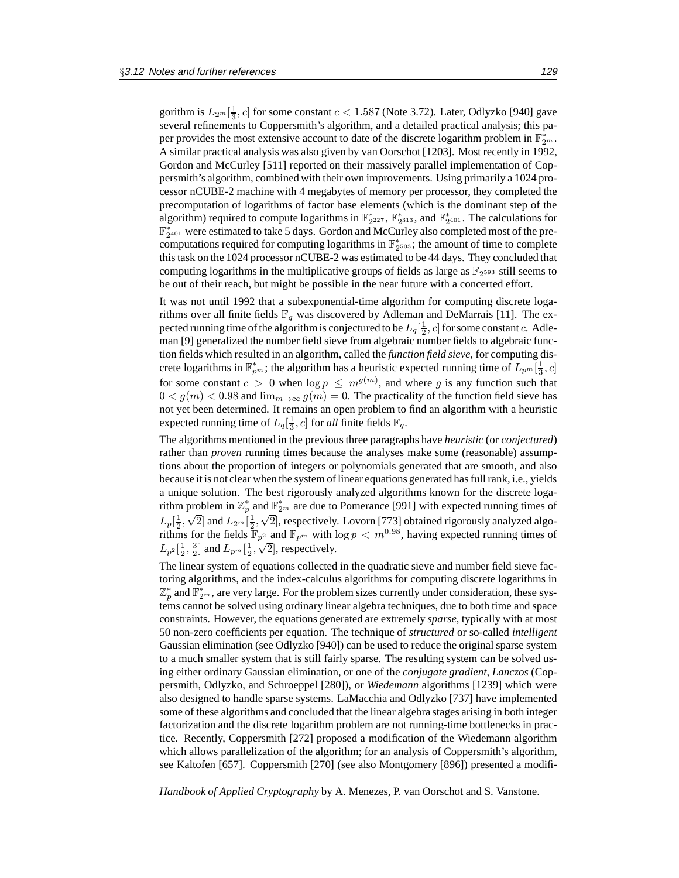gorithm is $L_{2^m}[\frac{1}{3}, c]$ for some constant $c < 1.587$ (Note 3.72). Later, Odlyzko [940] gave several refinements to Coppersmith's algorithm, and a detailed practical analysis; this paper provides the most extensive account to date of the discrete logarithm problem in $\mathbb{F}_{2^m}^*$. A similar practical analysis was also given by van Oorschot [1203]. Most recently in 1992, Gordon and McCurley [511] reported on their massively parallel implementation of Coppersmith's algorithm, combined with their own improvements. Using primarily a 1024 processor nCUBE-2 machine with 4 megabytes of memory per processor, they completed the precomputation of logarithms of factor base elements (which is the dominant step of the algorithm) required to compute logarithms in $\mathbb{F}_{2^{227}}^*$, $\mathbb{F}_{2^{313}}^*$, and $\mathbb{F}_{2^{401}}^*$. The calculations for $\mathbb{F}_{2^{401}}^*$ were estimated to take 5 days. Gordon and McCurley also completed most of the precomputations required for computing logarithms in $\mathbb{F}_{2^{503}}^*$; the amount of time to complete this task on the 1024 processor nCUBE-2 was estimated to be 44 days. They concluded that computing logarithms in the multiplicative groups of fields as large as $\mathbb{F}_{2^{593}}$ still seems to be out of their reach, but might be possible in the near future with a concerted effort.

It was not until 1992 that a subexponential-time algorithm for computing discrete logarithms over all finite fields $\mathbb{F}_q$ was discovered by Adleman and DeMarrais [11]. The expected running time of the algorithm is conjectured to be $L_q[\frac{1}{2}, c]$ for some constant $c$. Adleman [9] generalized the number field sieve from algebraic number fields to algebraic function fields which resulted in an algorithm, called the *function field sieve*, for computing discrete logarithms in $\mathbb{F}_{p^m}^*$; the algorithm has a heuristic expected running time of $L_{p^m}[\frac{1}{3}, c]$ for some constant $c > 0$ when $\log p \leq m^{g(m)}$, and where $g$ is any function such that $0 < g(m) < 0.98$ and $\lim_{m\to\infty} g(m) = 0$. The practicality of the function field sieve has not yet been determined. It remains an open problem to find an algorithm with a heuristic expected running time of $L_q[\frac{1}{3}, c]$ for *all* finite fields $\mathbb{F}_q$.

The algorithms mentioned in the previous three paragraphs have *heuristic* (or *conjectured*) rather than *proven* running times because the analyses make some (reasonable) assumptions about the proportion of integers or polynomials generated that are smooth, and also because it is not clear when the system of linear equations generated has full rank, i.e., yields a unique solution. The best rigorously analyzed algorithms known for the discrete logarithm problem in $\mathbb{Z}_p^*$ and $\mathbb{F}_{2^m}^*$ are due to Pomerance [991] with expected running times of $L_p[\frac{1}{2}, \sqrt{2}]$ and $L_{2^m}[\frac{1}{2}, \sqrt{2}]$, respectively. Lovorn [773] obtained rigorously analyzed algorithms for the fields $\mathbb{F}_{p^2}$ and $\mathbb{F}_{p^m}$ with $\log p < m^{0.98}$, having expected running times of $L_{p^2}[\frac{1}{2}, \frac{3}{2}]$ and $L_{p^m}[\frac{1}{2}, \sqrt{2}]$, respectively.

The linear system of equations collected in the quadratic sieve and number field sieve factoring algorithms, and the index-calculus algorithms for computing discrete logarithms in $\mathbb{Z}_p^*$ and $\mathbb{F}_{2^m}^*$, are very large. For the problem sizes currently under consideration, these systems cannot be solved using ordinary linear algebra techniques, due to both time and space constraints. However, the equations generated are extremely *sparse*, typically with at most 50 non-zero coefficients per equation. The technique of *structured* or so-called *intelligent* Gaussian elimination (see Odlyzko [940]) can be used to reduce the original sparse system to a much smaller system that is still fairly sparse. The resulting system can be solved using either ordinary Gaussian elimination, or one of the *conjugate gradient*, *Lanczos* (Coppersmith, Odlyzko, and Schroeppel [280]), or *Wiedemann* algorithms [1239] which were also designed to handle sparse systems. LaMacchia and Odlyzko [737] have implemented some of these algorithms and concluded that the linear algebra stages arising in both integer factorization and the discrete logarithm problem are not running-time bottlenecks in practice. Recently, Coppersmith [272] proposed a modification of the Wiedemann algorithm which allows parallelization of the algorithm; for an analysis of Coppersmith's algorithm, see Kaltofen [657]. Coppersmith [270] (see also Montgomery [896]) presented a modifi-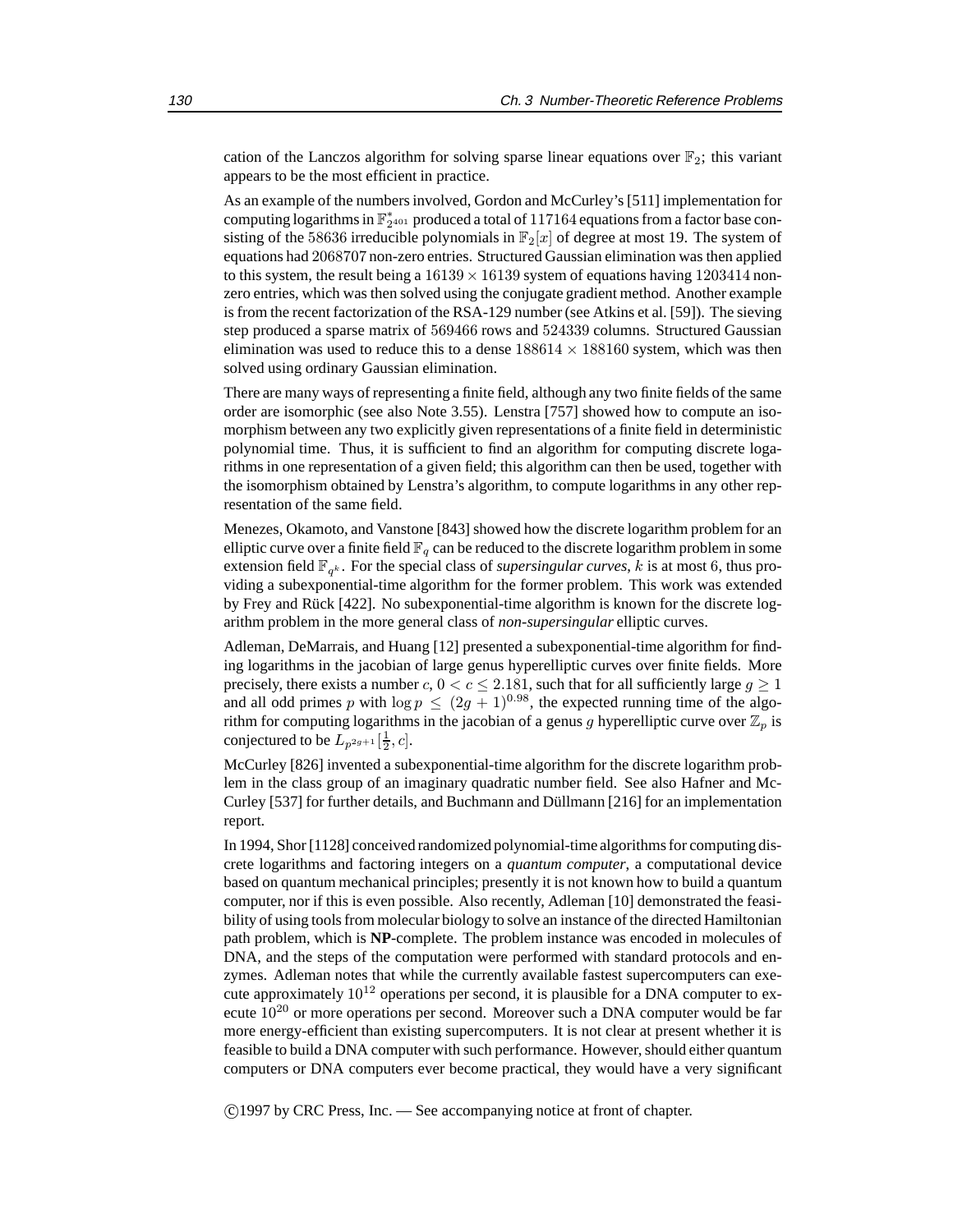cation of the Lanczos algorithm for solving sparse linear equations over $\mathbb{F}_2$; this variant appears to be the most efficient in practice.

As an example of the numbers involved, Gordon and McCurley's [511] implementation for computing logarithms in $\mathbb{F}_{2^{401}}^*$ produced a total of $117164$ equations from a factor base consisting of the $58636$ irreducible polynomials in $\mathbb{F}_2[x]$ of degree at most 19. The system of equations had $2068707$ non-zero entries. Structured Gaussian elimination was then applied to this system, the result being a $16139 \times 16139$ system of equations having $1203414$ non-zero entries, which was then solved using the conjugate gradient method. Another example is from the recent factorization of the RSA-129 number (see Atkins et al. [59]). The sieving step produced a sparse matrix of $569466$ rows and $524339$ columns. Structured Gaussian elimination was used to reduce this to a dense $188614 \times 188160$ system, which was then solved using ordinary Gaussian elimination.

There are many ways of representing a finite field, although any two finite fields of the same order are isomorphic (see also Note 3.55). Lenstra [757] showed how to compute an isomorphism between any two explicitly given representations of a finite field in deterministic polynomial time. Thus, it is sufficient to find an algorithm for computing discrete logarithms in one representation of a given field; this algorithm can then be used, together with the isomorphism obtained by Lenstra's algorithm, to compute logarithms in any other representation of the same field.

Menezes, Okamoto, and Vanstone [843] showed how the discrete logarithm problem for an elliptic curve over a finite field $\mathbb{F}_q$ can be reduced to the discrete logarithm problem in some extension field $\mathbb{F}_{q^k}$. For the special class of *supersingular curves*, $k$ is at most 6, thus providing a subexponential-time algorithm for the former problem. This work was extended by Frey and Rück [422]. No subexponential-time algorithm is known for the discrete logarithm problem in the more general class of *non-supersingular* elliptic curves.

Adleman, DeMarrais, and Huang [12] presented a subexponential-time algorithm for finding logarithms in the jacobian of large genus hyperelliptic curves over finite fields. More precisely, there exists a number $c$, $0 < c \leq 2.181$, such that for all sufficiently large $g \geq 1$ and all odd primes $p$ with $\log p \leq (2g+1)^{0.98}$, the expected running time of the algorithm for computing logarithms in the jacobian of a genus $g$ hyperelliptic curve over $\mathbb{Z}_p$ is conjectured to be $L_{p^{2g+1}}[\frac{1}{2}, c]$.

McCurley [826] invented a subexponential-time algorithm for the discrete logarithm problem in the class group of an imaginary quadratic number field. See also Hafner and McCurley [537] for further details, and Buchmann and Düllmann [216] for an implementation report.

In 1994, Shor [1128] conceived randomized polynomial-time algorithms for computing discrete logarithms and factoring integers on a *quantum computer*, a computational device based on quantum mechanical principles; presently it is not known how to build a quantum computer, nor if this is even possible. Also recently, Adleman [10] demonstrated the feasibility of using tools from molecular biology to solve an instance of the directed Hamiltonian path problem, which is **NP**-complete. The problem instance was encoded in molecules of DNA, and the steps of the computation were performed with standard protocols and enzymes. Adleman notes that while the currently available fastest supercomputers can execute approximately $10^{12}$ operations per second, it is plausible for a DNA computer to execute $10^{20}$ or more operations per second. Moreover such a DNA computer would be far more energy-efficient than existing supercomputers. It is not clear at present whether it is feasible to build a DNA computer with such performance. However, should either quantum computers or DNA computers ever become practical, they would have a very significant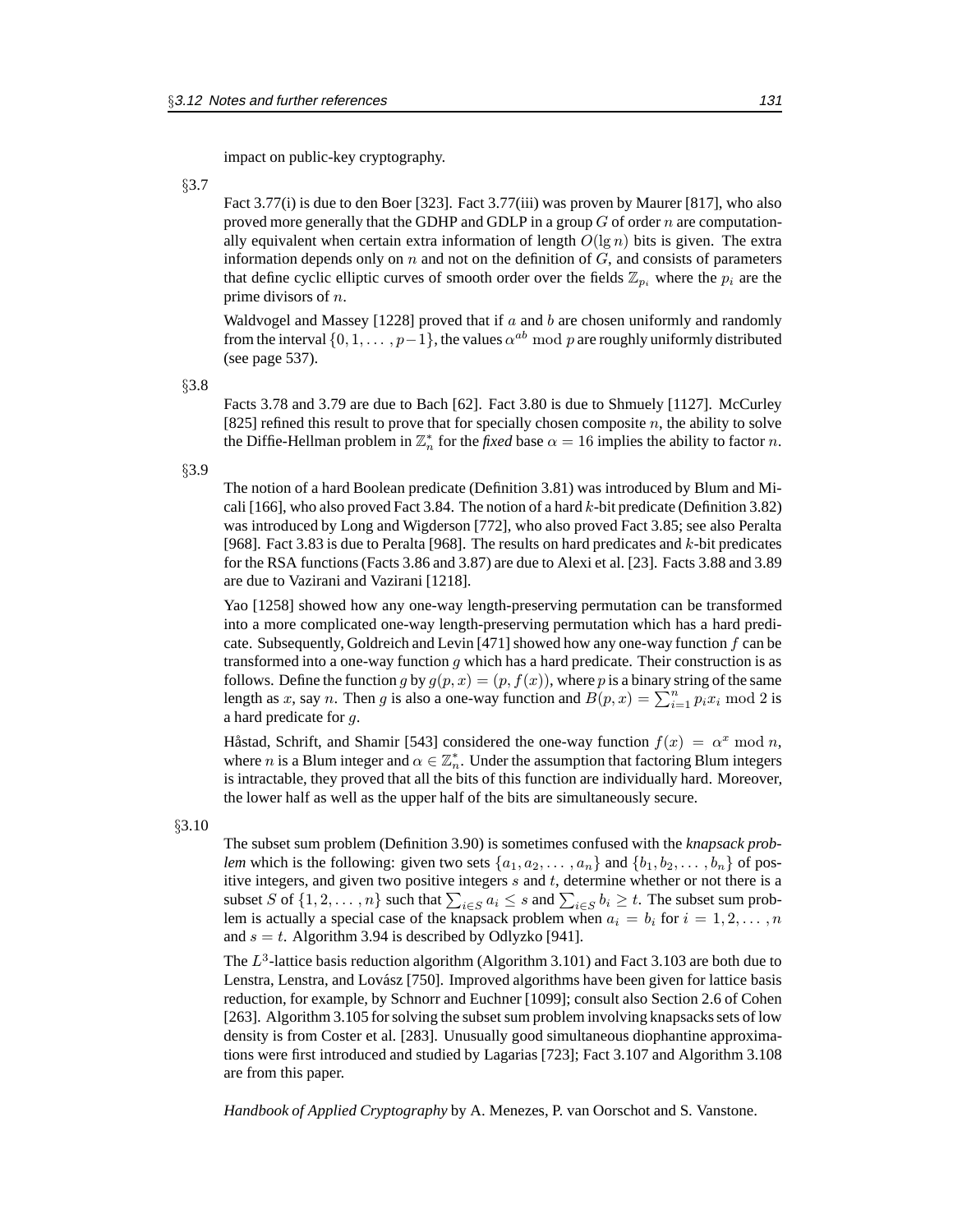impact on public-key cryptography.

§3.7

Fact 3.77(i) is due to den Boer [323]. Fact 3.77(iii) was proven by Maurer [817], who also proved more generally that the GDHP and GDLP in a group $G$ of order $n$ are computationally equivalent when certain extra information of length $O(\lg n)$ bits is given. The extra information depends only on $n$ and not on the definition of $G$, and consists of parameters that define cyclic elliptic curves of smooth order over the fields $\mathbb{Z}_{p_i}$ where the $p_i$ are the prime divisors of $n$.

Waldvogel and Massey [1228] proved that if $a$ and $b$ are chosen uniformly and randomly from the interval $\{0, 1, \ldots, p-1\}$, the values $\alpha^{ab} \bmod p$ are roughly uniformly distributed (see page 537).

§3.8

Facts 3.78 and 3.79 are due to Bach [62]. Fact 3.80 is due to Shmuely [1127]. McCurley [825] refined this result to prove that for specially chosen composite $n$, the ability to solve the Diffie-Hellman problem in $\mathbb{Z}_n^*$ for the *fixed* base $\alpha = 16$ implies the ability to factor $n$.

§3.9

The notion of a hard Boolean predicate (Definition 3.81) was introduced by Blum and Micali [166], who also proved Fact 3.84. The notion of a hard $k$-bit predicate (Definition 3.82) was introduced by Long and Wigderson [772], who also proved Fact 3.85; see also Peralta [968]. Fact 3.83 is due to Peralta [968]. The results on hard predicates and $k$-bit predicates for the RSA functions (Facts 3.86 and 3.87) are due to Alexi et al. [23]. Facts 3.88 and 3.89 are due to Vazirani and Vazirani [1218].

Yao [1258] showed how any one-way length-preserving permutation can be transformed into a more complicated one-way length-preserving permutation which has a hard predicate. Subsequently, Goldreich and Levin [471] showed how any one-way function $f$ can be transformed into a one-way function $g$ which has a hard predicate. Their construction is as follows. Define the function $g$ by $g(p, x) = (p, f(x))$, where $p$ is a binary string of the same length as $x$, say $n$. Then $g$ is also a one-way function and $B(p, x) = \sum_{i=1}^{n} p_i x_i \bmod 2$ is a hard predicate for $g$.

Håstad, Schrift, and Shamir [543] considered the one-way function $f(x) = \alpha^x \bmod n$, where $n$ is a Blum integer and $\alpha \in \mathbb{Z}_n^*$. Under the assumption that factoring Blum integers is intractable, they proved that all the bits of this function are individually hard. Moreover, the lower half as well as the upper half of the bits are simultaneously secure.

§3.10

The subset sum problem (Definition 3.90) is sometimes confused with the *knapsack problem* which is the following: given two sets $\{a_1, a_2, \ldots, a_n\}$ and $\{b_1, b_2, \ldots, b_n\}$ of positive integers, and given two positive integers $s$ and $t$, determine whether or not there is a subset $S$ of $\{1, 2, \ldots, n\}$ such that $\sum_{i\in S} a_i \leq s$ and $\sum_{i\in S} b_i \geq t$. The subset sum problem is actually a special case of the knapsack problem when $a_i = b_i$ for $i = 1, 2, \ldots, n$ and $s = t$. Algorithm 3.94 is described by Odlyzko [941].

The $L^3$-lattice basis reduction algorithm (Algorithm 3.101) and Fact 3.103 are both due to Lenstra, Lenstra, and Lovász [750]. Improved algorithms have been given for lattice basis reduction, for example, by Schnorr and Euchner [1099]; consult also Section 2.6 of Cohen [263]. Algorithm 3.105 for solving the subset sum problem involving knapsacks sets of low density is from Coster et al. [283]. Unusually good simultaneous diophantine approximations were first introduced and studied by Lagarias [723]; Fact 3.107 and Algorithm 3.108 are from this paper.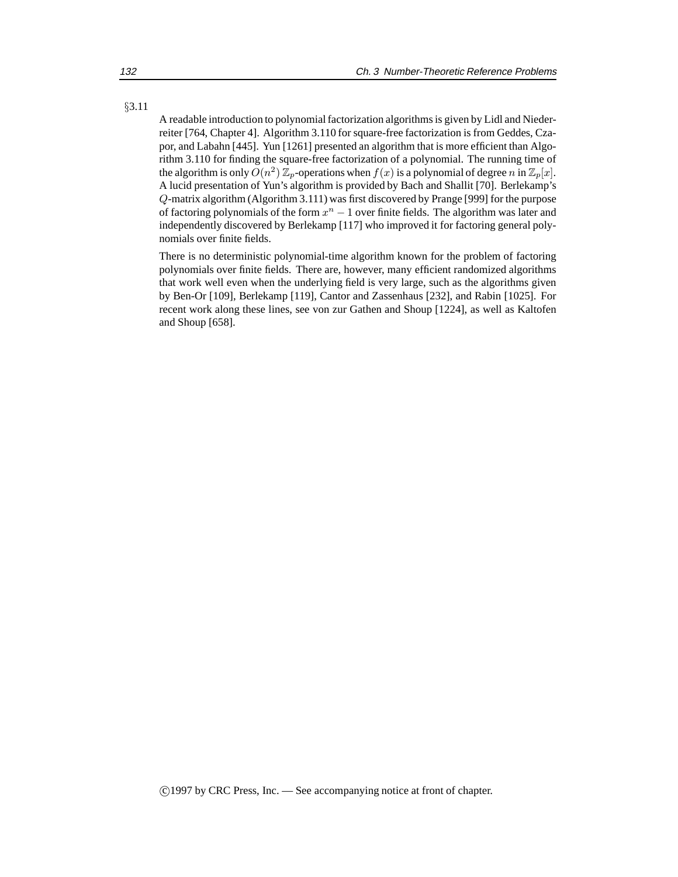§3.11

A readable introduction to polynomial factorization algorithms is given by Lidl and Niederreiter [764, Chapter 4]. Algorithm 3.110 for square-free factorization is from Geddes, Czapor, and Labahn [445]. Yun [1261] presented an algorithm that is more efficient than Algorithm 3.110 for finding the square-free factorization of a polynomial. The running time of the algorithm is only $O(n^2)$ $\mathbb{Z}_p$-operations when $f(x)$ is a polynomial of degree $n$ in $\mathbb{Z}_p[x]$. A lucid presentation of Yun's algorithm is provided by Bach and Shallit [70]. Berlekamp's $Q$-matrix algorithm (Algorithm 3.111) was first discovered by Prange [999] for the purpose of factoring polynomials of the form $x^n - 1$ over finite fields. The algorithm was later and independently discovered by Berlekamp [117] who improved it for factoring general polynomials over finite fields.

There is no deterministic polynomial-time algorithm known for the problem of factoring polynomials over finite fields. There are, however, many efficient randomized algorithms that work well even when the underlying field is very large, such as the algorithms given by Ben-Or [109], Berlekamp [119], Cantor and Zassenhaus [232], and Rabin [1025]. For recent work along these lines, see von zur Gathen and Shoup [1224], as well as Kaltofen and Shoup [658].

©1997 by CRC Press, Inc. — See accompanying notice at front of chapter.